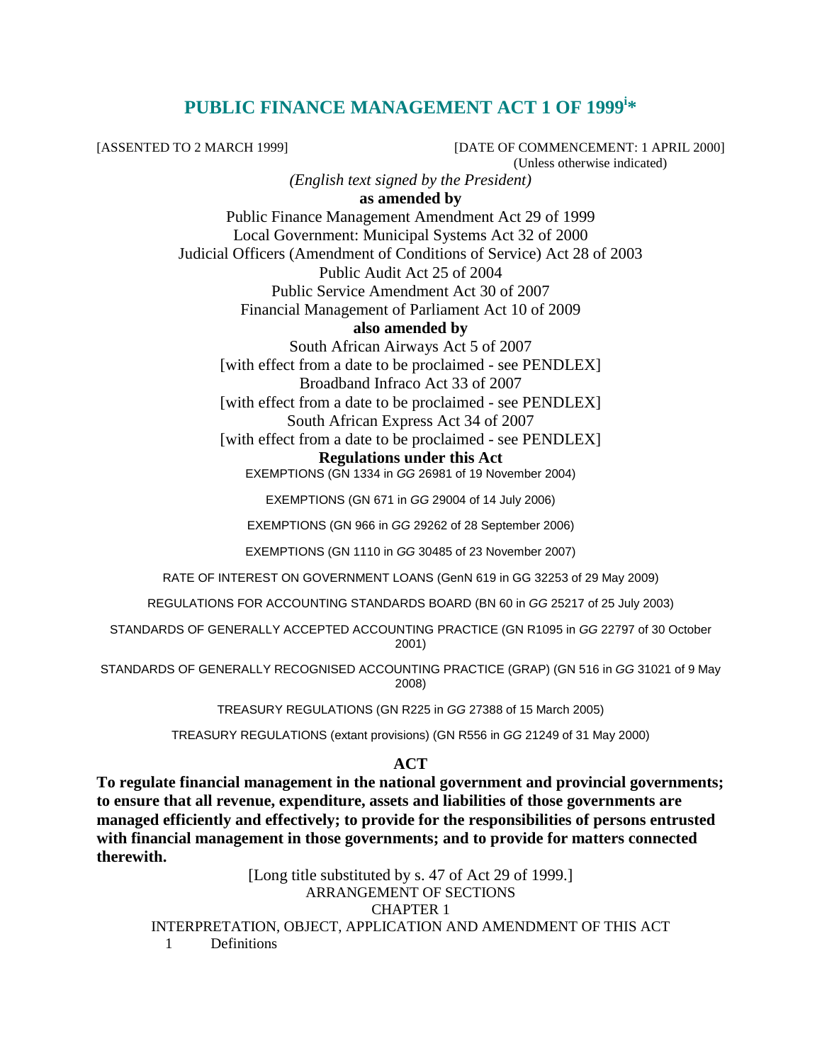# PUBLIC FINANCE MANAGEMENT ACT 1 OF 1999[i]*

[ASSENTED TO 2 MARCH 1999] [DATE OF COMMENCEMENT: 1 APRIL 2000]

(Unless otherwise indicated)

*(English text signed by the President)*

**as amended by**

Public Finance Management Amendment Act 29 of 1999
Local Government: Municipal Systems Act 32 of 2000
Judicial Officers (Amendment of Conditions of Service) Act 28 of 2003
Public Audit Act 25 of 2004
Public Service Amendment Act 30 of 2007
Financial Management of Parliament Act 10 of 2009

**also amended by**

South African Airways Act 5 of 2007
[with effect from a date to be proclaimed - see PENDLEX]
Broadband Infraco Act 33 of 2007
[with effect from a date to be proclaimed - see PENDLEX]
South African Express Act 34 of 2007
[with effect from a date to be proclaimed - see PENDLEX]

**Regulations under this Act**

EXEMPTIONS (GN 1334 in *GG* 26981 of 19 November 2004)

EXEMPTIONS (GN 671 in *GG* 29004 of 14 July 2006)

EXEMPTIONS (GN 966 in *GG* 29262 of 28 September 2006)

EXEMPTIONS (GN 1110 in *GG* 30485 of 23 November 2007)

RATE OF INTEREST ON GOVERNMENT LOANS (GenN 619 in GG 32253 of 29 May 2009)

REGULATIONS FOR ACCOUNTING STANDARDS BOARD (BN 60 in *GG* 25217 of 25 July 2003)

STANDARDS OF GENERALLY ACCEPTED ACCOUNTING PRACTICE (GN R1095 in *GG* 22797 of 30 October 2001)

STANDARDS OF GENERALLY RECOGNISED ACCOUNTING PRACTICE (GRAP) (GN 516 in *GG* 31021 of 9 May 2008)

TREASURY REGULATIONS (GN R225 in *GG* 27388 of 15 March 2005)

TREASURY REGULATIONS (extant provisions) (GN R556 in *GG* 21249 of 31 May 2000)

## ACT

**To regulate financial management in the national government and provincial governments; to ensure that all revenue, expenditure, assets and liabilities of those governments are managed efficiently and effectively; to provide for the responsibilities of persons entrusted with financial management in those governments; and to provide for matters connected therewith.**

[Long title substituted by s. 47 of Act 29 of 1999.]

ARRANGEMENT OF SECTIONS

CHAPTER 1

INTERPRETATION, OBJECT, APPLICATION AND AMENDMENT OF THIS ACT

1 Definitions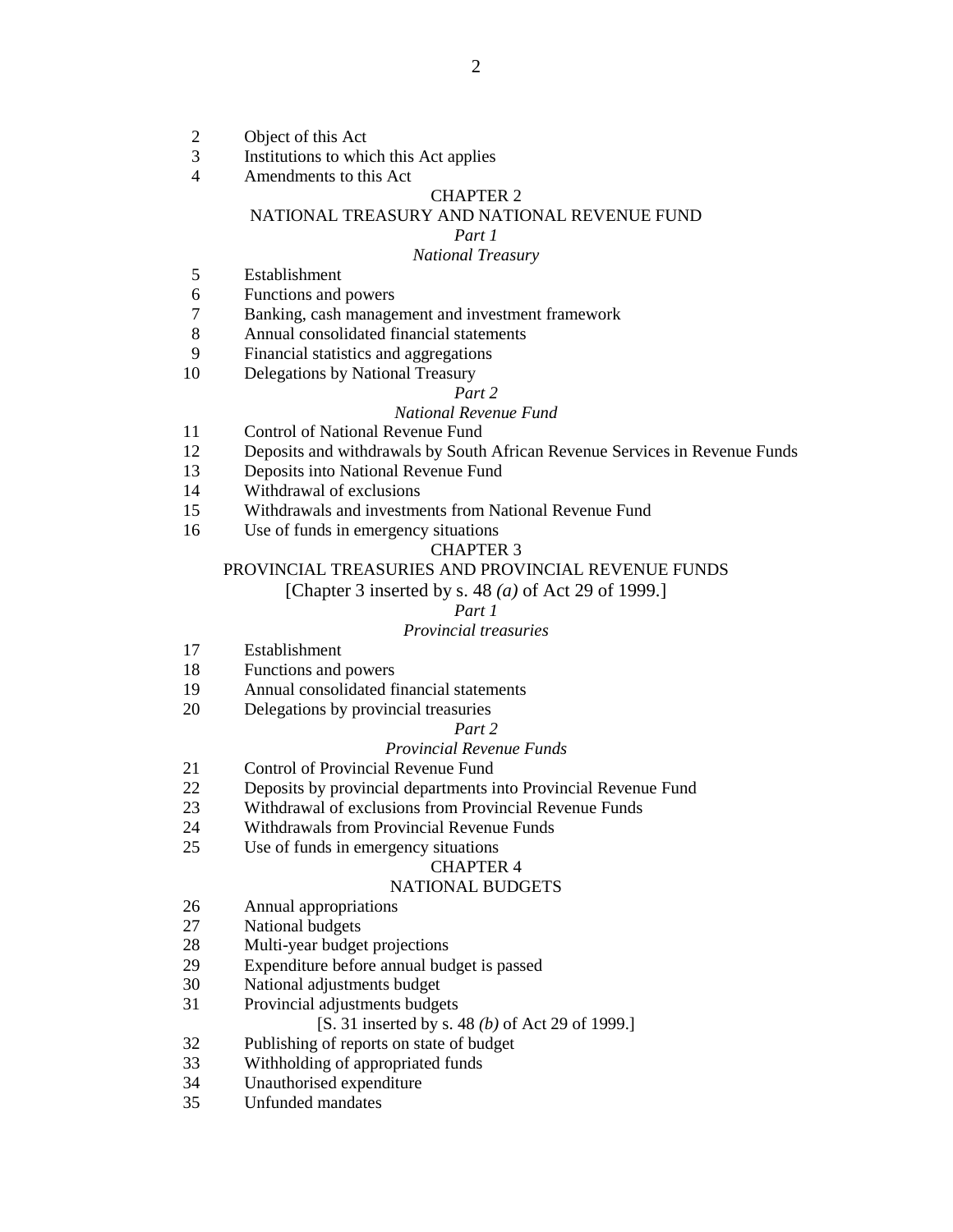2 Object of this Act
3 Institutions to which this Act applies
4 Amendments to this Act

CHAPTER 2

NATIONAL TREASURY AND NATIONAL REVENUE FUND

*Part 1*

*National Treasury*

5 Establishment
6 Functions and powers
7 Banking, cash management and investment framework
8 Annual consolidated financial statements
9 Financial statistics and aggregations
10 Delegations by National Treasury

*Part 2*

*National Revenue Fund*

11 Control of National Revenue Fund
12 Deposits and withdrawals by South African Revenue Services in Revenue Funds
13 Deposits into National Revenue Fund
14 Withdrawal of exclusions
15 Withdrawals and investments from National Revenue Fund
16 Use of funds in emergency situations

CHAPTER 3

PROVINCIAL TREASURIES AND PROVINCIAL REVENUE FUNDS

[Chapter 3 inserted by s. 48 *(a)* of Act 29 of 1999.]

*Part 1*

*Provincial treasuries*

17 Establishment
18 Functions and powers
19 Annual consolidated financial statements
20 Delegations by provincial treasuries

*Part 2*

*Provincial Revenue Funds*

21 Control of Provincial Revenue Fund
22 Deposits by provincial departments into Provincial Revenue Fund
23 Withdrawal of exclusions from Provincial Revenue Funds
24 Withdrawals from Provincial Revenue Funds
25 Use of funds in emergency situations

CHAPTER 4

NATIONAL BUDGETS

26 Annual appropriations
27 National budgets
28 Multi-year budget projections
29 Expenditure before annual budget is passed
30 National adjustments budget
31 Provincial adjustments budgets

[S. 31 inserted by s. 48 *(b)* of Act 29 of 1999.]

32 Publishing of reports on state of budget
33 Withholding of appropriated funds
34 Unauthorised expenditure
35 Unfunded mandates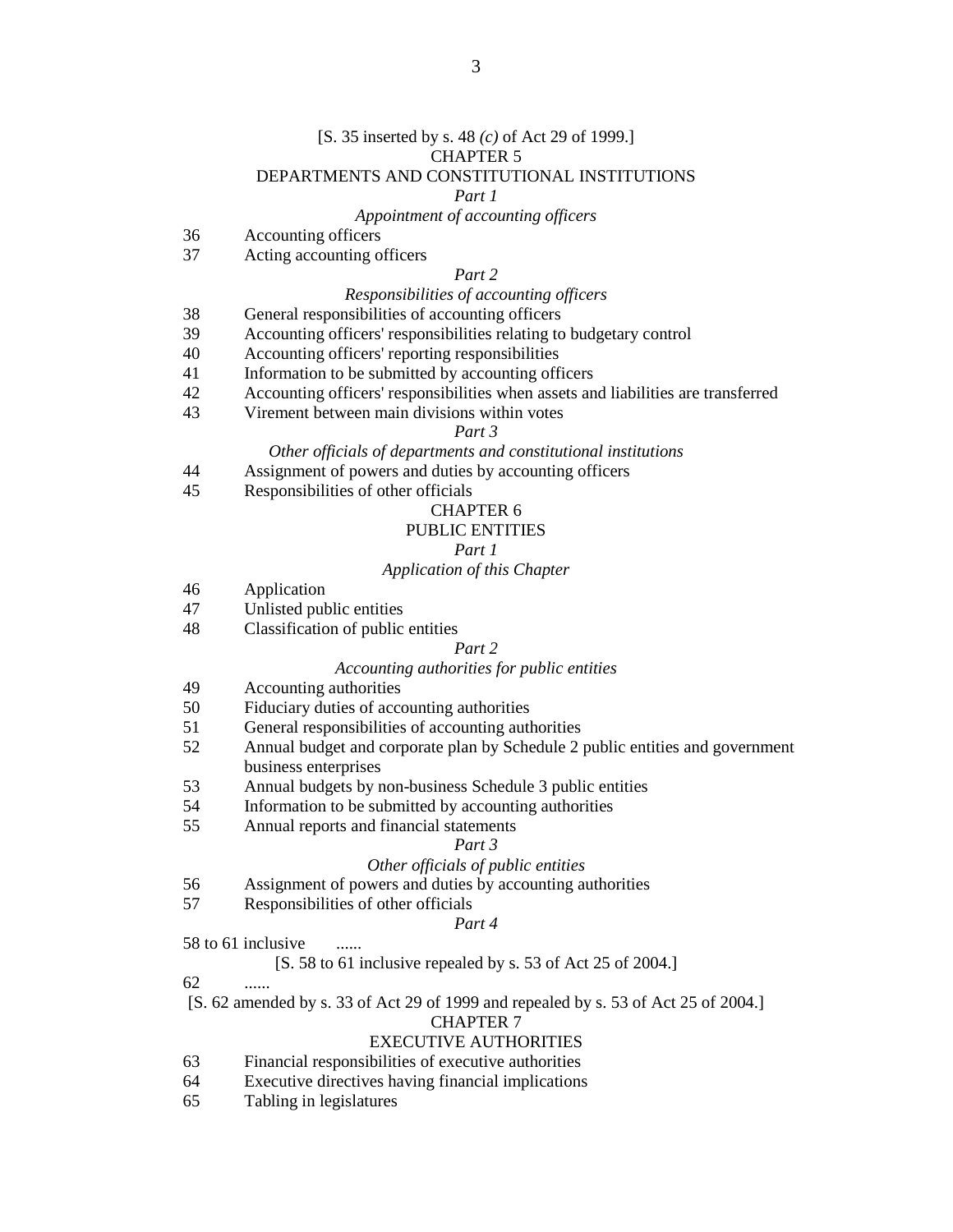[S. 35 inserted by s. 48 *(c)* of Act 29 of 1999.]

CHAPTER 5

DEPARTMENTS AND CONSTITUTIONAL INSTITUTIONS

*Part 1*

*Appointment of accounting officers*

36 Accounting officers

37 Acting accounting officers

*Part 2*

*Responsibilities of accounting officers*

38 General responsibilities of accounting officers

39 Accounting officers' responsibilities relating to budgetary control

40 Accounting officers' reporting responsibilities

41 Information to be submitted by accounting officers

42 Accounting officers' responsibilities when assets and liabilities are transferred

43 Virement between main divisions within votes

*Part 3*

*Other officials of departments and constitutional institutions*

44 Assignment of powers and duties by accounting officers

45 Responsibilities of other officials

CHAPTER 6

PUBLIC ENTITIES

*Part 1*

*Application of this Chapter*

46 Application

47 Unlisted public entities

48 Classification of public entities

*Part 2*

*Accounting authorities for public entities*

49 Accounting authorities

50 Fiduciary duties of accounting authorities

51 General responsibilities of accounting authorities

52 Annual budget and corporate plan by Schedule 2 public entities and government business enterprises

53 Annual budgets by non-business Schedule 3 public entities

54 Information to be submitted by accounting authorities

55 Annual reports and financial statements

*Part 3*

*Other officials of public entities*

56 Assignment of powers and duties by accounting authorities

57 Responsibilities of other officials

*Part 4*

58 to 61 inclusive ......

[S. 58 to 61 inclusive repealed by s. 53 of Act 25 of 2004.]

62 ......

[S. 62 amended by s. 33 of Act 29 of 1999 and repealed by s. 53 of Act 25 of 2004.]

CHAPTER 7

EXECUTIVE AUTHORITIES

63 Financial responsibilities of executive authorities

64 Executive directives having financial implications

65 Tabling in legislatures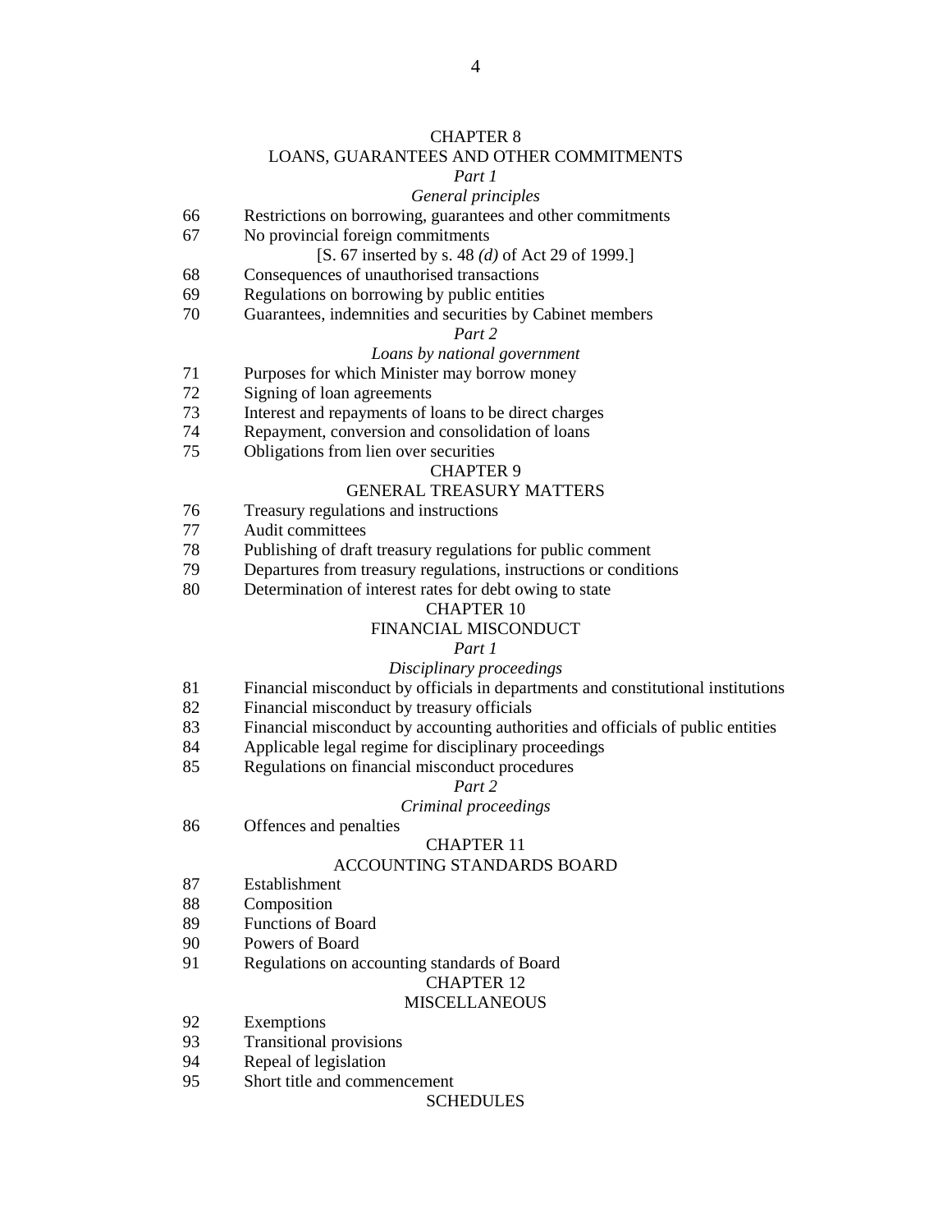CHAPTER 8

LOANS, GUARANTEES AND OTHER COMMITMENTS

*Part 1*

*General principles*

66 Restrictions on borrowing, guarantees and other commitments

67 No provincial foreign commitments

[S. 67 inserted by s. 48 *(d)* of Act 29 of 1999.]

68 Consequences of unauthorised transactions

69 Regulations on borrowing by public entities

70 Guarantees, indemnities and securities by Cabinet members

*Part 2*

*Loans by national government*

71 Purposes for which Minister may borrow money

72 Signing of loan agreements

73 Interest and repayments of loans to be direct charges

74 Repayment, conversion and consolidation of loans

75 Obligations from lien over securities

CHAPTER 9

GENERAL TREASURY MATTERS

76 Treasury regulations and instructions

77 Audit committees

78 Publishing of draft treasury regulations for public comment

79 Departures from treasury regulations, instructions or conditions

80 Determination of interest rates for debt owing to state

CHAPTER 10

FINANCIAL MISCONDUCT

*Part 1*

*Disciplinary proceedings*

81 Financial misconduct by officials in departments and constitutional institutions

82 Financial misconduct by treasury officials

83 Financial misconduct by accounting authorities and officials of public entities

84 Applicable legal regime for disciplinary proceedings

85 Regulations on financial misconduct procedures

*Part 2*

*Criminal proceedings*

86 Offences and penalties

CHAPTER 11

ACCOUNTING STANDARDS BOARD

87 Establishment

88 Composition

89 Functions of Board

90 Powers of Board

91 Regulations on accounting standards of Board

CHAPTER 12

MISCELLANEOUS

92 Exemptions

93 Transitional provisions

94 Repeal of legislation

95 Short title and commencement

SCHEDULES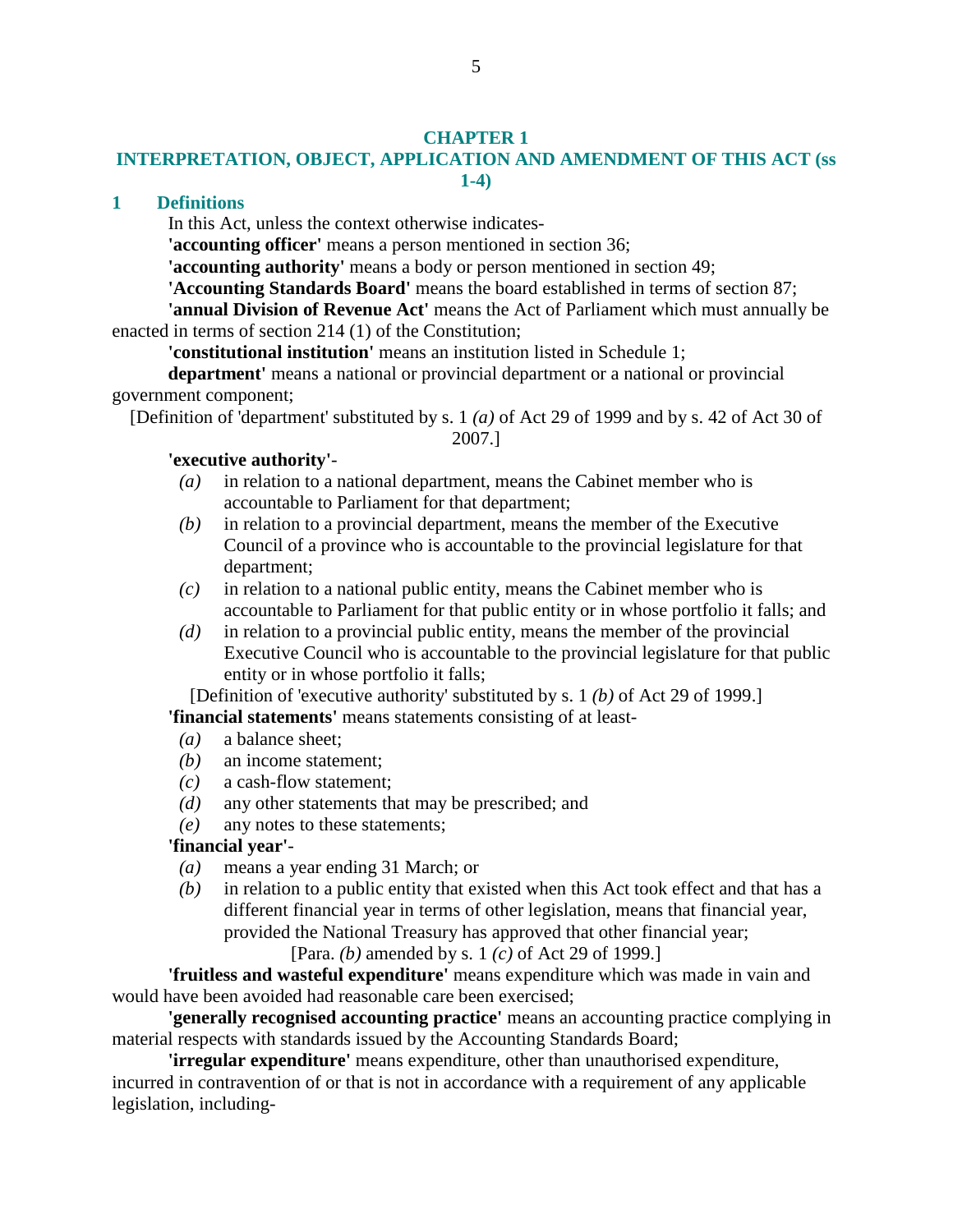# CHAPTER 1

## INTERPRETATION, OBJECT, APPLICATION AND AMENDMENT OF THIS ACT (ss 1-4)

### 1 Definitions

In this Act, unless the context otherwise indicates-

**'accounting officer'** means a person mentioned in section 36;

**'accounting authority'** means a body or person mentioned in section 49;

**'Accounting Standards Board'** means the board established in terms of section 87;

**'annual Division of Revenue Act'** means the Act of Parliament which must annually be enacted in terms of section 214 (1) of the Constitution;

**'constitutional institution'** means an institution listed in Schedule 1;

**department'** means a national or provincial department or a national or provincial government component;

[Definition of 'department' substituted by s. 1 *(a)* of Act 29 of 1999 and by s. 42 of Act 30 of 2007.]

**'executive authority'**-

*(a)* in relation to a national department, means the Cabinet member who is accountable to Parliament for that department;

*(b)* in relation to a provincial department, means the member of the Executive Council of a province who is accountable to the provincial legislature for that department;

*(c)* in relation to a national public entity, means the Cabinet member who is accountable to Parliament for that public entity or in whose portfolio it falls; and

*(d)* in relation to a provincial public entity, means the member of the provincial Executive Council who is accountable to the provincial legislature for that public entity or in whose portfolio it falls;

[Definition of 'executive authority' substituted by s. 1 *(b)* of Act 29 of 1999.]

**'financial statements'** means statements consisting of at least-

*(a)* a balance sheet;

*(b)* an income statement;

*(c)* a cash-flow statement;

*(d)* any other statements that may be prescribed; and

*(e)* any notes to these statements;

**'financial year'**-

*(a)* means a year ending 31 March; or

*(b)* in relation to a public entity that existed when this Act took effect and that has a different financial year in terms of other legislation, means that financial year, provided the National Treasury has approved that other financial year;

[Para. *(b)* amended by s. 1 *(c)* of Act 29 of 1999.]

**'fruitless and wasteful expenditure'** means expenditure which was made in vain and would have been avoided had reasonable care been exercised;

**'generally recognised accounting practice'** means an accounting practice complying in material respects with standards issued by the Accounting Standards Board;

**'irregular expenditure'** means expenditure, other than unauthorised expenditure, incurred in contravention of or that is not in accordance with a requirement of any applicable legislation, including-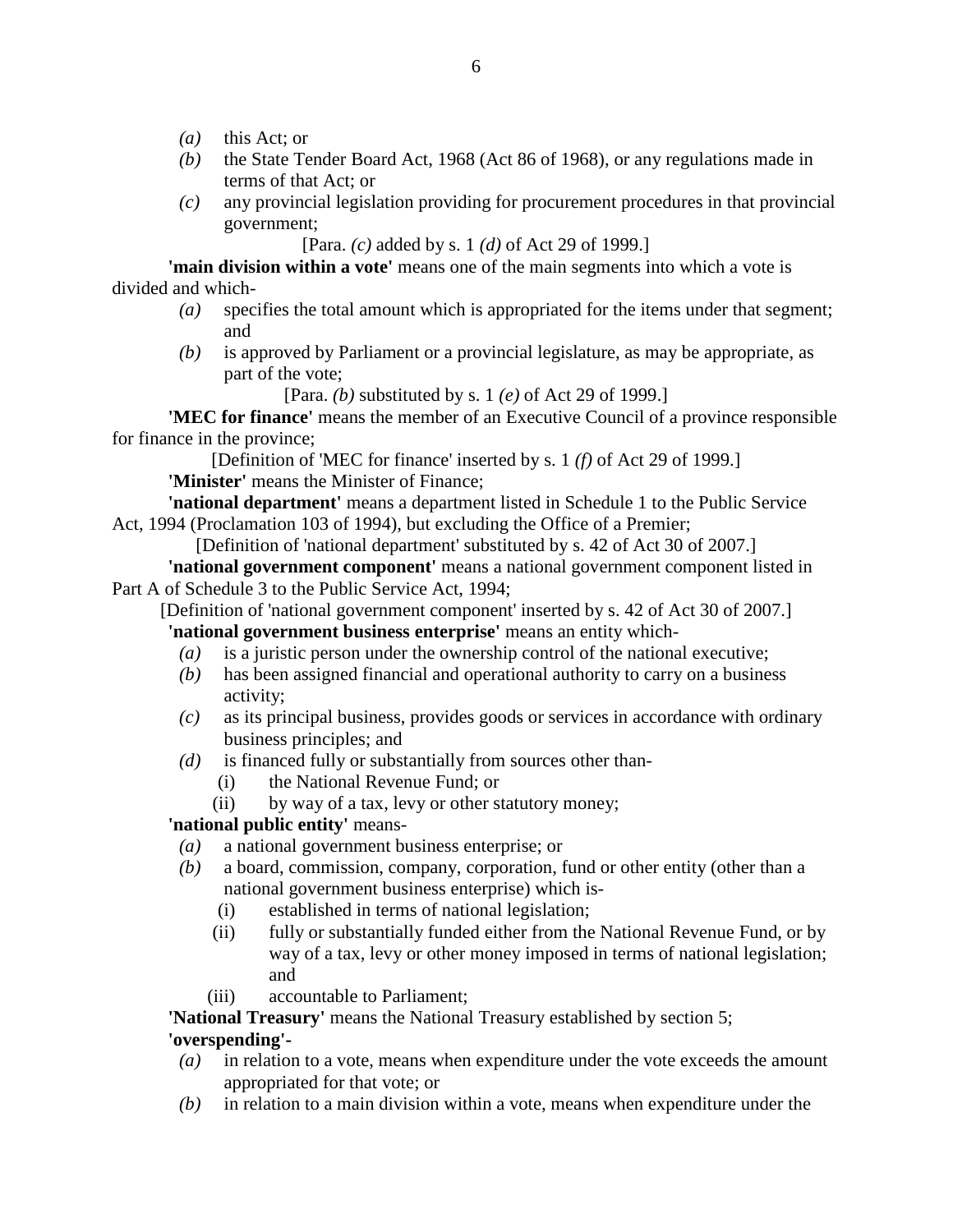*(a)* this Act; or

*(b)* the State Tender Board Act, 1968 (Act 86 of 1968), or any regulations made in terms of that Act; or

*(c)* any provincial legislation providing for procurement procedures in that provincial government;

[Para. *(c)* added by s. 1 *(d)* of Act 29 of 1999.]

**'main division within a vote'** means one of the main segments into which a vote is divided and which-

*(a)* specifies the total amount which is appropriated for the items under that segment; and

*(b)* is approved by Parliament or a provincial legislature, as may be appropriate, as part of the vote;

[Para. *(b)* substituted by s. 1 *(e)* of Act 29 of 1999.]

**'MEC for finance'** means the member of an Executive Council of a province responsible for finance in the province;

[Definition of 'MEC for finance' inserted by s. 1 *(f)* of Act 29 of 1999.]

**'Minister'** means the Minister of Finance;

**'national department'** means a department listed in Schedule 1 to the Public Service Act, 1994 (Proclamation 103 of 1994), but excluding the Office of a Premier;

[Definition of 'national department' substituted by s. 42 of Act 30 of 2007.]

**'national government component'** means a national government component listed in Part A of Schedule 3 to the Public Service Act, 1994;

[Definition of 'national government component' inserted by s. 42 of Act 30 of 2007.]

**'national government business enterprise'** means an entity which-

*(a)* is a juristic person under the ownership control of the national executive;

*(b)* has been assigned financial and operational authority to carry on a business activity;

*(c)* as its principal business, provides goods or services in accordance with ordinary business principles; and

*(d)* is financed fully or substantially from sources other than-

(i) the National Revenue Fund; or

(ii) by way of a tax, levy or other statutory money;

**'national public entity'** means-

*(a)* a national government business enterprise; or

*(b)* a board, commission, company, corporation, fund or other entity (other than a national government business enterprise) which is-

(i) established in terms of national legislation;

(ii) fully or substantially funded either from the National Revenue Fund, or by way of a tax, levy or other money imposed in terms of national legislation; and

(iii) accountable to Parliament;

**'National Treasury'** means the National Treasury established by section 5;

**'overspending'**-

*(a)* in relation to a vote, means when expenditure under the vote exceeds the amount appropriated for that vote; or

*(b)* in relation to a main division within a vote, means when expenditure under the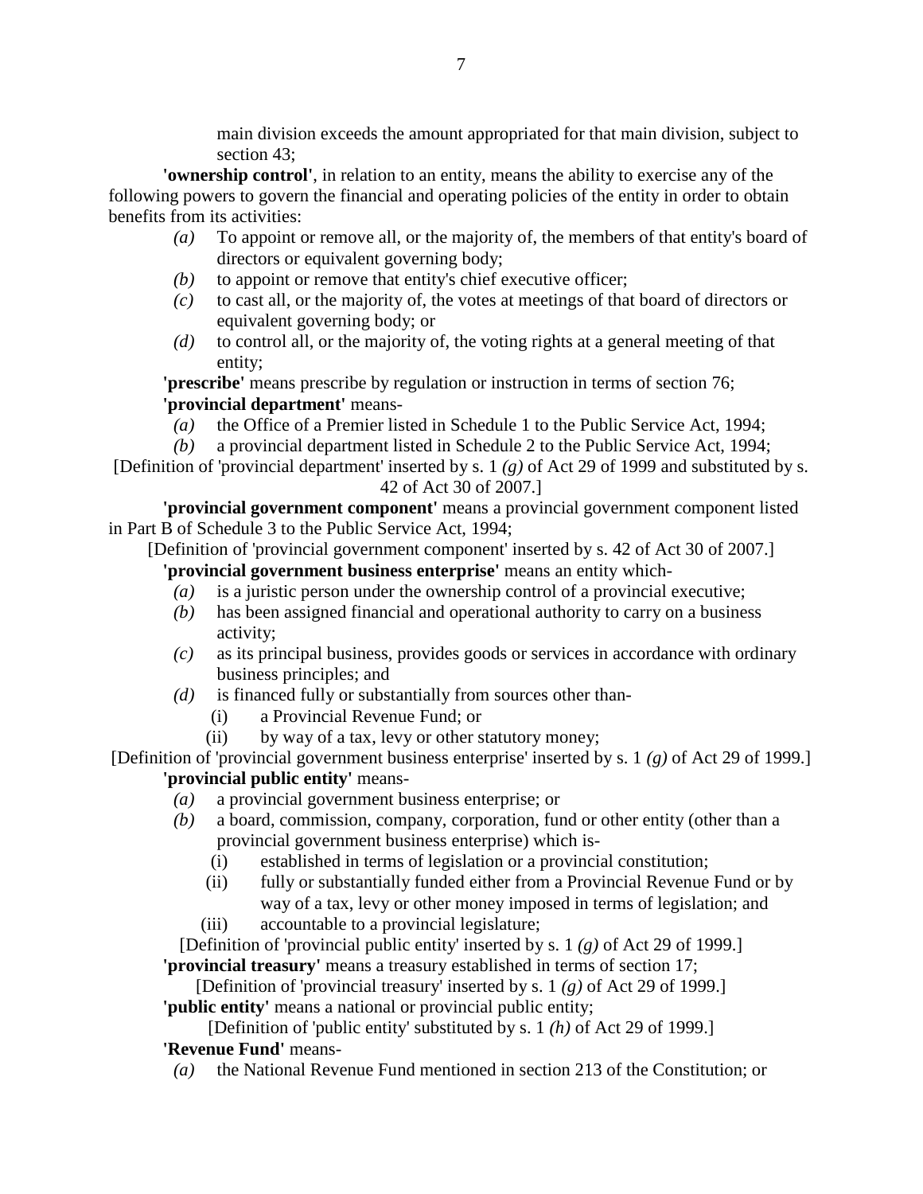main division exceeds the amount appropriated for that main division, subject to section 43;

**'ownership control'**, in relation to an entity, means the ability to exercise any of the following powers to govern the financial and operating policies of the entity in order to obtain benefits from its activities:

*(a)* To appoint or remove all, or the majority of, the members of that entity's board of directors or equivalent governing body;

*(b)* to appoint or remove that entity's chief executive officer;

*(c)* to cast all, or the majority of, the votes at meetings of that board of directors or equivalent governing body; or

*(d)* to control all, or the majority of, the voting rights at a general meeting of that entity;

**'prescribe'** means prescribe by regulation or instruction in terms of section 76;

**'provincial department'** means-

*(a)* the Office of a Premier listed in Schedule 1 to the Public Service Act, 1994;

*(b)* a provincial department listed in Schedule 2 to the Public Service Act, 1994;

[Definition of 'provincial department' inserted by s. 1 *(g)* of Act 29 of 1999 and substituted by s. 42 of Act 30 of 2007.]

**'provincial government component'** means a provincial government component listed in Part B of Schedule 3 to the Public Service Act, 1994;

[Definition of 'provincial government component' inserted by s. 42 of Act 30 of 2007.]

**'provincial government business enterprise'** means an entity which-

*(a)* is a juristic person under the ownership control of a provincial executive;

*(b)* has been assigned financial and operational authority to carry on a business activity;

*(c)* as its principal business, provides goods or services in accordance with ordinary business principles; and

*(d)* is financed fully or substantially from sources other than-

(i) a Provincial Revenue Fund; or

(ii) by way of a tax, levy or other statutory money;

[Definition of 'provincial government business enterprise' inserted by s. 1 *(g)* of Act 29 of 1999.]

**'provincial public entity'** means-

*(a)* a provincial government business enterprise; or

*(b)* a board, commission, company, corporation, fund or other entity (other than a provincial government business enterprise) which is-

(i) established in terms of legislation or a provincial constitution;

(ii) fully or substantially funded either from a Provincial Revenue Fund or by way of a tax, levy or other money imposed in terms of legislation; and

(iii) accountable to a provincial legislature;

[Definition of 'provincial public entity' inserted by s. 1 *(g)* of Act 29 of 1999.]

**'provincial treasury'** means a treasury established in terms of section 17;

[Definition of 'provincial treasury' inserted by s. 1 *(g)* of Act 29 of 1999.]

**'public entity'** means a national or provincial public entity;

[Definition of 'public entity' substituted by s. 1 *(h)* of Act 29 of 1999.]

**'Revenue Fund'** means-

*(a)* the National Revenue Fund mentioned in section 213 of the Constitution; or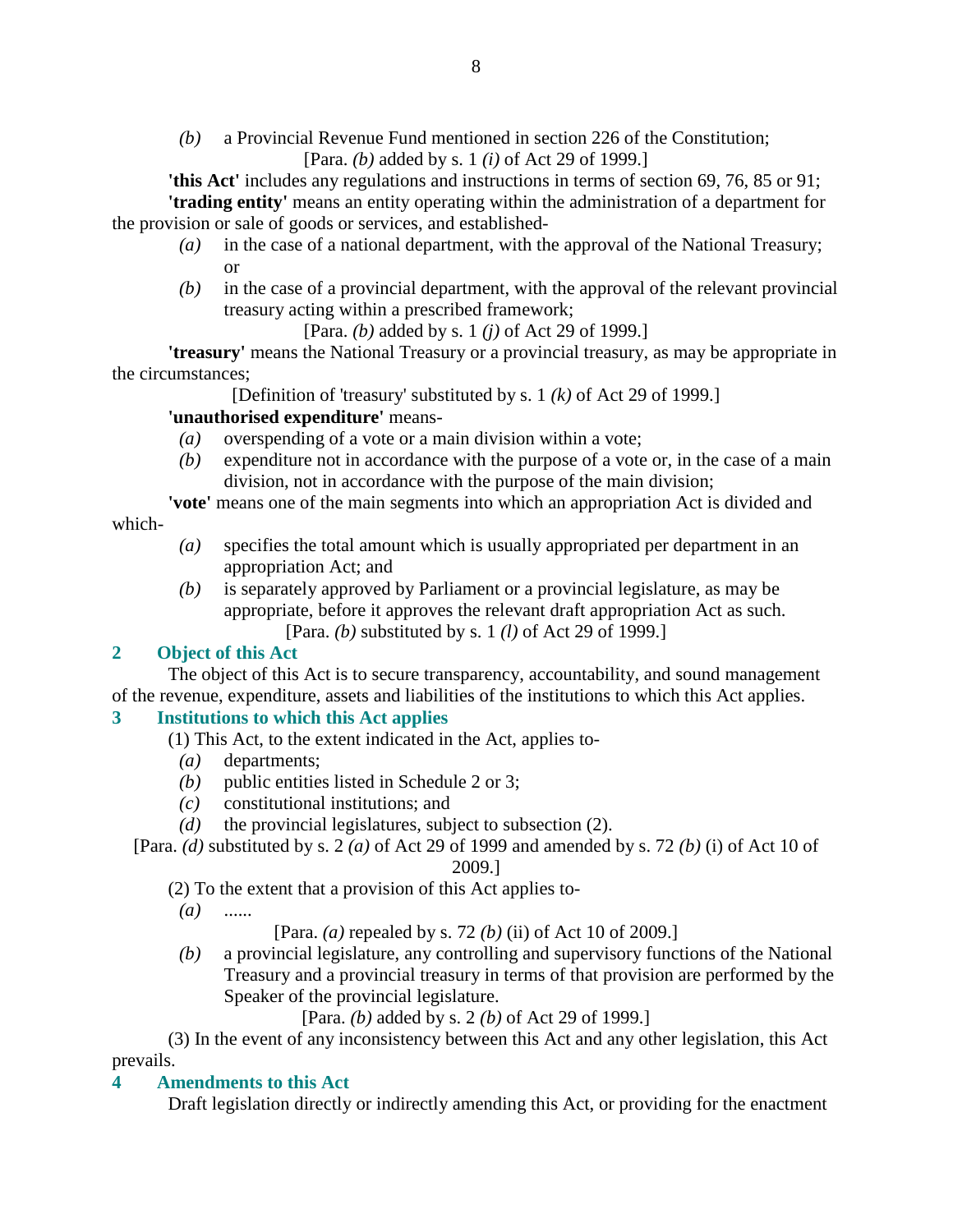*(b)* a Provincial Revenue Fund mentioned in section 226 of the Constitution;

[Para. *(b)* added by s. 1 *(i)* of Act 29 of 1999.]

**'this Act'** includes any regulations and instructions in terms of section 69, 76, 85 or 91;

**'trading entity'** means an entity operating within the administration of a department for the provision or sale of goods or services, and established-

*(a)* in the case of a national department, with the approval of the National Treasury; or

*(b)* in the case of a provincial department, with the approval of the relevant provincial treasury acting within a prescribed framework;

[Para. *(b)* added by s. 1 *(j)* of Act 29 of 1999.]

**'treasury'** means the National Treasury or a provincial treasury, as may be appropriate in the circumstances;

[Definition of 'treasury' substituted by s. 1 *(k)* of Act 29 of 1999.]

**'unauthorised expenditure'** means-

*(a)* overspending of a vote or a main division within a vote;

*(b)* expenditure not in accordance with the purpose of a vote or, in the case of a main division, not in accordance with the purpose of the main division;

**'vote'** means one of the main segments into which an appropriation Act is divided and which-

*(a)* specifies the total amount which is usually appropriated per department in an appropriation Act; and

*(b)* is separately approved by Parliament or a provincial legislature, as may be appropriate, before it approves the relevant draft appropriation Act as such.

[Para. *(b)* substituted by s. 1 *(l)* of Act 29 of 1999.]

### 2 Object of this Act

The object of this Act is to secure transparency, accountability, and sound management of the revenue, expenditure, assets and liabilities of the institutions to which this Act applies.

### 3 Institutions to which this Act applies

(1) This Act, to the extent indicated in the Act, applies to-

*(a)* departments;

*(b)* public entities listed in Schedule 2 or 3;

*(c)* constitutional institutions; and

*(d)* the provincial legislatures, subject to subsection (2).

[Para. *(d)* substituted by s. 2 *(a)* of Act 29 of 1999 and amended by s. 72 *(b)* (i) of Act 10 of 2009.]

(2) To the extent that a provision of this Act applies to-

*(a)* ......

[Para. *(a)* repealed by s. 72 *(b)* (ii) of Act 10 of 2009.]

*(b)* a provincial legislature, any controlling and supervisory functions of the National Treasury and a provincial treasury in terms of that provision are performed by the Speaker of the provincial legislature.

[Para. *(b)* added by s. 2 *(b)* of Act 29 of 1999.]

(3) In the event of any inconsistency between this Act and any other legislation, this Act prevails.

### 4 Amendments to this Act

Draft legislation directly or indirectly amending this Act, or providing for the enactment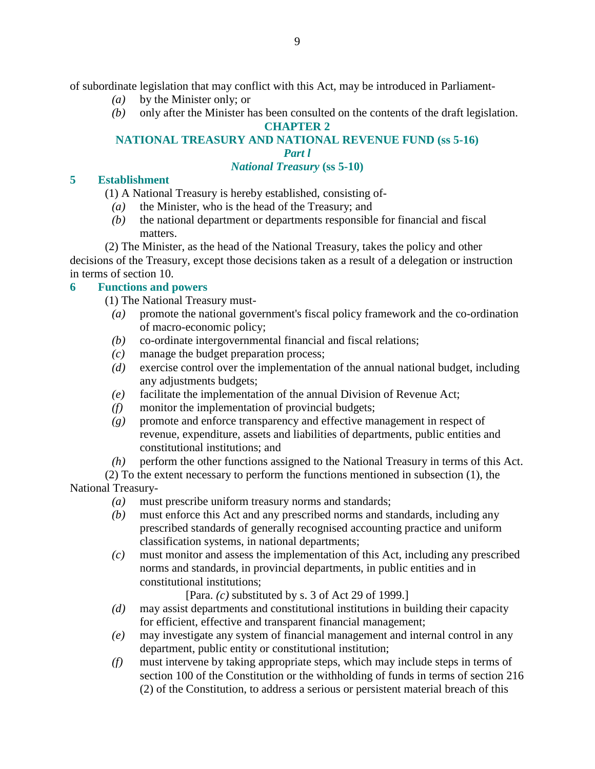of subordinate legislation that may conflict with this Act, may be introduced in Parliament-

*(a)* by the Minister only; or

*(b)* only after the Minister has been consulted on the contents of the draft legislation.

## CHAPTER 2

## NATIONAL TREASURY AND NATIONAL REVENUE FUND (ss 5-16)

### *Part l*

### *National Treasury* (ss 5-10)

### 5 Establishment

(1) A National Treasury is hereby established, consisting of-

*(a)* the Minister, who is the head of the Treasury; and

*(b)* the national department or departments responsible for financial and fiscal matters.

(2) The Minister, as the head of the National Treasury, takes the policy and other decisions of the Treasury, except those decisions taken as a result of a delegation or instruction in terms of section 10.

### 6 Functions and powers

(1) The National Treasury must-

*(a)* promote the national government's fiscal policy framework and the co-ordination of macro-economic policy;

*(b)* co-ordinate intergovernmental financial and fiscal relations;

*(c)* manage the budget preparation process;

*(d)* exercise control over the implementation of the annual national budget, including any adjustments budgets;

*(e)* facilitate the implementation of the annual Division of Revenue Act;

*(f)* monitor the implementation of provincial budgets;

*(g)* promote and enforce transparency and effective management in respect of revenue, expenditure, assets and liabilities of departments, public entities and constitutional institutions; and

*(h)* perform the other functions assigned to the National Treasury in terms of this Act.

(2) To the extent necessary to perform the functions mentioned in subsection (1), the National Treasury-

*(a)* must prescribe uniform treasury norms and standards;

*(b)* must enforce this Act and any prescribed norms and standards, including any prescribed standards of generally recognised accounting practice and uniform classification systems, in national departments;

*(c)* must monitor and assess the implementation of this Act, including any prescribed norms and standards, in provincial departments, in public entities and in constitutional institutions;

[Para. *(c)* substituted by s. 3 of Act 29 of 1999.]

*(d)* may assist departments and constitutional institutions in building their capacity for efficient, effective and transparent financial management;

*(e)* may investigate any system of financial management and internal control in any department, public entity or constitutional institution;

*(f)* must intervene by taking appropriate steps, which may include steps in terms of section 100 of the Constitution or the withholding of funds in terms of section 216 (2) of the Constitution, to address a serious or persistent material breach of this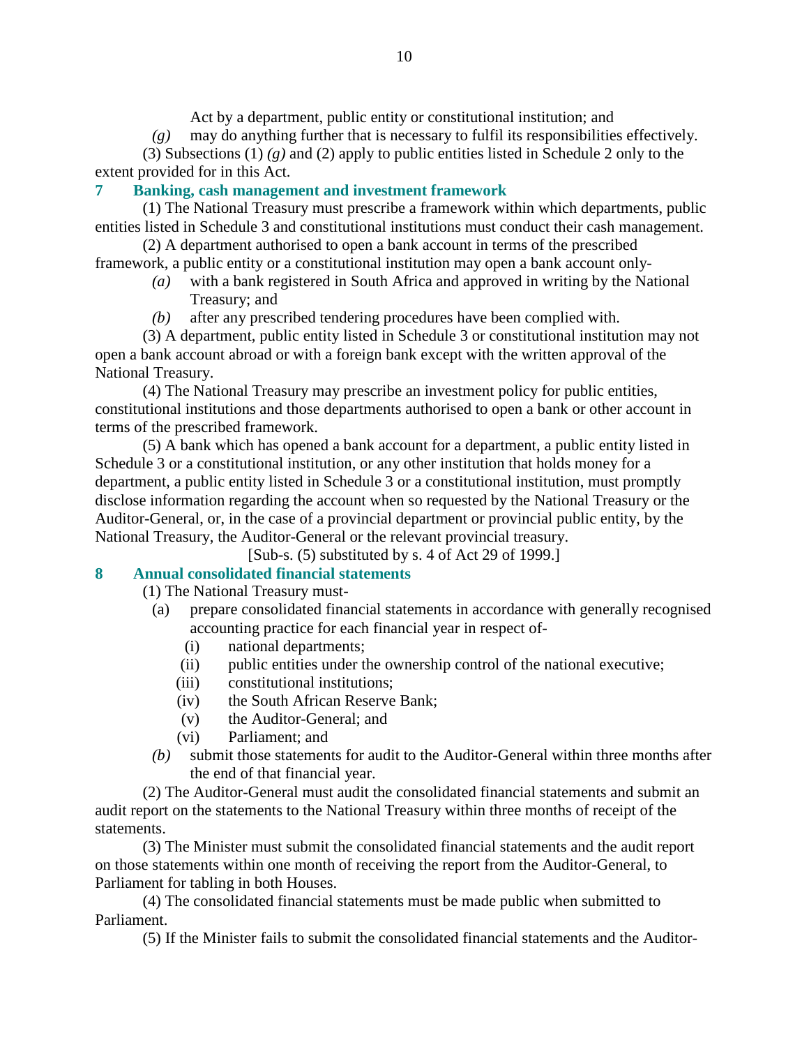Act by a department, public entity or constitutional institution; and

*(g)* may do anything further that is necessary to fulfil its responsibilities effectively.

(3) Subsections (1) *(g)* and (2) apply to public entities listed in Schedule 2 only to the extent provided for in this Act.

## 7 Banking, cash management and investment framework

(1) The National Treasury must prescribe a framework within which departments, public entities listed in Schedule 3 and constitutional institutions must conduct their cash management.

(2) A department authorised to open a bank account in terms of the prescribed framework, a public entity or a constitutional institution may open a bank account only-

*(a)* with a bank registered in South Africa and approved in writing by the National Treasury; and

*(b)* after any prescribed tendering procedures have been complied with.

(3) A department, public entity listed in Schedule 3 or constitutional institution may not open a bank account abroad or with a foreign bank except with the written approval of the National Treasury.

(4) The National Treasury may prescribe an investment policy for public entities, constitutional institutions and those departments authorised to open a bank or other account in terms of the prescribed framework.

(5) A bank which has opened a bank account for a department, a public entity listed in Schedule 3 or a constitutional institution, or any other institution that holds money for a department, a public entity listed in Schedule 3 or a constitutional institution, must promptly disclose information regarding the account when so requested by the National Treasury or the Auditor-General, or, in the case of a provincial department or provincial public entity, by the National Treasury, the Auditor-General or the relevant provincial treasury.

[Sub-s. (5) substituted by s. 4 of Act 29 of 1999.]

## 8 Annual consolidated financial statements

(1) The National Treasury must-

(a) prepare consolidated financial statements in accordance with generally recognised accounting practice for each financial year in respect of-

(i) national departments;

(ii) public entities under the ownership control of the national executive;

(iii) constitutional institutions;

(iv) the South African Reserve Bank;

(v) the Auditor-General; and

(vi) Parliament; and

*(b)* submit those statements for audit to the Auditor-General within three months after the end of that financial year.

(2) The Auditor-General must audit the consolidated financial statements and submit an audit report on the statements to the National Treasury within three months of receipt of the statements.

(3) The Minister must submit the consolidated financial statements and the audit report on those statements within one month of receiving the report from the Auditor-General, to Parliament for tabling in both Houses.

(4) The consolidated financial statements must be made public when submitted to Parliament.

(5) If the Minister fails to submit the consolidated financial statements and the Auditor-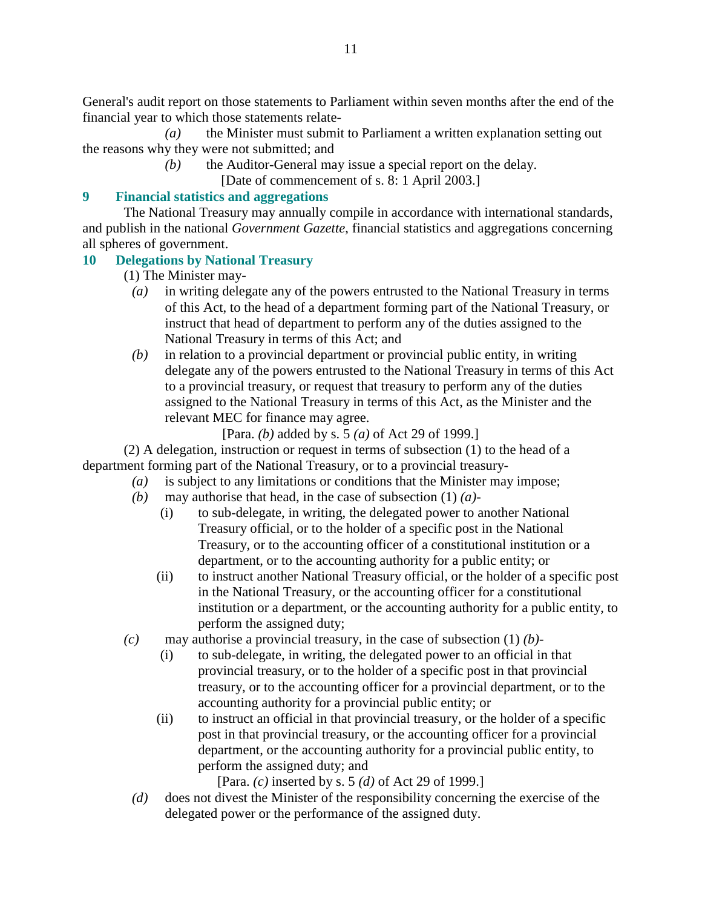General's audit report on those statements to Parliament within seven months after the end of the financial year to which those statements relate-

*(a)* the Minister must submit to Parliament a written explanation setting out the reasons why they were not submitted; and

*(b)* the Auditor-General may issue a special report on the delay.

[Date of commencement of s. 8: 1 April 2003.]

## 9 Financial statistics and aggregations

The National Treasury may annually compile in accordance with international standards, and publish in the national *Government Gazette*, financial statistics and aggregations concerning all spheres of government.

## 10 Delegations by National Treasury

(1) The Minister may-

- *(a)* in writing delegate any of the powers entrusted to the National Treasury in terms of this Act, to the head of a department forming part of the National Treasury, or instruct that head of department to perform any of the duties assigned to the National Treasury in terms of this Act; and
- *(b)* in relation to a provincial department or provincial public entity, in writing delegate any of the powers entrusted to the National Treasury in terms of this Act to a provincial treasury, or request that treasury to perform any of the duties assigned to the National Treasury in terms of this Act, as the Minister and the relevant MEC for finance may agree.

[Para. *(b)* added by s. 5 *(a)* of Act 29 of 1999.]

(2) A delegation, instruction or request in terms of subsection (1) to the head of a department forming part of the National Treasury, or to a provincial treasury-

- *(a)* is subject to any limitations or conditions that the Minister may impose;
- *(b)* may authorise that head, in the case of subsection (1) *(a)*-
  - (i) to sub-delegate, in writing, the delegated power to another National Treasury official, or to the holder of a specific post in the National Treasury, or to the accounting officer of a constitutional institution or a department, or to the accounting authority for a public entity; or
  - (ii) to instruct another National Treasury official, or the holder of a specific post in the National Treasury, or the accounting officer for a constitutional institution or a department, or the accounting authority for a public entity, to perform the assigned duty;
- *(c)* may authorise a provincial treasury, in the case of subsection (1) *(b)*-
  - (i) to sub-delegate, in writing, the delegated power to an official in that provincial treasury, or to the holder of a specific post in that provincial treasury, or to the accounting officer for a provincial department, or to the accounting authority for a provincial public entity; or
  - (ii) to instruct an official in that provincial treasury, or the holder of a specific post in that provincial treasury, or the accounting officer for a provincial department, or the accounting authority for a provincial public entity, to perform the assigned duty; and

  [Para. *(c)* inserted by s. 5 *(d)* of Act 29 of 1999.]
- *(d)* does not divest the Minister of the responsibility concerning the exercise of the delegated power or the performance of the assigned duty.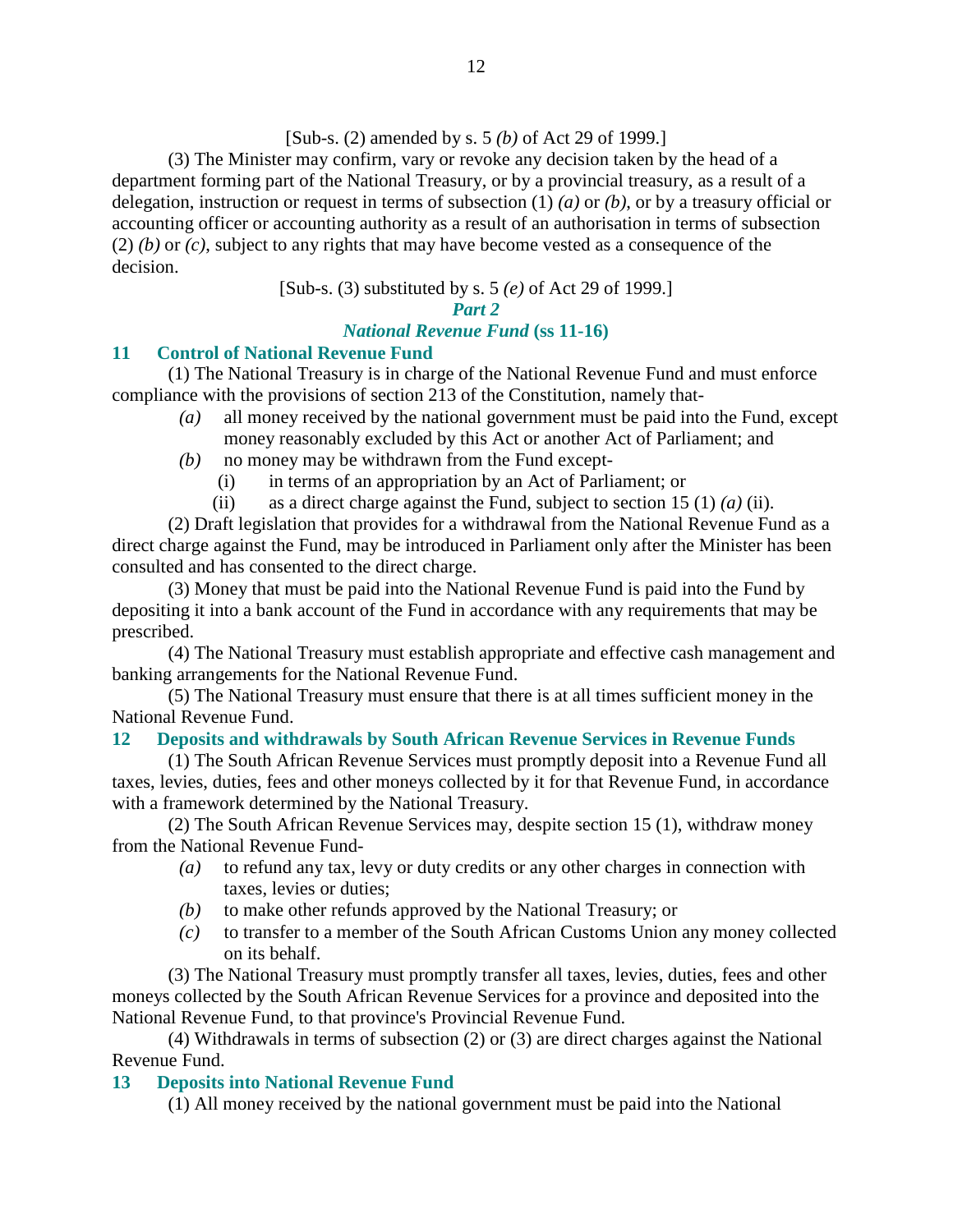[Sub-s. (2) amended by s. 5 *(b)* of Act 29 of 1999.]

(3) The Minister may confirm, vary or revoke any decision taken by the head of a department forming part of the National Treasury, or by a provincial treasury, as a result of a delegation, instruction or request in terms of subsection (1) *(a)* or *(b)*, or by a treasury official or accounting officer or accounting authority as a result of an authorisation in terms of subsection (2) *(b)* or *(c)*, subject to any rights that may have become vested as a consequence of the decision.

[Sub-s. (3) substituted by s. 5 *(e)* of Act 29 of 1999.]

## *Part 2*

## *National Revenue Fund* (ss 11-16)

### 11 Control of National Revenue Fund

(1) The National Treasury is in charge of the National Revenue Fund and must enforce compliance with the provisions of section 213 of the Constitution, namely that-

*(a)* all money received by the national government must be paid into the Fund, except money reasonably excluded by this Act or another Act of Parliament; and

*(b)* no money may be withdrawn from the Fund except-

(i) in terms of an appropriation by an Act of Parliament; or

(ii) as a direct charge against the Fund, subject to section 15 (1) *(a)* (ii).

(2) Draft legislation that provides for a withdrawal from the National Revenue Fund as a direct charge against the Fund, may be introduced in Parliament only after the Minister has been consulted and has consented to the direct charge.

(3) Money that must be paid into the National Revenue Fund is paid into the Fund by depositing it into a bank account of the Fund in accordance with any requirements that may be prescribed.

(4) The National Treasury must establish appropriate and effective cash management and banking arrangements for the National Revenue Fund.

(5) The National Treasury must ensure that there is at all times sufficient money in the National Revenue Fund.

### 12 Deposits and withdrawals by South African Revenue Services in Revenue Funds

(1) The South African Revenue Services must promptly deposit into a Revenue Fund all taxes, levies, duties, fees and other moneys collected by it for that Revenue Fund, in accordance with a framework determined by the National Treasury.

(2) The South African Revenue Services may, despite section 15 (1), withdraw money from the National Revenue Fund-

*(a)* to refund any tax, levy or duty credits or any other charges in connection with taxes, levies or duties;

*(b)* to make other refunds approved by the National Treasury; or

*(c)* to transfer to a member of the South African Customs Union any money collected on its behalf.

(3) The National Treasury must promptly transfer all taxes, levies, duties, fees and other moneys collected by the South African Revenue Services for a province and deposited into the National Revenue Fund, to that province's Provincial Revenue Fund.

(4) Withdrawals in terms of subsection (2) or (3) are direct charges against the National Revenue Fund.

### 13 Deposits into National Revenue Fund

(1) All money received by the national government must be paid into the National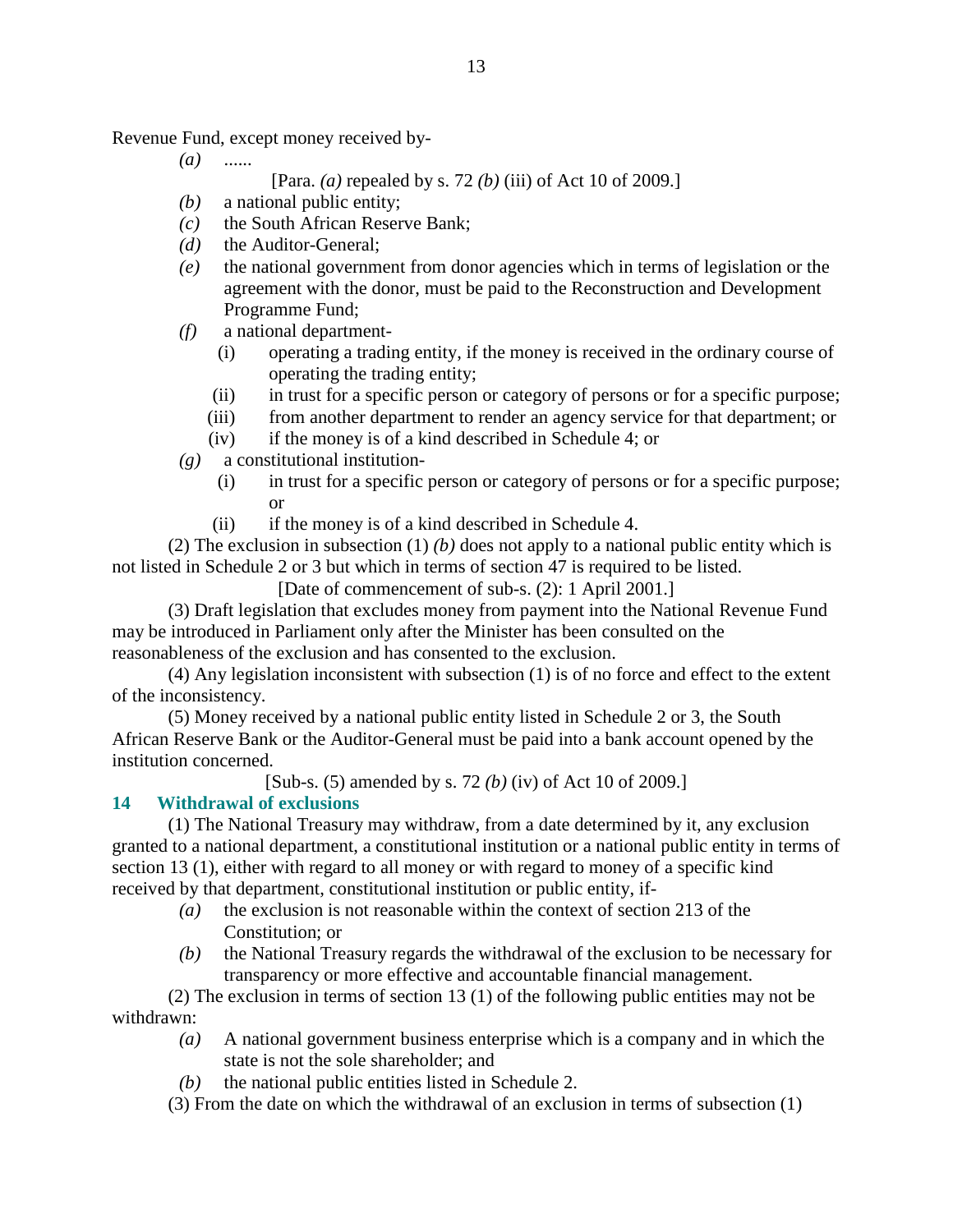Revenue Fund, except money received by-

*(a)* ......

[Para. *(a)* repealed by s. 72 *(b)* (iii) of Act 10 of 2009.]

*(b)* a national public entity;

*(c)* the South African Reserve Bank;

*(d)* the Auditor-General;

*(e)* the national government from donor agencies which in terms of legislation or the agreement with the donor, must be paid to the Reconstruction and Development Programme Fund;

*(f)* a national department-

(i) operating a trading entity, if the money is received in the ordinary course of operating the trading entity;

(ii) in trust for a specific person or category of persons or for a specific purpose;

(iii) from another department to render an agency service for that department; or

(iv) if the money is of a kind described in Schedule 4; or

*(g)* a constitutional institution-

(i) in trust for a specific person or category of persons or for a specific purpose; or

(ii) if the money is of a kind described in Schedule 4.

(2) The exclusion in subsection (1) *(b)* does not apply to a national public entity which is not listed in Schedule 2 or 3 but which in terms of section 47 is required to be listed.

[Date of commencement of sub-s. (2): 1 April 2001.]

(3) Draft legislation that excludes money from payment into the National Revenue Fund may be introduced in Parliament only after the Minister has been consulted on the reasonableness of the exclusion and has consented to the exclusion.

(4) Any legislation inconsistent with subsection (1) is of no force and effect to the extent of the inconsistency.

(5) Money received by a national public entity listed in Schedule 2 or 3, the South African Reserve Bank or the Auditor-General must be paid into a bank account opened by the institution concerned.

[Sub-s. (5) amended by s. 72 *(b)* (iv) of Act 10 of 2009.]

### 14 Withdrawal of exclusions

(1) The National Treasury may withdraw, from a date determined by it, any exclusion granted to a national department, a constitutional institution or a national public entity in terms of section 13 (1), either with regard to all money or with regard to money of a specific kind received by that department, constitutional institution or public entity, if-

*(a)* the exclusion is not reasonable within the context of section 213 of the Constitution; or

*(b)* the National Treasury regards the withdrawal of the exclusion to be necessary for transparency or more effective and accountable financial management.

(2) The exclusion in terms of section 13 (1) of the following public entities may not be withdrawn:

*(a)* A national government business enterprise which is a company and in which the state is not the sole shareholder; and

*(b)* the national public entities listed in Schedule 2.

(3) From the date on which the withdrawal of an exclusion in terms of subsection (1)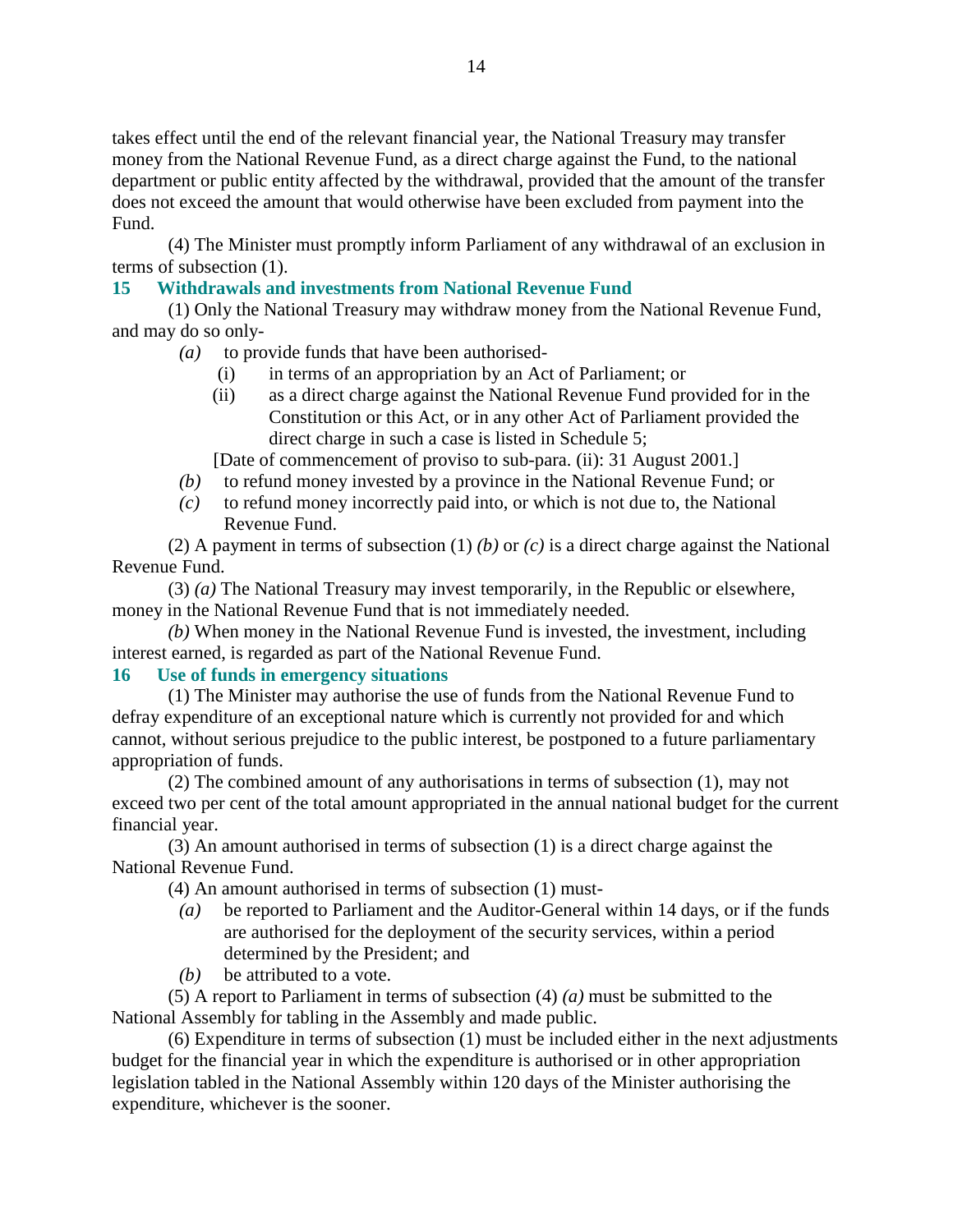takes effect until the end of the relevant financial year, the National Treasury may transfer money from the National Revenue Fund, as a direct charge against the Fund, to the national department or public entity affected by the withdrawal, provided that the amount of the transfer does not exceed the amount that would otherwise have been excluded from payment into the Fund.

(4) The Minister must promptly inform Parliament of any withdrawal of an exclusion in terms of subsection (1).

## 15 Withdrawals and investments from National Revenue Fund

(1) Only the National Treasury may withdraw money from the National Revenue Fund, and may do so only-

*(a)* to provide funds that have been authorised-

(i) in terms of an appropriation by an Act of Parliament; or

(ii) as a direct charge against the National Revenue Fund provided for in the Constitution or this Act, or in any other Act of Parliament provided the direct charge in such a case is listed in Schedule 5;

[Date of commencement of proviso to sub-para. (ii): 31 August 2001.]

*(b)* to refund money invested by a province in the National Revenue Fund; or

*(c)* to refund money incorrectly paid into, or which is not due to, the National Revenue Fund.

(2) A payment in terms of subsection (1) *(b)* or *(c)* is a direct charge against the National Revenue Fund.

(3) *(a)* The National Treasury may invest temporarily, in the Republic or elsewhere, money in the National Revenue Fund that is not immediately needed.

*(b)* When money in the National Revenue Fund is invested, the investment, including interest earned, is regarded as part of the National Revenue Fund.

## 16 Use of funds in emergency situations

(1) The Minister may authorise the use of funds from the National Revenue Fund to defray expenditure of an exceptional nature which is currently not provided for and which cannot, without serious prejudice to the public interest, be postponed to a future parliamentary appropriation of funds.

(2) The combined amount of any authorisations in terms of subsection (1), may not exceed two per cent of the total amount appropriated in the annual national budget for the current financial year.

(3) An amount authorised in terms of subsection (1) is a direct charge against the National Revenue Fund.

(4) An amount authorised in terms of subsection (1) must-

*(a)* be reported to Parliament and the Auditor-General within 14 days, or if the funds are authorised for the deployment of the security services, within a period determined by the President; and

*(b)* be attributed to a vote.

(5) A report to Parliament in terms of subsection (4) *(a)* must be submitted to the National Assembly for tabling in the Assembly and made public.

(6) Expenditure in terms of subsection (1) must be included either in the next adjustments budget for the financial year in which the expenditure is authorised or in other appropriation legislation tabled in the National Assembly within 120 days of the Minister authorising the expenditure, whichever is the sooner.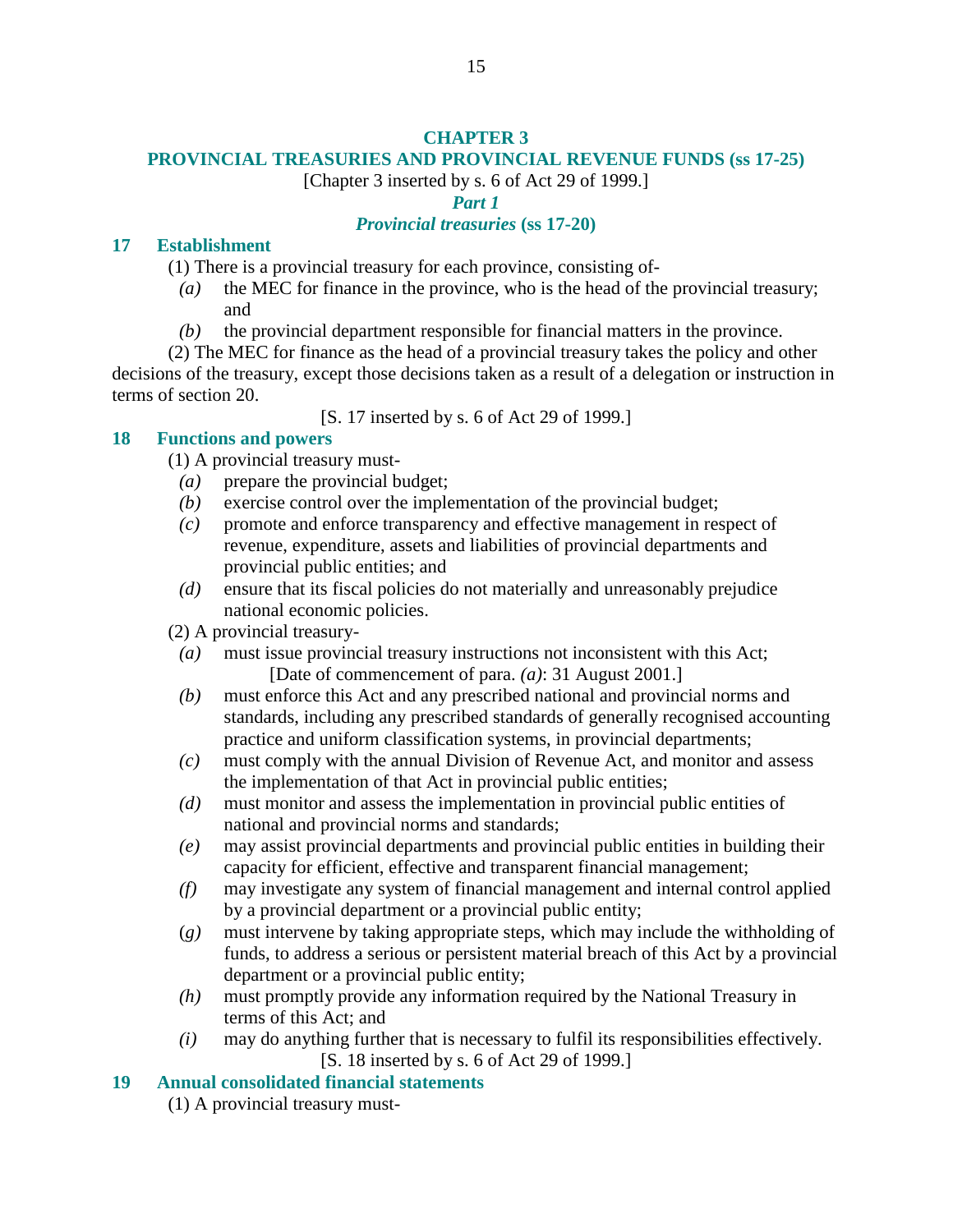## CHAPTER 3
## PROVINCIAL TREASURIES AND PROVINCIAL REVENUE FUNDS (ss 17-25)

[Chapter 3 inserted by s. 6 of Act 29 of 1999.]

### *Part 1*
### *Provincial treasuries* (ss 17-20)

**17 Establishment**

(1) There is a provincial treasury for each province, consisting of-

*(a)* the MEC for finance in the province, who is the head of the provincial treasury; and

*(b)* the provincial department responsible for financial matters in the province.

(2) The MEC for finance as the head of a provincial treasury takes the policy and other decisions of the treasury, except those decisions taken as a result of a delegation or instruction in terms of section 20.

[S. 17 inserted by s. 6 of Act 29 of 1999.]

**18 Functions and powers**

(1) A provincial treasury must-

*(a)* prepare the provincial budget;

*(b)* exercise control over the implementation of the provincial budget;

*(c)* promote and enforce transparency and effective management in respect of revenue, expenditure, assets and liabilities of provincial departments and provincial public entities; and

*(d)* ensure that its fiscal policies do not materially and unreasonably prejudice national economic policies.

(2) A provincial treasury-

*(a)* must issue provincial treasury instructions not inconsistent with this Act;

[Date of commencement of para. *(a)*: 31 August 2001.]

*(b)* must enforce this Act and any prescribed national and provincial norms and standards, including any prescribed standards of generally recognised accounting practice and uniform classification systems, in provincial departments;

*(c)* must comply with the annual Division of Revenue Act, and monitor and assess the implementation of that Act in provincial public entities;

*(d)* must monitor and assess the implementation in provincial public entities of national and provincial norms and standards;

*(e)* may assist provincial departments and provincial public entities in building their capacity for efficient, effective and transparent financial management;

*(f)* may investigate any system of financial management and internal control applied by a provincial department or a provincial public entity;

*(g)* must intervene by taking appropriate steps, which may include the withholding of funds, to address a serious or persistent material breach of this Act by a provincial department or a provincial public entity;

*(h)* must promptly provide any information required by the National Treasury in terms of this Act; and

*(i)* may do anything further that is necessary to fulfil its responsibilities effectively.

[S. 18 inserted by s. 6 of Act 29 of 1999.]

**19 Annual consolidated financial statements**

(1) A provincial treasury must-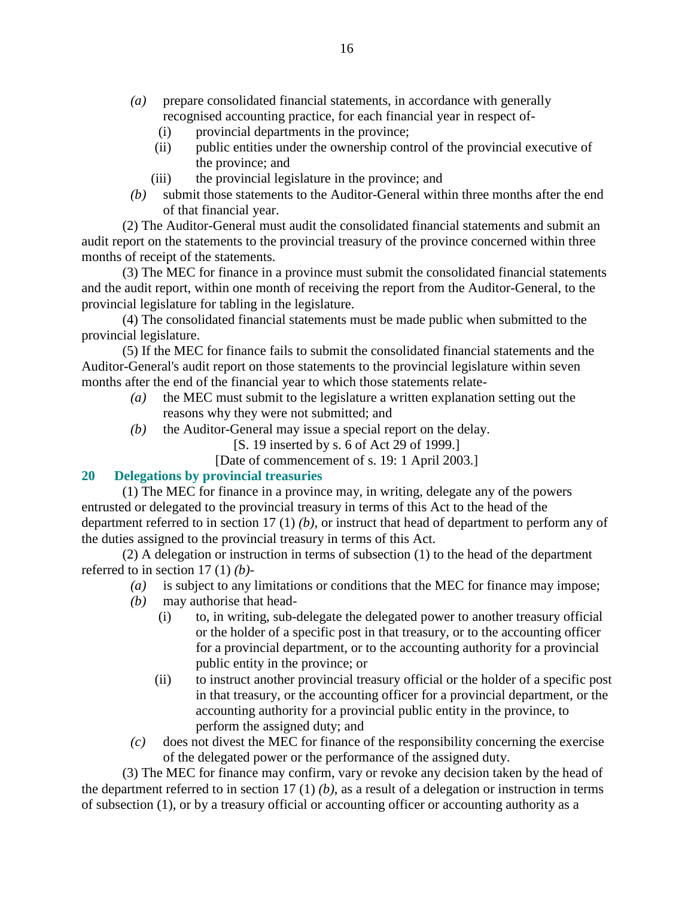*(a)* prepare consolidated financial statements, in accordance with generally recognised accounting practice, for each financial year in respect of-

(i) provincial departments in the province;

(ii) public entities under the ownership control of the provincial executive of the province; and

(iii) the provincial legislature in the province; and

*(b)* submit those statements to the Auditor-General within three months after the end of that financial year.

(2) The Auditor-General must audit the consolidated financial statements and submit an audit report on the statements to the provincial treasury of the province concerned within three months of receipt of the statements.

(3) The MEC for finance in a province must submit the consolidated financial statements and the audit report, within one month of receiving the report from the Auditor-General, to the provincial legislature for tabling in the legislature.

(4) The consolidated financial statements must be made public when submitted to the provincial legislature.

(5) If the MEC for finance fails to submit the consolidated financial statements and the Auditor-General's audit report on those statements to the provincial legislature within seven months after the end of the financial year to which those statements relate-

*(a)* the MEC must submit to the legislature a written explanation setting out the reasons why they were not submitted; and

*(b)* the Auditor-General may issue a special report on the delay.

[S. 19 inserted by s. 6 of Act 29 of 1999.]

[Date of commencement of s. 19: 1 April 2003.]

**20 Delegations by provincial treasuries**

(1) The MEC for finance in a province may, in writing, delegate any of the powers entrusted or delegated to the provincial treasury in terms of this Act to the head of the department referred to in section 17 (1) *(b)*, or instruct that head of department to perform any of the duties assigned to the provincial treasury in terms of this Act.

(2) A delegation or instruction in terms of subsection (1) to the head of the department referred to in section 17 (1) *(b)*-

*(a)* is subject to any limitations or conditions that the MEC for finance may impose;

*(b)* may authorise that head-

(i) to, in writing, sub-delegate the delegated power to another treasury official or the holder of a specific post in that treasury, or to the accounting officer for a provincial department, or to the accounting authority for a provincial public entity in the province; or

(ii) to instruct another provincial treasury official or the holder of a specific post in that treasury, or the accounting officer for a provincial department, or the accounting authority for a provincial public entity in the province, to perform the assigned duty; and

*(c)* does not divest the MEC for finance of the responsibility concerning the exercise of the delegated power or the performance of the assigned duty.

(3) The MEC for finance may confirm, vary or revoke any decision taken by the head of the department referred to in section 17 (1) *(b)*, as a result of a delegation or instruction in terms of subsection (1), or by a treasury official or accounting officer or accounting authority as a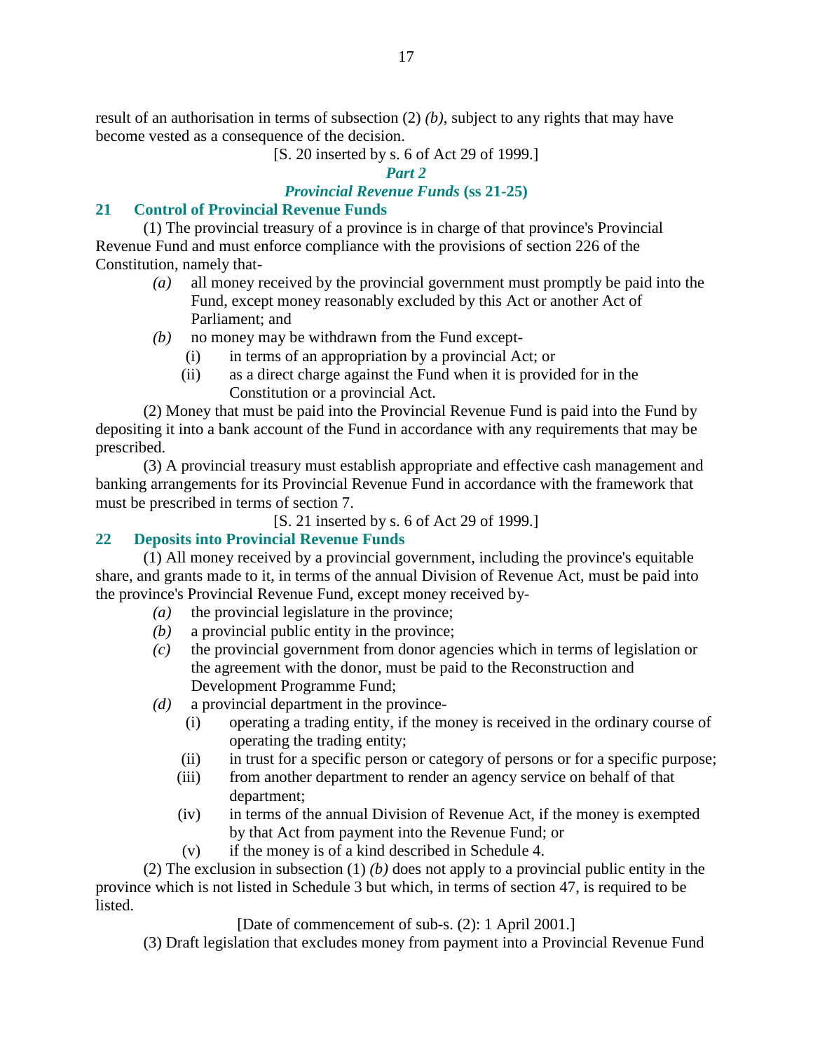result of an authorisation in terms of subsection (2) *(b)*, subject to any rights that may have become vested as a consequence of the decision.

[S. 20 inserted by s. 6 of Act 29 of 1999.]

## *Part 2*

## *Provincial Revenue Funds* (ss 21-25)

### 21 Control of Provincial Revenue Funds

(1) The provincial treasury of a province is in charge of that province's Provincial Revenue Fund and must enforce compliance with the provisions of section 226 of the Constitution, namely that-

*(a)* all money received by the provincial government must promptly be paid into the Fund, except money reasonably excluded by this Act or another Act of Parliament; and

*(b)* no money may be withdrawn from the Fund except-

(i) in terms of an appropriation by a provincial Act; or

(ii) as a direct charge against the Fund when it is provided for in the Constitution or a provincial Act.

(2) Money that must be paid into the Provincial Revenue Fund is paid into the Fund by depositing it into a bank account of the Fund in accordance with any requirements that may be prescribed.

(3) A provincial treasury must establish appropriate and effective cash management and banking arrangements for its Provincial Revenue Fund in accordance with the framework that must be prescribed in terms of section 7.

[S. 21 inserted by s. 6 of Act 29 of 1999.]

### 22 Deposits into Provincial Revenue Funds

(1) All money received by a provincial government, including the province's equitable share, and grants made to it, in terms of the annual Division of Revenue Act, must be paid into the province's Provincial Revenue Fund, except money received by-

*(a)* the provincial legislature in the province;

*(b)* a provincial public entity in the province;

*(c)* the provincial government from donor agencies which in terms of legislation or the agreement with the donor, must be paid to the Reconstruction and Development Programme Fund;

*(d)* a provincial department in the province-

(i) operating a trading entity, if the money is received in the ordinary course of operating the trading entity;

(ii) in trust for a specific person or category of persons or for a specific purpose;

(iii) from another department to render an agency service on behalf of that department;

(iv) in terms of the annual Division of Revenue Act, if the money is exempted by that Act from payment into the Revenue Fund; or

(v) if the money is of a kind described in Schedule 4.

(2) The exclusion in subsection (1) *(b)* does not apply to a provincial public entity in the province which is not listed in Schedule 3 but which, in terms of section 47, is required to be listed.

[Date of commencement of sub-s. (2): 1 April 2001.]

(3) Draft legislation that excludes money from payment into a Provincial Revenue Fund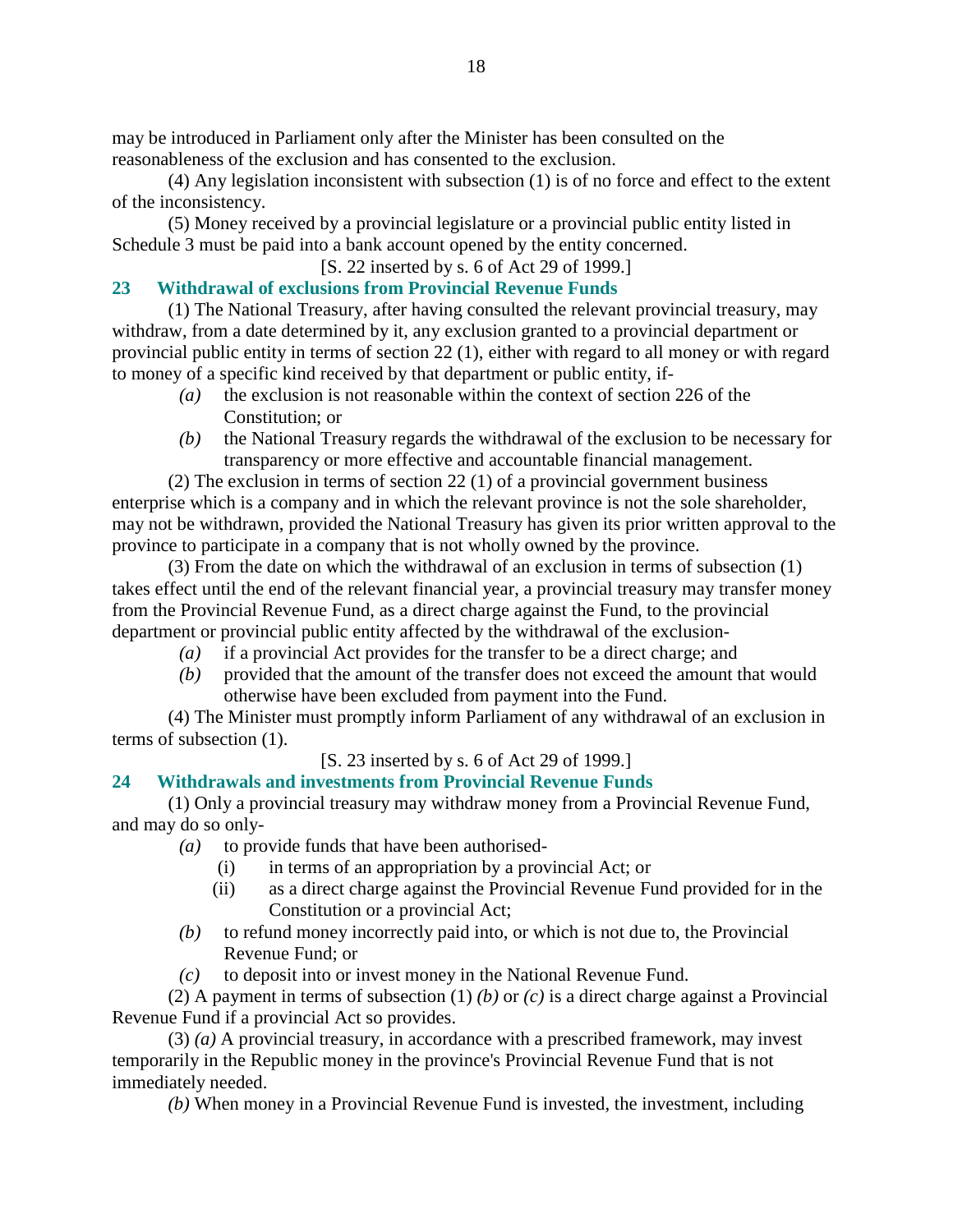may be introduced in Parliament only after the Minister has been consulted on the reasonableness of the exclusion and has consented to the exclusion.

(4) Any legislation inconsistent with subsection (1) is of no force and effect to the extent of the inconsistency.

(5) Money received by a provincial legislature or a provincial public entity listed in Schedule 3 must be paid into a bank account opened by the entity concerned.

[S. 22 inserted by s. 6 of Act 29 of 1999.]

### 23 Withdrawal of exclusions from Provincial Revenue Funds

(1) The National Treasury, after having consulted the relevant provincial treasury, may withdraw, from a date determined by it, any exclusion granted to a provincial department or provincial public entity in terms of section 22 (1), either with regard to all money or with regard to money of a specific kind received by that department or public entity, if-

*(a)* the exclusion is not reasonable within the context of section 226 of the Constitution; or

*(b)* the National Treasury regards the withdrawal of the exclusion to be necessary for transparency or more effective and accountable financial management.

(2) The exclusion in terms of section 22 (1) of a provincial government business enterprise which is a company and in which the relevant province is not the sole shareholder, may not be withdrawn, provided the National Treasury has given its prior written approval to the province to participate in a company that is not wholly owned by the province.

(3) From the date on which the withdrawal of an exclusion in terms of subsection (1) takes effect until the end of the relevant financial year, a provincial treasury may transfer money from the Provincial Revenue Fund, as a direct charge against the Fund, to the provincial department or provincial public entity affected by the withdrawal of the exclusion-

*(a)* if a provincial Act provides for the transfer to be a direct charge; and

*(b)* provided that the amount of the transfer does not exceed the amount that would otherwise have been excluded from payment into the Fund.

(4) The Minister must promptly inform Parliament of any withdrawal of an exclusion in terms of subsection (1).

[S. 23 inserted by s. 6 of Act 29 of 1999.]

### 24 Withdrawals and investments from Provincial Revenue Funds

(1) Only a provincial treasury may withdraw money from a Provincial Revenue Fund, and may do so only-

*(a)* to provide funds that have been authorised-

(i) in terms of an appropriation by a provincial Act; or

(ii) as a direct charge against the Provincial Revenue Fund provided for in the Constitution or a provincial Act;

*(b)* to refund money incorrectly paid into, or which is not due to, the Provincial Revenue Fund; or

*(c)* to deposit into or invest money in the National Revenue Fund.

(2) A payment in terms of subsection (1) *(b)* or *(c)* is a direct charge against a Provincial Revenue Fund if a provincial Act so provides.

(3) *(a)* A provincial treasury, in accordance with a prescribed framework, may invest temporarily in the Republic money in the province's Provincial Revenue Fund that is not immediately needed.

*(b)* When money in a Provincial Revenue Fund is invested, the investment, including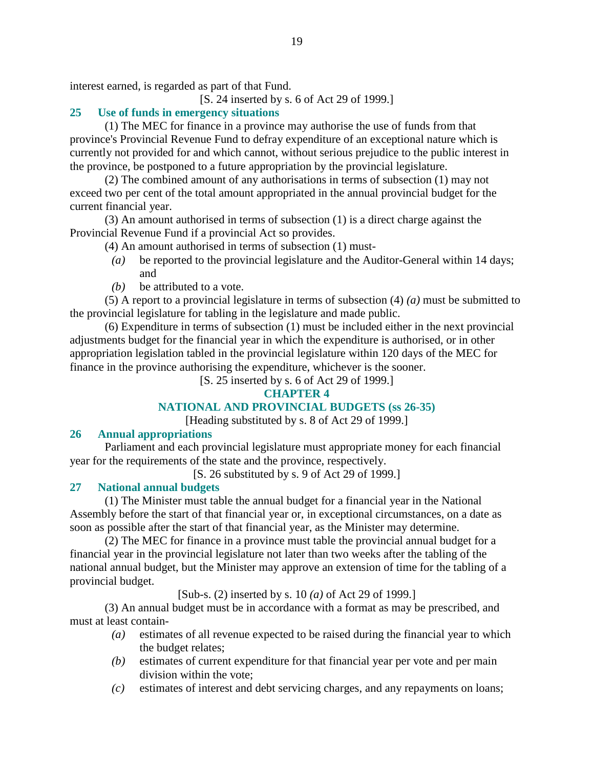interest earned, is regarded as part of that Fund.

[S. 24 inserted by s. 6 of Act 29 of 1999.]

### 25 Use of funds in emergency situations

(1) The MEC for finance in a province may authorise the use of funds from that province's Provincial Revenue Fund to defray expenditure of an exceptional nature which is currently not provided for and which cannot, without serious prejudice to the public interest in the province, be postponed to a future appropriation by the provincial legislature.

(2) The combined amount of any authorisations in terms of subsection (1) may not exceed two per cent of the total amount appropriated in the annual provincial budget for the current financial year.

(3) An amount authorised in terms of subsection (1) is a direct charge against the Provincial Revenue Fund if a provincial Act so provides.

(4) An amount authorised in terms of subsection (1) must-

*(a)* be reported to the provincial legislature and the Auditor-General within 14 days; and

*(b)* be attributed to a vote.

(5) A report to a provincial legislature in terms of subsection (4) *(a)* must be submitted to the provincial legislature for tabling in the legislature and made public.

(6) Expenditure in terms of subsection (1) must be included either in the next provincial adjustments budget for the financial year in which the expenditure is authorised, or in other appropriation legislation tabled in the provincial legislature within 120 days of the MEC for finance in the province authorising the expenditure, whichever is the sooner.

[S. 25 inserted by s. 6 of Act 29 of 1999.]

## CHAPTER 4

## NATIONAL AND PROVINCIAL BUDGETS (ss 26-35)

[Heading substituted by s. 8 of Act 29 of 1999.]

### 26 Annual appropriations

Parliament and each provincial legislature must appropriate money for each financial year for the requirements of the state and the province, respectively.

[S. 26 substituted by s. 9 of Act 29 of 1999.]

### 27 National annual budgets

(1) The Minister must table the annual budget for a financial year in the National Assembly before the start of that financial year or, in exceptional circumstances, on a date as soon as possible after the start of that financial year, as the Minister may determine.

(2) The MEC for finance in a province must table the provincial annual budget for a financial year in the provincial legislature not later than two weeks after the tabling of the national annual budget, but the Minister may approve an extension of time for the tabling of a provincial budget.

[Sub-s. (2) inserted by s. 10 *(a)* of Act 29 of 1999.]

(3) An annual budget must be in accordance with a format as may be prescribed, and must at least contain-

*(a)* estimates of all revenue expected to be raised during the financial year to which the budget relates;

*(b)* estimates of current expenditure for that financial year per vote and per main division within the vote;

*(c)* estimates of interest and debt servicing charges, and any repayments on loans;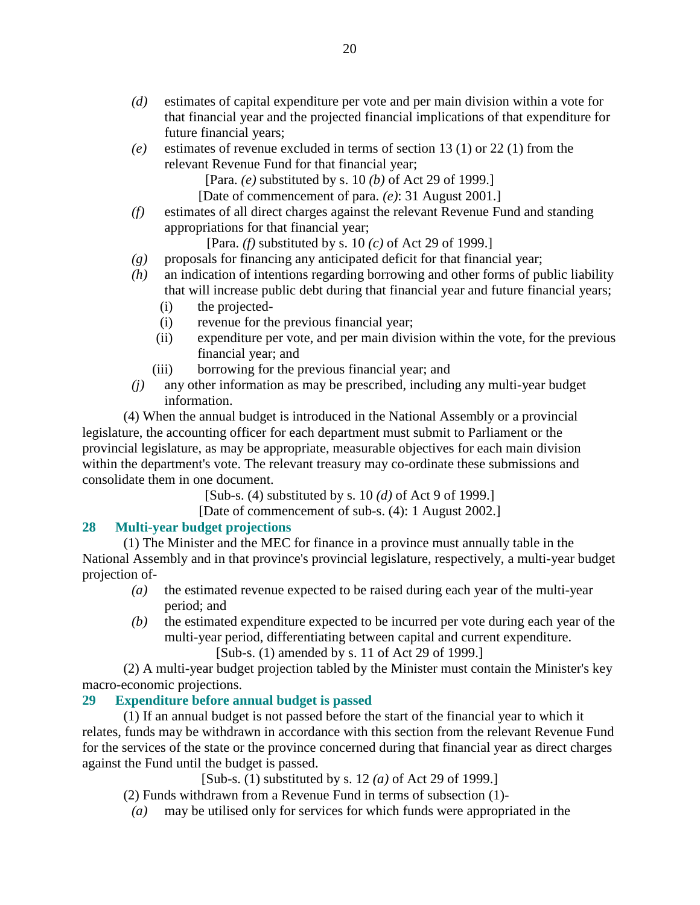*(d)* estimates of capital expenditure per vote and per main division within a vote for that financial year and the projected financial implications of that expenditure for future financial years;

*(e)* estimates of revenue excluded in terms of section 13 (1) or 22 (1) from the relevant Revenue Fund for that financial year;

[Para. *(e)* substituted by s. 10 *(b)* of Act 29 of 1999.]

[Date of commencement of para. *(e)*: 31 August 2001.]

*(f)* estimates of all direct charges against the relevant Revenue Fund and standing appropriations for that financial year;

[Para. *(f)* substituted by s. 10 *(c)* of Act 29 of 1999.]

*(g)* proposals for financing any anticipated deficit for that financial year;

*(h)* an indication of intentions regarding borrowing and other forms of public liability that will increase public debt during that financial year and future financial years;

(i) the projected-

(i) revenue for the previous financial year;

(ii) expenditure per vote, and per main division within the vote, for the previous financial year; and

(iii) borrowing for the previous financial year; and

*(j)* any other information as may be prescribed, including any multi-year budget information.

(4) When the annual budget is introduced in the National Assembly or a provincial legislature, the accounting officer for each department must submit to Parliament or the provincial legislature, as may be appropriate, measurable objectives for each main division within the department's vote. The relevant treasury may co-ordinate these submissions and consolidate them in one document.

[Sub-s. (4) substituted by s. 10 *(d)* of Act 9 of 1999.]

[Date of commencement of sub-s. (4): 1 August 2002.]

### 28 Multi-year budget projections

(1) The Minister and the MEC for finance in a province must annually table in the National Assembly and in that province's provincial legislature, respectively, a multi-year budget projection of-

*(a)* the estimated revenue expected to be raised during each year of the multi-year period; and

*(b)* the estimated expenditure expected to be incurred per vote during each year of the multi-year period, differentiating between capital and current expenditure.

[Sub-s. (1) amended by s. 11 of Act 29 of 1999.]

(2) A multi-year budget projection tabled by the Minister must contain the Minister's key macro-economic projections.

### 29 Expenditure before annual budget is passed

(1) If an annual budget is not passed before the start of the financial year to which it relates, funds may be withdrawn in accordance with this section from the relevant Revenue Fund for the services of the state or the province concerned during that financial year as direct charges against the Fund until the budget is passed.

[Sub-s. (1) substituted by s. 12 *(a)* of Act 29 of 1999.]

(2) Funds withdrawn from a Revenue Fund in terms of subsection (1)-

*(a)* may be utilised only for services for which funds were appropriated in the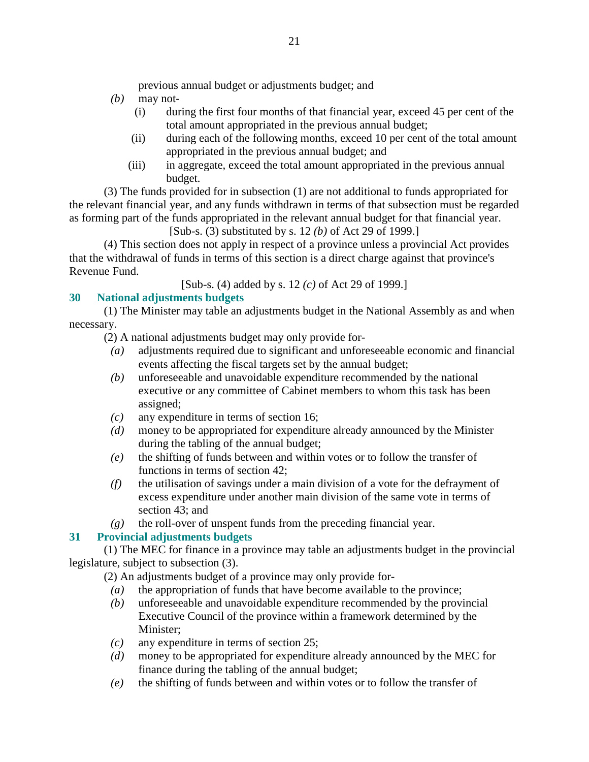previous annual budget or adjustments budget; and

*(b)* may not-

(i) during the first four months of that financial year, exceed 45 per cent of the total amount appropriated in the previous annual budget;

(ii) during each of the following months, exceed 10 per cent of the total amount appropriated in the previous annual budget; and

(iii) in aggregate, exceed the total amount appropriated in the previous annual budget.

(3) The funds provided for in subsection (1) are not additional to funds appropriated for the relevant financial year, and any funds withdrawn in terms of that subsection must be regarded as forming part of the funds appropriated in the relevant annual budget for that financial year.

[Sub-s. (3) substituted by s. 12 *(b)* of Act 29 of 1999.]

(4) This section does not apply in respect of a province unless a provincial Act provides that the withdrawal of funds in terms of this section is a direct charge against that province's Revenue Fund.

[Sub-s. (4) added by s. 12 *(c)* of Act 29 of 1999.]

### 30 National adjustments budgets

(1) The Minister may table an adjustments budget in the National Assembly as and when necessary.

(2) A national adjustments budget may only provide for-

*(a)* adjustments required due to significant and unforeseeable economic and financial events affecting the fiscal targets set by the annual budget;

*(b)* unforeseeable and unavoidable expenditure recommended by the national executive or any committee of Cabinet members to whom this task has been assigned;

*(c)* any expenditure in terms of section 16;

*(d)* money to be appropriated for expenditure already announced by the Minister during the tabling of the annual budget;

*(e)* the shifting of funds between and within votes or to follow the transfer of functions in terms of section 42;

*(f)* the utilisation of savings under a main division of a vote for the defrayment of excess expenditure under another main division of the same vote in terms of section 43; and

*(g)* the roll-over of unspent funds from the preceding financial year.

### 31 Provincial adjustments budgets

(1) The MEC for finance in a province may table an adjustments budget in the provincial legislature, subject to subsection (3).

(2) An adjustments budget of a province may only provide for-

*(a)* the appropriation of funds that have become available to the province;

*(b)* unforeseeable and unavoidable expenditure recommended by the provincial Executive Council of the province within a framework determined by the Minister;

*(c)* any expenditure in terms of section 25;

*(d)* money to be appropriated for expenditure already announced by the MEC for finance during the tabling of the annual budget;

*(e)* the shifting of funds between and within votes or to follow the transfer of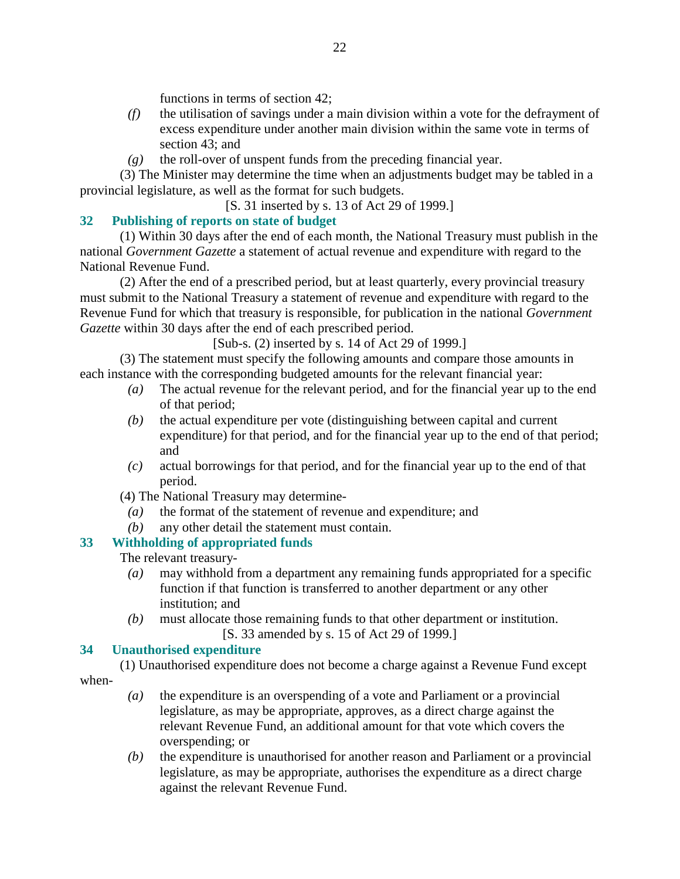functions in terms of section 42;

*(f)* the utilisation of savings under a main division within a vote for the defrayment of excess expenditure under another main division within the same vote in terms of section 43; and

*(g)* the roll-over of unspent funds from the preceding financial year.

(3) The Minister may determine the time when an adjustments budget may be tabled in a provincial legislature, as well as the format for such budgets.

[S. 31 inserted by s. 13 of Act 29 of 1999.]

## 32 Publishing of reports on state of budget

(1) Within 30 days after the end of each month, the National Treasury must publish in the national *Government Gazette* a statement of actual revenue and expenditure with regard to the National Revenue Fund.

(2) After the end of a prescribed period, but at least quarterly, every provincial treasury must submit to the National Treasury a statement of revenue and expenditure with regard to the Revenue Fund for which that treasury is responsible, for publication in the national *Government Gazette* within 30 days after the end of each prescribed period.

[Sub-s. (2) inserted by s. 14 of Act 29 of 1999.]

(3) The statement must specify the following amounts and compare those amounts in each instance with the corresponding budgeted amounts for the relevant financial year:

*(a)* The actual revenue for the relevant period, and for the financial year up to the end of that period;

*(b)* the actual expenditure per vote (distinguishing between capital and current expenditure) for that period, and for the financial year up to the end of that period; and

*(c)* actual borrowings for that period, and for the financial year up to the end of that period.

(4) The National Treasury may determine-

*(a)* the format of the statement of revenue and expenditure; and

*(b)* any other detail the statement must contain.

## 33 Withholding of appropriated funds

The relevant treasury-

*(a)* may withhold from a department any remaining funds appropriated for a specific function if that function is transferred to another department or any other institution; and

*(b)* must allocate those remaining funds to that other department or institution.

[S. 33 amended by s. 15 of Act 29 of 1999.]

## 34 Unauthorised expenditure

(1) Unauthorised expenditure does not become a charge against a Revenue Fund except when-

*(a)* the expenditure is an overspending of a vote and Parliament or a provincial legislature, as may be appropriate, approves, as a direct charge against the relevant Revenue Fund, an additional amount for that vote which covers the overspending; or

*(b)* the expenditure is unauthorised for another reason and Parliament or a provincial legislature, as may be appropriate, authorises the expenditure as a direct charge against the relevant Revenue Fund.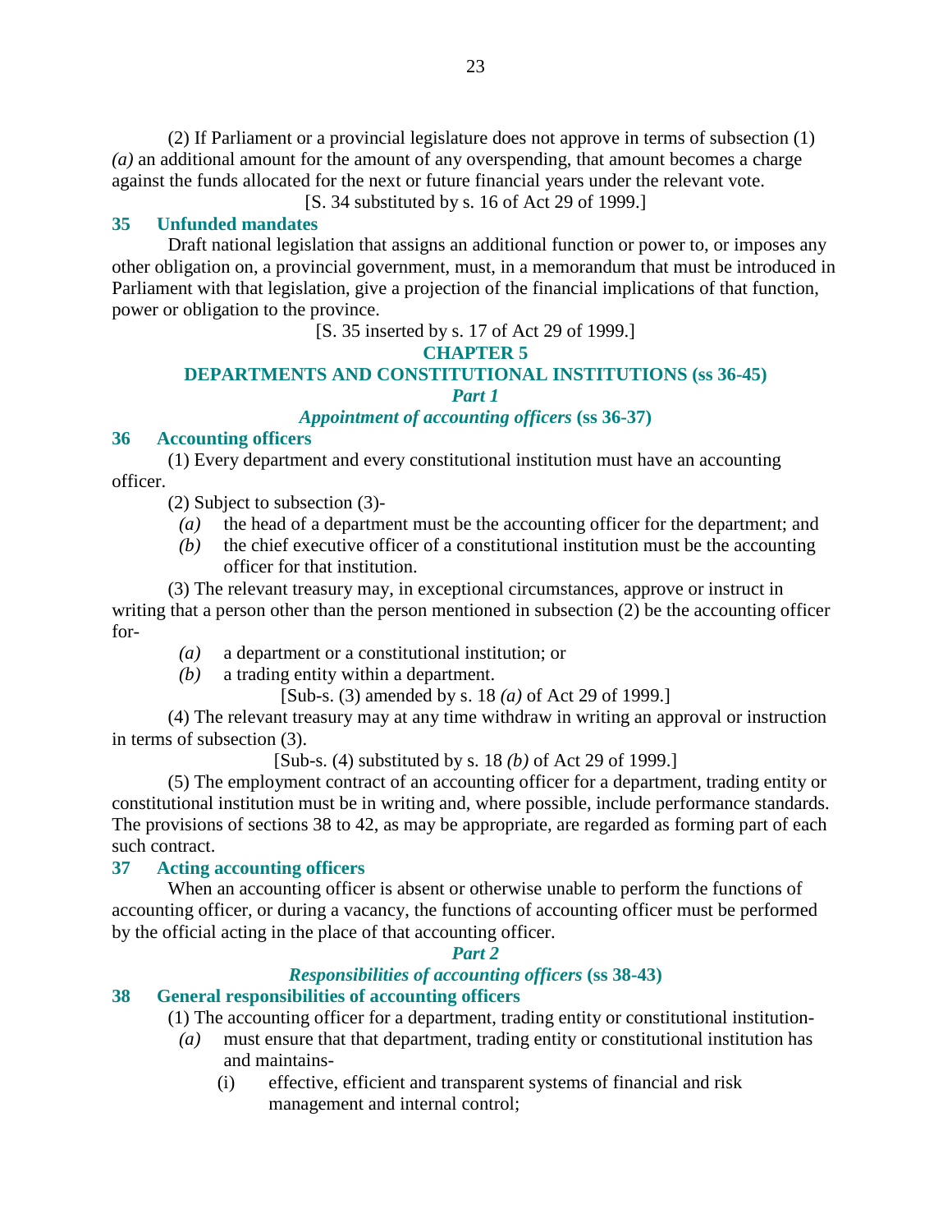(2) If Parliament or a provincial legislature does not approve in terms of subsection (1) *(a)* an additional amount for the amount of any overspending, that amount becomes a charge against the funds allocated for the next or future financial years under the relevant vote.

[S. 34 substituted by s. 16 of Act 29 of 1999.]

### 35 Unfunded mandates

Draft national legislation that assigns an additional function or power to, or imposes any other obligation on, a provincial government, must, in a memorandum that must be introduced in Parliament with that legislation, give a projection of the financial implications of that function, power or obligation to the province.

[S. 35 inserted by s. 17 of Act 29 of 1999.]

## CHAPTER 5
## DEPARTMENTS AND CONSTITUTIONAL INSTITUTIONS (ss 36-45)

### *Part 1*
### *Appointment of accounting officers* (ss 36-37)

### 36 Accounting officers

(1) Every department and every constitutional institution must have an accounting officer.

(2) Subject to subsection (3)-

*(a)* the head of a department must be the accounting officer for the department; and

*(b)* the chief executive officer of a constitutional institution must be the accounting officer for that institution.

(3) The relevant treasury may, in exceptional circumstances, approve or instruct in writing that a person other than the person mentioned in subsection (2) be the accounting officer for-

*(a)* a department or a constitutional institution; or

*(b)* a trading entity within a department.

[Sub-s. (3) amended by s. 18 *(a)* of Act 29 of 1999.]

(4) The relevant treasury may at any time withdraw in writing an approval or instruction in terms of subsection (3).

[Sub-s. (4) substituted by s. 18 *(b)* of Act 29 of 1999.]

(5) The employment contract of an accounting officer for a department, trading entity or constitutional institution must be in writing and, where possible, include performance standards. The provisions of sections 38 to 42, as may be appropriate, are regarded as forming part of each such contract.

### 37 Acting accounting officers

When an accounting officer is absent or otherwise unable to perform the functions of accounting officer, or during a vacancy, the functions of accounting officer must be performed by the official acting in the place of that accounting officer.

### *Part 2*
### *Responsibilities of accounting officers* (ss 38-43)

### 38 General responsibilities of accounting officers

(1) The accounting officer for a department, trading entity or constitutional institution-

*(a)* must ensure that that department, trading entity or constitutional institution has and maintains-

(i) effective, efficient and transparent systems of financial and risk management and internal control;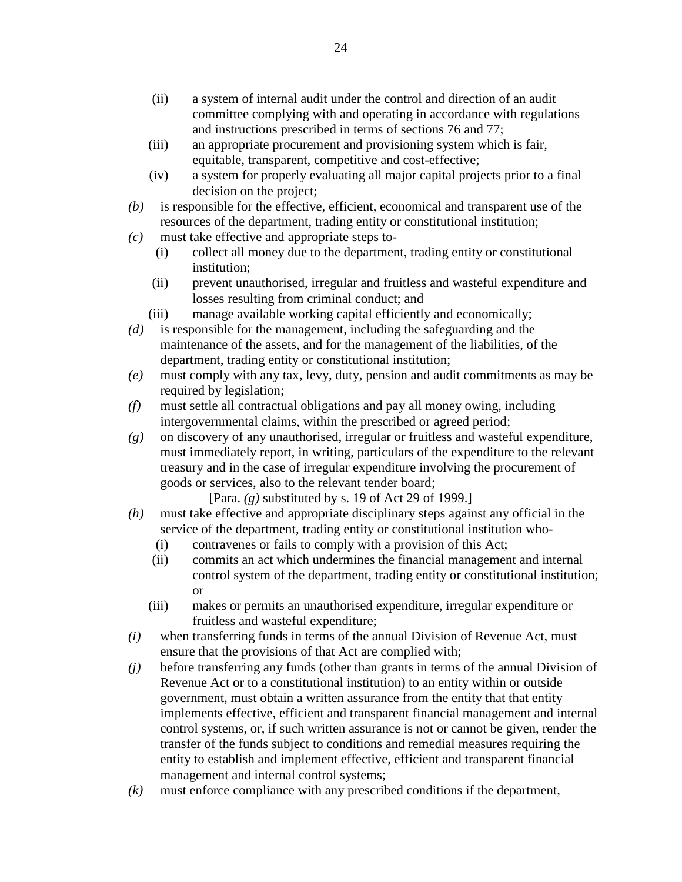(ii) a system of internal audit under the control and direction of an audit committee complying with and operating in accordance with regulations and instructions prescribed in terms of sections 76 and 77;

(iii) an appropriate procurement and provisioning system which is fair, equitable, transparent, competitive and cost-effective;

(iv) a system for properly evaluating all major capital projects prior to a final decision on the project;

*(b)* is responsible for the effective, efficient, economical and transparent use of the resources of the department, trading entity or constitutional institution;

*(c)* must take effective and appropriate steps to-

(i) collect all money due to the department, trading entity or constitutional institution;

(ii) prevent unauthorised, irregular and fruitless and wasteful expenditure and losses resulting from criminal conduct; and

(iii) manage available working capital efficiently and economically;

*(d)* is responsible for the management, including the safeguarding and the maintenance of the assets, and for the management of the liabilities, of the department, trading entity or constitutional institution;

*(e)* must comply with any tax, levy, duty, pension and audit commitments as may be required by legislation;

*(f)* must settle all contractual obligations and pay all money owing, including intergovernmental claims, within the prescribed or agreed period;

*(g)* on discovery of any unauthorised, irregular or fruitless and wasteful expenditure, must immediately report, in writing, particulars of the expenditure to the relevant treasury and in the case of irregular expenditure involving the procurement of goods or services, also to the relevant tender board;

[Para. *(g)* substituted by s. 19 of Act 29 of 1999.]

*(h)* must take effective and appropriate disciplinary steps against any official in the service of the department, trading entity or constitutional institution who-

(i) contravenes or fails to comply with a provision of this Act;

(ii) commits an act which undermines the financial management and internal control system of the department, trading entity or constitutional institution; or

(iii) makes or permits an unauthorised expenditure, irregular expenditure or fruitless and wasteful expenditure;

*(i)* when transferring funds in terms of the annual Division of Revenue Act, must ensure that the provisions of that Act are complied with;

*(j)* before transferring any funds (other than grants in terms of the annual Division of Revenue Act or to a constitutional institution) to an entity within or outside government, must obtain a written assurance from the entity that that entity implements effective, efficient and transparent financial management and internal control systems, or, if such written assurance is not or cannot be given, render the transfer of the funds subject to conditions and remedial measures requiring the entity to establish and implement effective, efficient and transparent financial management and internal control systems;

*(k)* must enforce compliance with any prescribed conditions if the department,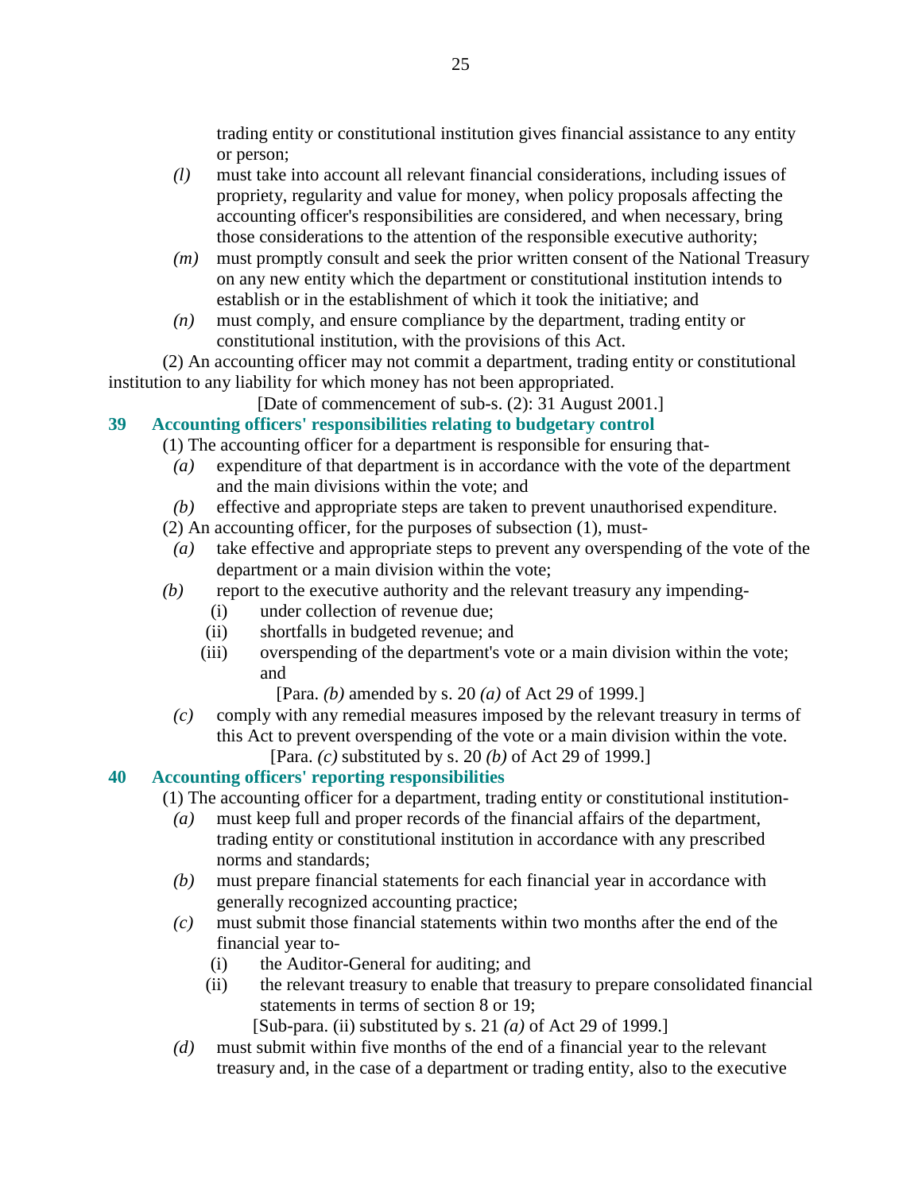trading entity or constitutional institution gives financial assistance to any entity or person;

*(l)* must take into account all relevant financial considerations, including issues of propriety, regularity and value for money, when policy proposals affecting the accounting officer's responsibilities are considered, and when necessary, bring those considerations to the attention of the responsible executive authority;

*(m)* must promptly consult and seek the prior written consent of the National Treasury on any new entity which the department or constitutional institution intends to establish or in the establishment of which it took the initiative; and

*(n)* must comply, and ensure compliance by the department, trading entity or constitutional institution, with the provisions of this Act.

(2) An accounting officer may not commit a department, trading entity or constitutional institution to any liability for which money has not been appropriated.

[Date of commencement of sub-s. (2): 31 August 2001.]

## 39 Accounting officers' responsibilities relating to budgetary control

(1) The accounting officer for a department is responsible for ensuring that-

*(a)* expenditure of that department is in accordance with the vote of the department and the main divisions within the vote; and

*(b)* effective and appropriate steps are taken to prevent unauthorised expenditure.

(2) An accounting officer, for the purposes of subsection (1), must-

*(a)* take effective and appropriate steps to prevent any overspending of the vote of the department or a main division within the vote;

*(b)* report to the executive authority and the relevant treasury any impending-

(i) under collection of revenue due;

(ii) shortfalls in budgeted revenue; and

(iii) overspending of the department's vote or a main division within the vote; and

[Para. *(b)* amended by s. 20 *(a)* of Act 29 of 1999.]

*(c)* comply with any remedial measures imposed by the relevant treasury in terms of this Act to prevent overspending of the vote or a main division within the vote.

[Para. *(c)* substituted by s. 20 *(b)* of Act 29 of 1999.]

## 40 Accounting officers' reporting responsibilities

(1) The accounting officer for a department, trading entity or constitutional institution-

*(a)* must keep full and proper records of the financial affairs of the department, trading entity or constitutional institution in accordance with any prescribed norms and standards;

*(b)* must prepare financial statements for each financial year in accordance with generally recognized accounting practice;

*(c)* must submit those financial statements within two months after the end of the financial year to-

(i) the Auditor-General for auditing; and

(ii) the relevant treasury to enable that treasury to prepare consolidated financial statements in terms of section 8 or 19;

[Sub-para. (ii) substituted by s. 21 *(a)* of Act 29 of 1999.]

*(d)* must submit within five months of the end of a financial year to the relevant treasury and, in the case of a department or trading entity, also to the executive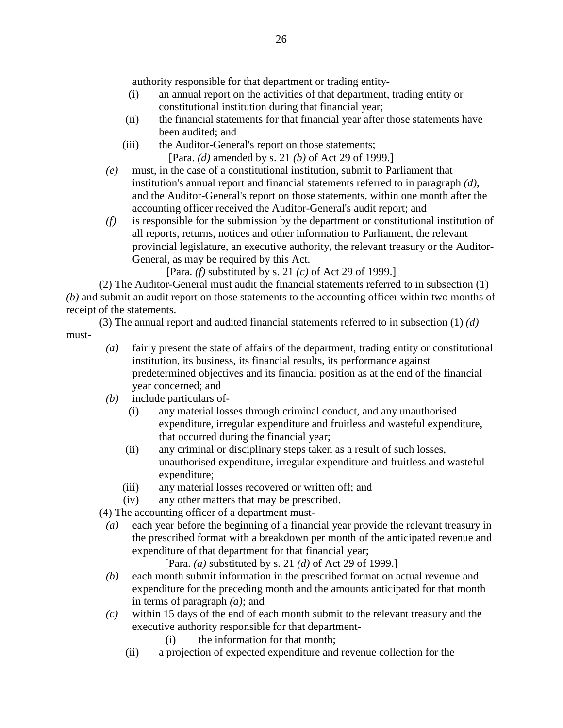authority responsible for that department or trading entity-

- (i) an annual report on the activities of that department, trading entity or constitutional institution during that financial year;
- (ii) the financial statements for that financial year after those statements have been audited; and
- (iii) the Auditor-General's report on those statements;

[Para. *(d)* amended by s. 21 *(b)* of Act 29 of 1999.]

*(e)* must, in the case of a constitutional institution, submit to Parliament that institution's annual report and financial statements referred to in paragraph *(d)*, and the Auditor-General's report on those statements, within one month after the accounting officer received the Auditor-General's audit report; and

*(f)* is responsible for the submission by the department or constitutional institution of all reports, returns, notices and other information to Parliament, the relevant provincial legislature, an executive authority, the relevant treasury or the Auditor-General, as may be required by this Act.

[Para. *(f)* substituted by s. 21 *(c)* of Act 29 of 1999.]

(2) The Auditor-General must audit the financial statements referred to in subsection (1) *(b)* and submit an audit report on those statements to the accounting officer within two months of receipt of the statements.

(3) The annual report and audited financial statements referred to in subsection (1) *(d)* must-

*(a)* fairly present the state of affairs of the department, trading entity or constitutional institution, its business, its financial results, its performance against predetermined objectives and its financial position as at the end of the financial year concerned; and

*(b)* include particulars of-

- (i) any material losses through criminal conduct, and any unauthorised expenditure, irregular expenditure and fruitless and wasteful expenditure, that occurred during the financial year;
- (ii) any criminal or disciplinary steps taken as a result of such losses, unauthorised expenditure, irregular expenditure and fruitless and wasteful expenditure;
- (iii) any material losses recovered or written off; and
- (iv) any other matters that may be prescribed.

(4) The accounting officer of a department must-

*(a)* each year before the beginning of a financial year provide the relevant treasury in the prescribed format with a breakdown per month of the anticipated revenue and expenditure of that department for that financial year;

[Para. *(a)* substituted by s. 21 *(d)* of Act 29 of 1999.]

*(b)* each month submit information in the prescribed format on actual revenue and expenditure for the preceding month and the amounts anticipated for that month in terms of paragraph *(a)*; and

*(c)* within 15 days of the end of each month submit to the relevant treasury and the executive authority responsible for that department-

- (i) the information for that month;
- (ii) a projection of expected expenditure and revenue collection for the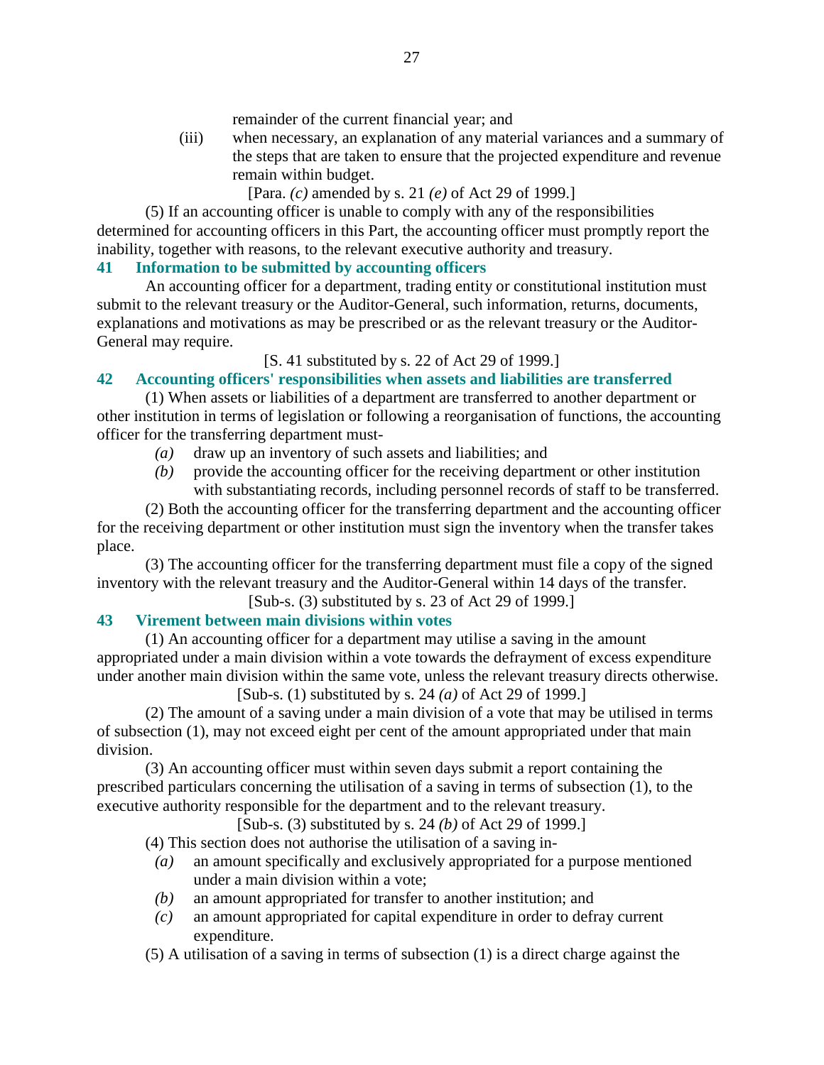remainder of the current financial year; and

(iii) when necessary, an explanation of any material variances and a summary of the steps that are taken to ensure that the projected expenditure and revenue remain within budget.

[Para. *(c)* amended by s. 21 *(e)* of Act 29 of 1999.]

(5) If an accounting officer is unable to comply with any of the responsibilities determined for accounting officers in this Part, the accounting officer must promptly report the inability, together with reasons, to the relevant executive authority and treasury.

**41 Information to be submitted by accounting officers**

An accounting officer for a department, trading entity or constitutional institution must submit to the relevant treasury or the Auditor-General, such information, returns, documents, explanations and motivations as may be prescribed or as the relevant treasury or the Auditor-General may require.

[S. 41 substituted by s. 22 of Act 29 of 1999.]

**42 Accounting officers' responsibilities when assets and liabilities are transferred**

(1) When assets or liabilities of a department are transferred to another department or other institution in terms of legislation or following a reorganisation of functions, the accounting officer for the transferring department must-

*(a)* draw up an inventory of such assets and liabilities; and

*(b)* provide the accounting officer for the receiving department or other institution with substantiating records, including personnel records of staff to be transferred.

(2) Both the accounting officer for the transferring department and the accounting officer for the receiving department or other institution must sign the inventory when the transfer takes place.

(3) The accounting officer for the transferring department must file a copy of the signed inventory with the relevant treasury and the Auditor-General within 14 days of the transfer.

[Sub-s. (3) substituted by s. 23 of Act 29 of 1999.]

**43 Virement between main divisions within votes**

(1) An accounting officer for a department may utilise a saving in the amount appropriated under a main division within a vote towards the defrayment of excess expenditure under another main division within the same vote, unless the relevant treasury directs otherwise.

[Sub-s. (1) substituted by s. 24 *(a)* of Act 29 of 1999.]

(2) The amount of a saving under a main division of a vote that may be utilised in terms of subsection (1), may not exceed eight per cent of the amount appropriated under that main division.

(3) An accounting officer must within seven days submit a report containing the prescribed particulars concerning the utilisation of a saving in terms of subsection (1), to the executive authority responsible for the department and to the relevant treasury.

[Sub-s. (3) substituted by s. 24 *(b)* of Act 29 of 1999.]

(4) This section does not authorise the utilisation of a saving in-

*(a)* an amount specifically and exclusively appropriated for a purpose mentioned under a main division within a vote;

*(b)* an amount appropriated for transfer to another institution; and

*(c)* an amount appropriated for capital expenditure in order to defray current expenditure.

(5) A utilisation of a saving in terms of subsection (1) is a direct charge against the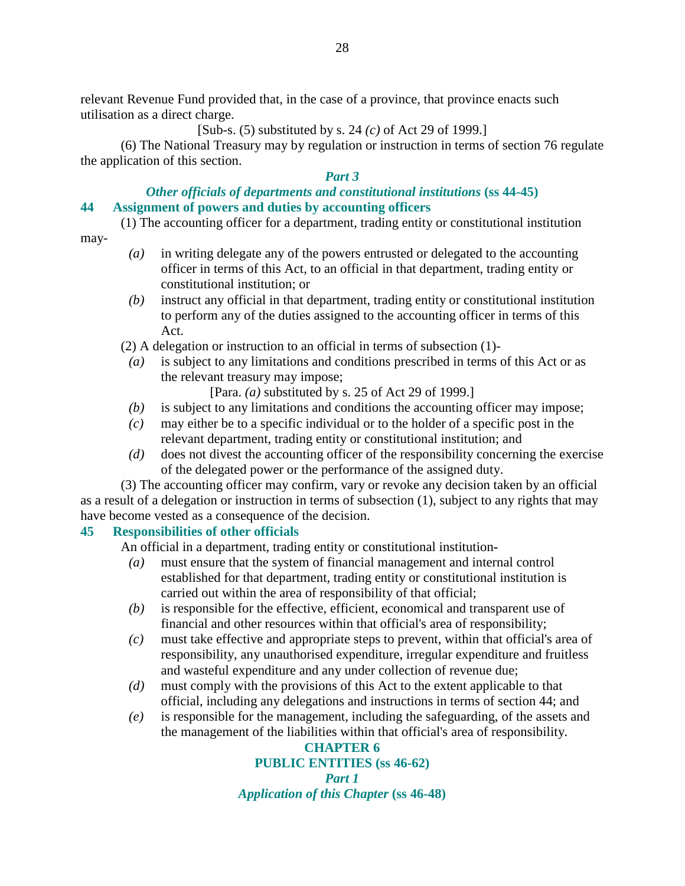relevant Revenue Fund provided that, in the case of a province, that province enacts such utilisation as a direct charge.

[Sub-s. (5) substituted by s. 24 *(c)* of Act 29 of 1999.]

(6) The National Treasury may by regulation or instruction in terms of section 76 regulate the application of this section.

### *Part 3*

### *Other officials of departments and constitutional institutions* (ss 44-45)

### 44 Assignment of powers and duties by accounting officers

(1) The accounting officer for a department, trading entity or constitutional institution may-

*(a)* in writing delegate any of the powers entrusted or delegated to the accounting officer in terms of this Act, to an official in that department, trading entity or constitutional institution; or

*(b)* instruct any official in that department, trading entity or constitutional institution to perform any of the duties assigned to the accounting officer in terms of this Act.

(2) A delegation or instruction to an official in terms of subsection (1)-

*(a)* is subject to any limitations and conditions prescribed in terms of this Act or as the relevant treasury may impose;

[Para. *(a)* substituted by s. 25 of Act 29 of 1999.]

*(b)* is subject to any limitations and conditions the accounting officer may impose;

*(c)* may either be to a specific individual or to the holder of a specific post in the relevant department, trading entity or constitutional institution; and

*(d)* does not divest the accounting officer of the responsibility concerning the exercise of the delegated power or the performance of the assigned duty.

(3) The accounting officer may confirm, vary or revoke any decision taken by an official as a result of a delegation or instruction in terms of subsection (1), subject to any rights that may have become vested as a consequence of the decision.

### 45 Responsibilities of other officials

An official in a department, trading entity or constitutional institution-

*(a)* must ensure that the system of financial management and internal control established for that department, trading entity or constitutional institution is carried out within the area of responsibility of that official;

*(b)* is responsible for the effective, efficient, economical and transparent use of financial and other resources within that official's area of responsibility;

*(c)* must take effective and appropriate steps to prevent, within that official's area of responsibility, any unauthorised expenditure, irregular expenditure and fruitless and wasteful expenditure and any under collection of revenue due;

*(d)* must comply with the provisions of this Act to the extent applicable to that official, including any delegations and instructions in terms of section 44; and

*(e)* is responsible for the management, including the safeguarding, of the assets and the management of the liabilities within that official's area of responsibility.

## CHAPTER 6

## PUBLIC ENTITIES (ss 46-62)

### *Part 1*

### *Application of this Chapter* (ss 46-48)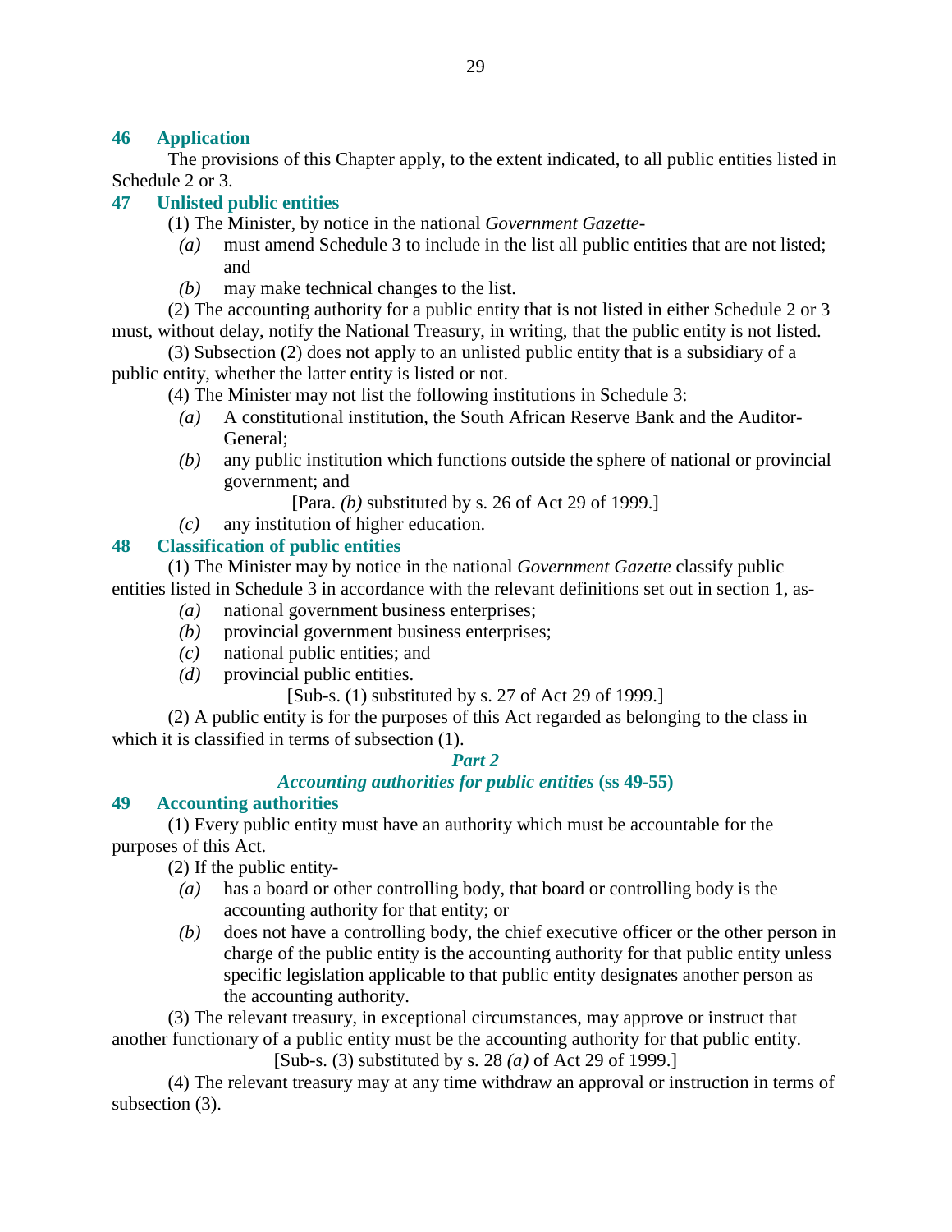### 46 Application

The provisions of this Chapter apply, to the extent indicated, to all public entities listed in Schedule 2 or 3.

### 47 Unlisted public entities

(1) The Minister, by notice in the national *Government Gazette*-

*(a)* must amend Schedule 3 to include in the list all public entities that are not listed; and

*(b)* may make technical changes to the list.

(2) The accounting authority for a public entity that is not listed in either Schedule 2 or 3 must, without delay, notify the National Treasury, in writing, that the public entity is not listed.

(3) Subsection (2) does not apply to an unlisted public entity that is a subsidiary of a public entity, whether the latter entity is listed or not.

(4) The Minister may not list the following institutions in Schedule 3:

*(a)* A constitutional institution, the South African Reserve Bank and the Auditor-General;

*(b)* any public institution which functions outside the sphere of national or provincial government; and

[Para. *(b)* substituted by s. 26 of Act 29 of 1999.]

*(c)* any institution of higher education.

### 48 Classification of public entities

(1) The Minister may by notice in the national *Government Gazette* classify public entities listed in Schedule 3 in accordance with the relevant definitions set out in section 1, as-

*(a)* national government business enterprises;

*(b)* provincial government business enterprises;

*(c)* national public entities; and

*(d)* provincial public entities.

[Sub-s. (1) substituted by s. 27 of Act 29 of 1999.]

(2) A public entity is for the purposes of this Act regarded as belonging to the class in which it is classified in terms of subsection (1).

## *Part 2*

## *Accounting authorities for public entities* (ss 49-55)

### 49 Accounting authorities

(1) Every public entity must have an authority which must be accountable for the purposes of this Act.

(2) If the public entity-

*(a)* has a board or other controlling body, that board or controlling body is the accounting authority for that entity; or

*(b)* does not have a controlling body, the chief executive officer or the other person in charge of the public entity is the accounting authority for that public entity unless specific legislation applicable to that public entity designates another person as the accounting authority.

(3) The relevant treasury, in exceptional circumstances, may approve or instruct that another functionary of a public entity must be the accounting authority for that public entity.

[Sub-s. (3) substituted by s. 28 *(a)* of Act 29 of 1999.]

(4) The relevant treasury may at any time withdraw an approval or instruction in terms of subsection (3).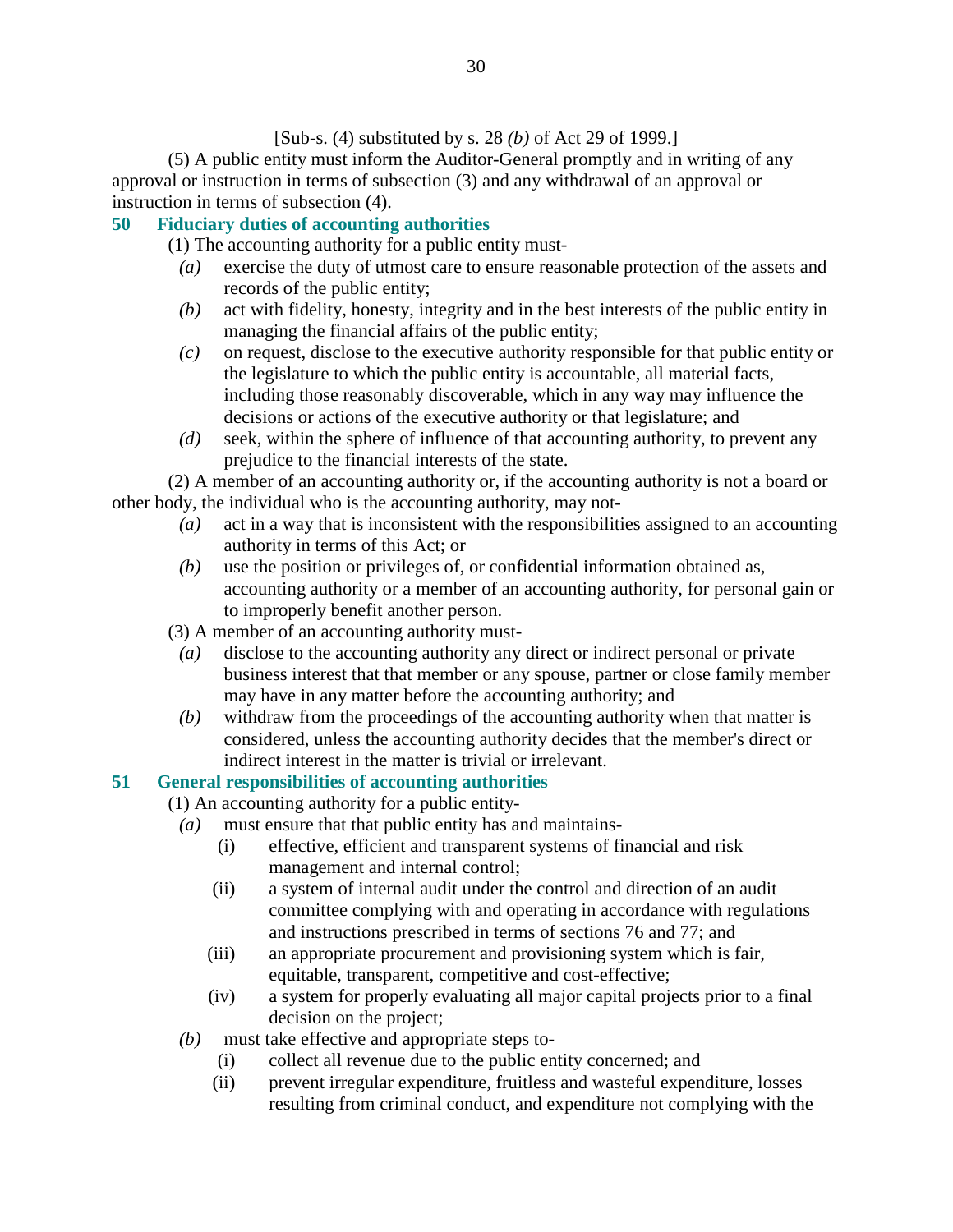[Sub-s. (4) substituted by s. 28 *(b)* of Act 29 of 1999.]

(5) A public entity must inform the Auditor-General promptly and in writing of any approval or instruction in terms of subsection (3) and any withdrawal of an approval or instruction in terms of subsection (4).

### 50 Fiduciary duties of accounting authorities

(1) The accounting authority for a public entity must-

*(a)* exercise the duty of utmost care to ensure reasonable protection of the assets and records of the public entity;

*(b)* act with fidelity, honesty, integrity and in the best interests of the public entity in managing the financial affairs of the public entity;

*(c)* on request, disclose to the executive authority responsible for that public entity or the legislature to which the public entity is accountable, all material facts, including those reasonably discoverable, which in any way may influence the decisions or actions of the executive authority or that legislature; and

*(d)* seek, within the sphere of influence of that accounting authority, to prevent any prejudice to the financial interests of the state.

(2) A member of an accounting authority or, if the accounting authority is not a board or other body, the individual who is the accounting authority, may not-

*(a)* act in a way that is inconsistent with the responsibilities assigned to an accounting authority in terms of this Act; or

*(b)* use the position or privileges of, or confidential information obtained as, accounting authority or a member of an accounting authority, for personal gain or to improperly benefit another person.

(3) A member of an accounting authority must-

*(a)* disclose to the accounting authority any direct or indirect personal or private business interest that that member or any spouse, partner or close family member may have in any matter before the accounting authority; and

*(b)* withdraw from the proceedings of the accounting authority when that matter is considered, unless the accounting authority decides that the member's direct or indirect interest in the matter is trivial or irrelevant.

### 51 General responsibilities of accounting authorities

(1) An accounting authority for a public entity-

*(a)* must ensure that that public entity has and maintains-

(i) effective, efficient and transparent systems of financial and risk management and internal control;

(ii) a system of internal audit under the control and direction of an audit committee complying with and operating in accordance with regulations and instructions prescribed in terms of sections 76 and 77; and

(iii) an appropriate procurement and provisioning system which is fair, equitable, transparent, competitive and cost-effective;

(iv) a system for properly evaluating all major capital projects prior to a final decision on the project;

*(b)* must take effective and appropriate steps to-

(i) collect all revenue due to the public entity concerned; and

(ii) prevent irregular expenditure, fruitless and wasteful expenditure, losses resulting from criminal conduct, and expenditure not complying with the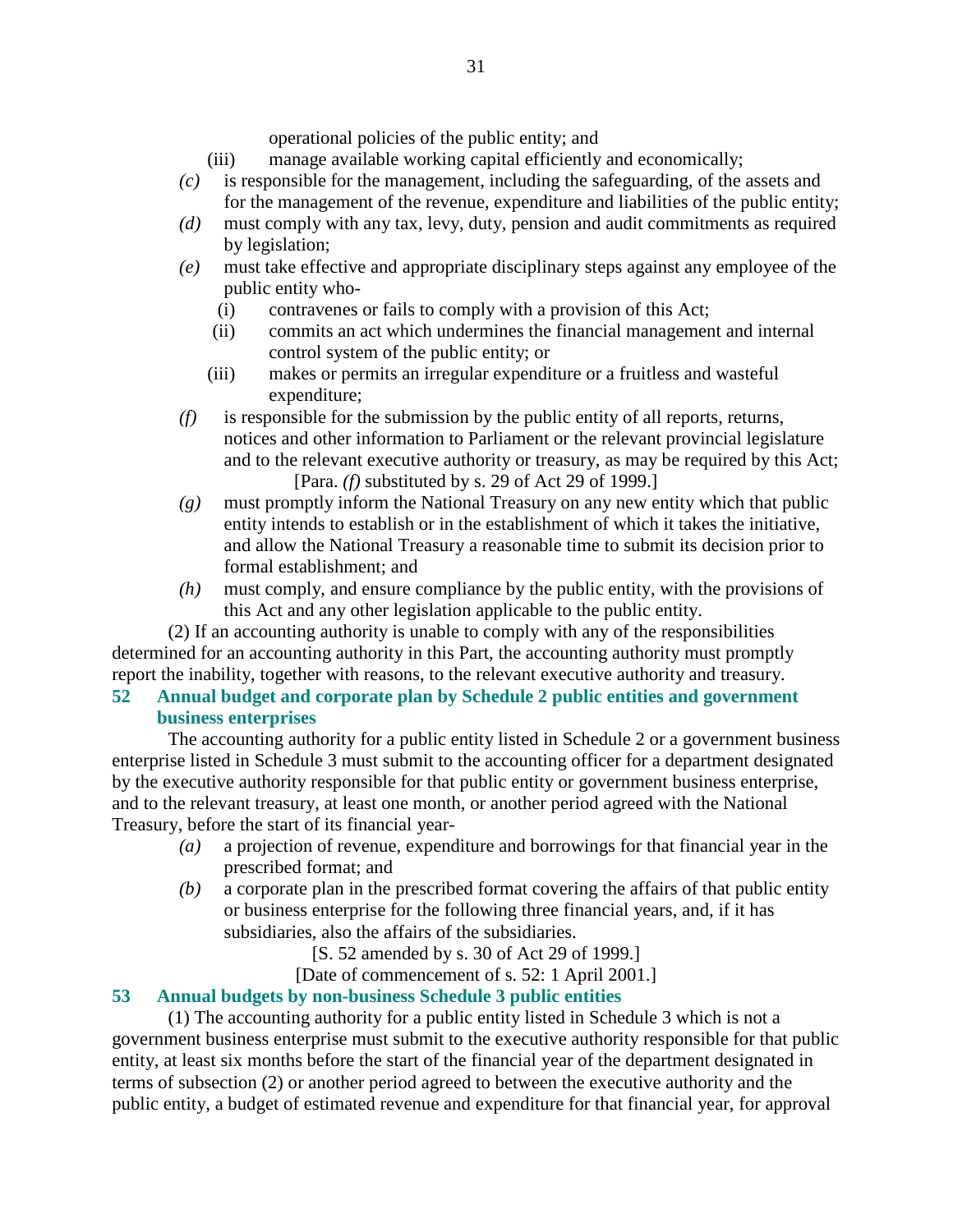operational policies of the public entity; and

(iii) manage available working capital efficiently and economically;

*(c)* is responsible for the management, including the safeguarding, of the assets and for the management of the revenue, expenditure and liabilities of the public entity;

*(d)* must comply with any tax, levy, duty, pension and audit commitments as required by legislation;

*(e)* must take effective and appropriate disciplinary steps against any employee of the public entity who-

(i) contravenes or fails to comply with a provision of this Act;

(ii) commits an act which undermines the financial management and internal control system of the public entity; or

(iii) makes or permits an irregular expenditure or a fruitless and wasteful expenditure;

*(f)* is responsible for the submission by the public entity of all reports, returns, notices and other information to Parliament or the relevant provincial legislature and to the relevant executive authority or treasury, as may be required by this Act;

[Para. *(f)* substituted by s. 29 of Act 29 of 1999.]

*(g)* must promptly inform the National Treasury on any new entity which that public entity intends to establish or in the establishment of which it takes the initiative, and allow the National Treasury a reasonable time to submit its decision prior to formal establishment; and

*(h)* must comply, and ensure compliance by the public entity, with the provisions of this Act and any other legislation applicable to the public entity.

(2) If an accounting authority is unable to comply with any of the responsibilities determined for an accounting authority in this Part, the accounting authority must promptly report the inability, together with reasons, to the relevant executive authority and treasury.

**52 Annual budget and corporate plan by Schedule 2 public entities and government business enterprises**

The accounting authority for a public entity listed in Schedule 2 or a government business enterprise listed in Schedule 3 must submit to the accounting officer for a department designated by the executive authority responsible for that public entity or government business enterprise, and to the relevant treasury, at least one month, or another period agreed with the National Treasury, before the start of its financial year-

*(a)* a projection of revenue, expenditure and borrowings for that financial year in the prescribed format; and

*(b)* a corporate plan in the prescribed format covering the affairs of that public entity or business enterprise for the following three financial years, and, if it has subsidiaries, also the affairs of the subsidiaries.

[S. 52 amended by s. 30 of Act 29 of 1999.]

[Date of commencement of s. 52: 1 April 2001.]

**53 Annual budgets by non-business Schedule 3 public entities**

(1) The accounting authority for a public entity listed in Schedule 3 which is not a government business enterprise must submit to the executive authority responsible for that public entity, at least six months before the start of the financial year of the department designated in terms of subsection (2) or another period agreed to between the executive authority and the public entity, a budget of estimated revenue and expenditure for that financial year, for approval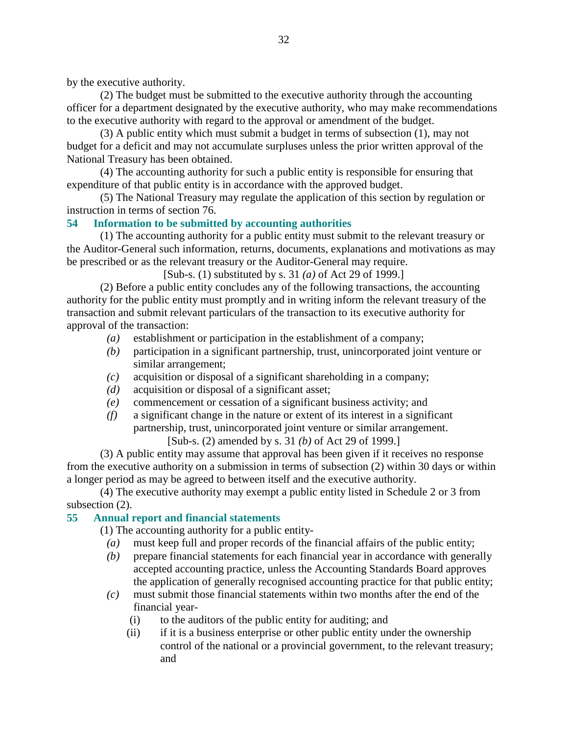by the executive authority.

(2) The budget must be submitted to the executive authority through the accounting officer for a department designated by the executive authority, who may make recommendations to the executive authority with regard to the approval or amendment of the budget.

(3) A public entity which must submit a budget in terms of subsection (1), may not budget for a deficit and may not accumulate surpluses unless the prior written approval of the National Treasury has been obtained.

(4) The accounting authority for such a public entity is responsible for ensuring that expenditure of that public entity is in accordance with the approved budget.

(5) The National Treasury may regulate the application of this section by regulation or instruction in terms of section 76.

### 54 Information to be submitted by accounting authorities

(1) The accounting authority for a public entity must submit to the relevant treasury or the Auditor-General such information, returns, documents, explanations and motivations as may be prescribed or as the relevant treasury or the Auditor-General may require.

[Sub-s. (1) substituted by s. 31 *(a)* of Act 29 of 1999.]

(2) Before a public entity concludes any of the following transactions, the accounting authority for the public entity must promptly and in writing inform the relevant treasury of the transaction and submit relevant particulars of the transaction to its executive authority for approval of the transaction:

*(a)* establishment or participation in the establishment of a company;

*(b)* participation in a significant partnership, trust, unincorporated joint venture or similar arrangement;

*(c)* acquisition or disposal of a significant shareholding in a company;

*(d)* acquisition or disposal of a significant asset;

*(e)* commencement or cessation of a significant business activity; and

*(f)* a significant change in the nature or extent of its interest in a significant partnership, trust, unincorporated joint venture or similar arrangement.

[Sub-s. (2) amended by s. 31 *(b)* of Act 29 of 1999.]

(3) A public entity may assume that approval has been given if it receives no response from the executive authority on a submission in terms of subsection (2) within 30 days or within a longer period as may be agreed to between itself and the executive authority.

(4) The executive authority may exempt a public entity listed in Schedule 2 or 3 from subsection (2).

### 55 Annual report and financial statements

(1) The accounting authority for a public entity-

*(a)* must keep full and proper records of the financial affairs of the public entity;

*(b)* prepare financial statements for each financial year in accordance with generally accepted accounting practice, unless the Accounting Standards Board approves the application of generally recognised accounting practice for that public entity;

*(c)* must submit those financial statements within two months after the end of the financial year-

(i) to the auditors of the public entity for auditing; and

(ii) if it is a business enterprise or other public entity under the ownership control of the national or a provincial government, to the relevant treasury; and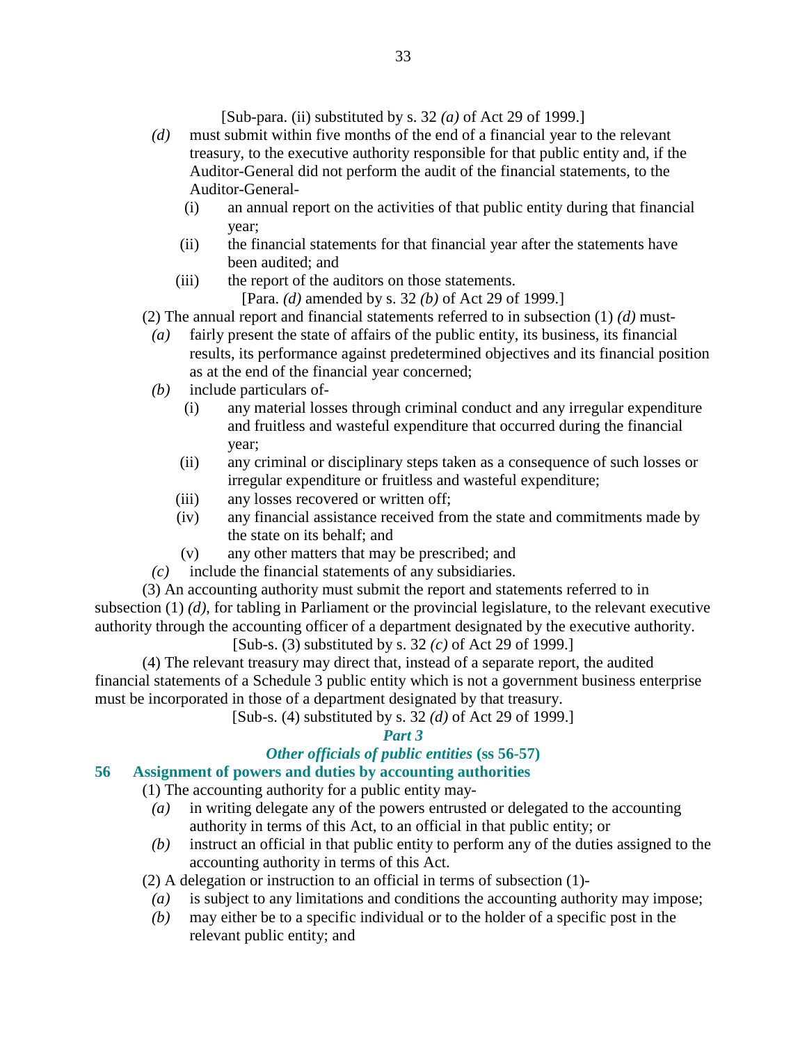[Sub-para. (ii) substituted by s. 32 *(a)* of Act 29 of 1999.]

*(d)* must submit within five months of the end of a financial year to the relevant treasury, to the executive authority responsible for that public entity and, if the Auditor-General did not perform the audit of the financial statements, to the Auditor-General-

(i) an annual report on the activities of that public entity during that financial year;

(ii) the financial statements for that financial year after the statements have been audited; and

(iii) the report of the auditors on those statements.

[Para. *(d)* amended by s. 32 *(b)* of Act 29 of 1999.]

(2) The annual report and financial statements referred to in subsection (1) *(d)* must-

*(a)* fairly present the state of affairs of the public entity, its business, its financial results, its performance against predetermined objectives and its financial position as at the end of the financial year concerned;

*(b)* include particulars of-

(i) any material losses through criminal conduct and any irregular expenditure and fruitless and wasteful expenditure that occurred during the financial year;

(ii) any criminal or disciplinary steps taken as a consequence of such losses or irregular expenditure or fruitless and wasteful expenditure;

(iii) any losses recovered or written off;

(iv) any financial assistance received from the state and commitments made by the state on its behalf; and

(v) any other matters that may be prescribed; and

*(c)* include the financial statements of any subsidiaries.

(3) An accounting authority must submit the report and statements referred to in subsection (1) *(d)*, for tabling in Parliament or the provincial legislature, to the relevant executive authority through the accounting officer of a department designated by the executive authority.

[Sub-s. (3) substituted by s. 32 *(c)* of Act 29 of 1999.]

(4) The relevant treasury may direct that, instead of a separate report, the audited financial statements of a Schedule 3 public entity which is not a government business enterprise must be incorporated in those of a department designated by that treasury.

[Sub-s. (4) substituted by s. 32 *(d)* of Act 29 of 1999.]

## *Part 3*

## *Other officials of public entities* (ss 56-57)

### 56 Assignment of powers and duties by accounting authorities

(1) The accounting authority for a public entity may-

*(a)* in writing delegate any of the powers entrusted or delegated to the accounting authority in terms of this Act, to an official in that public entity; or

*(b)* instruct an official in that public entity to perform any of the duties assigned to the accounting authority in terms of this Act.

(2) A delegation or instruction to an official in terms of subsection (1)-

*(a)* is subject to any limitations and conditions the accounting authority may impose;

*(b)* may either be to a specific individual or to the holder of a specific post in the relevant public entity; and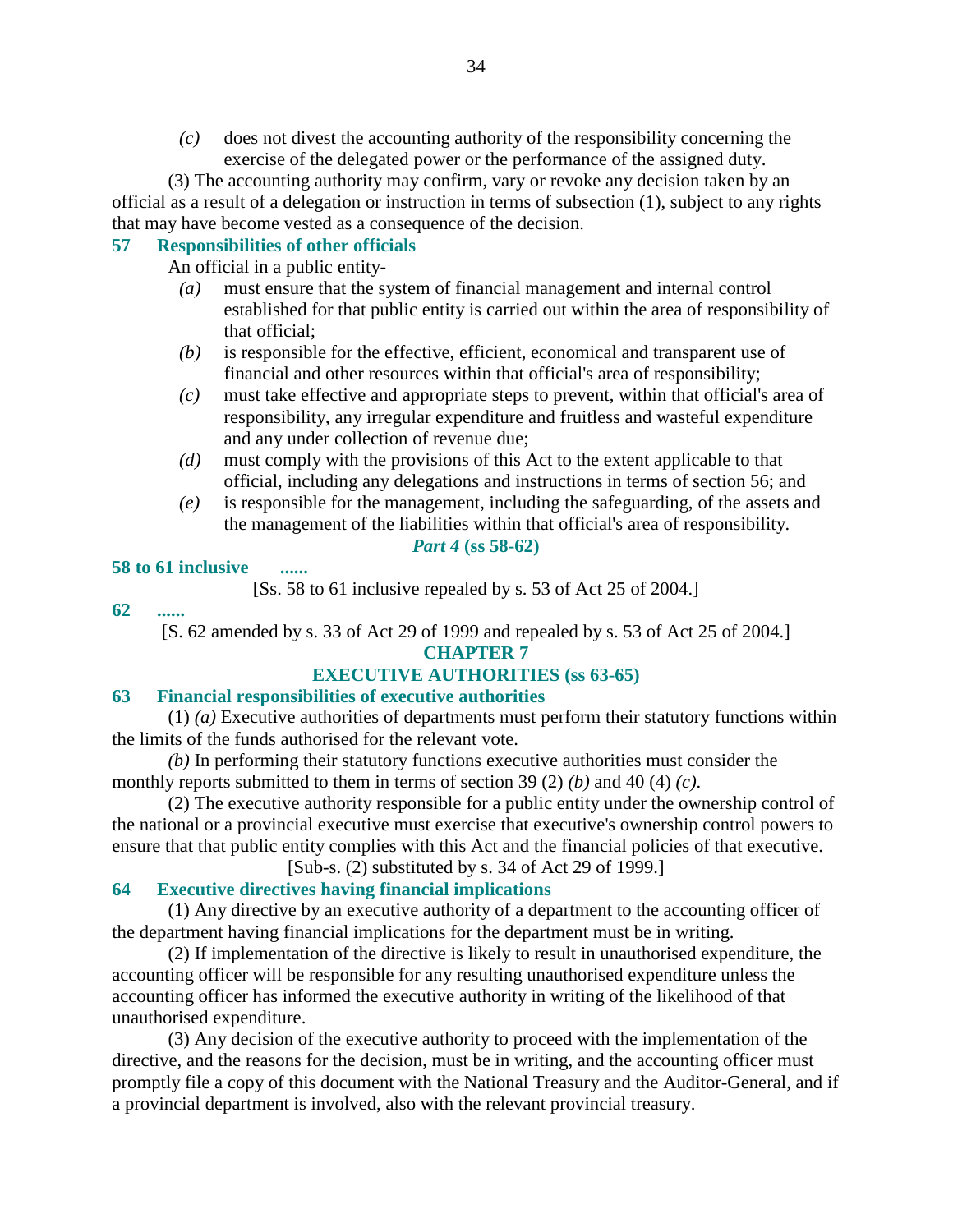*(c)* does not divest the accounting authority of the responsibility concerning the exercise of the delegated power or the performance of the assigned duty.

(3) The accounting authority may confirm, vary or revoke any decision taken by an official as a result of a delegation or instruction in terms of subsection (1), subject to any rights that may have become vested as a consequence of the decision.

### 57 Responsibilities of other officials

An official in a public entity-

*(a)* must ensure that the system of financial management and internal control established for that public entity is carried out within the area of responsibility of that official;

*(b)* is responsible for the effective, efficient, economical and transparent use of financial and other resources within that official's area of responsibility;

*(c)* must take effective and appropriate steps to prevent, within that official's area of responsibility, any irregular expenditure and fruitless and wasteful expenditure and any under collection of revenue due;

*(d)* must comply with the provisions of this Act to the extent applicable to that official, including any delegations and instructions in terms of section 56; and

*(e)* is responsible for the management, including the safeguarding, of the assets and the management of the liabilities within that official's area of responsibility.

## *Part 4* (ss 58-62)

### 58 to 61 inclusive ......

[Ss. 58 to 61 inclusive repealed by s. 53 of Act 25 of 2004.]

### 62 ......

[S. 62 amended by s. 33 of Act 29 of 1999 and repealed by s. 53 of Act 25 of 2004.]

## CHAPTER 7

## EXECUTIVE AUTHORITIES (ss 63-65)

### 63 Financial responsibilities of executive authorities

(1) *(a)* Executive authorities of departments must perform their statutory functions within the limits of the funds authorised for the relevant vote.

*(b)* In performing their statutory functions executive authorities must consider the monthly reports submitted to them in terms of section 39 (2) *(b)* and 40 (4) *(c)*.

(2) The executive authority responsible for a public entity under the ownership control of the national or a provincial executive must exercise that executive's ownership control powers to ensure that that public entity complies with this Act and the financial policies of that executive.

[Sub-s. (2) substituted by s. 34 of Act 29 of 1999.]

### 64 Executive directives having financial implications

(1) Any directive by an executive authority of a department to the accounting officer of the department having financial implications for the department must be in writing.

(2) If implementation of the directive is likely to result in unauthorised expenditure, the accounting officer will be responsible for any resulting unauthorised expenditure unless the accounting officer has informed the executive authority in writing of the likelihood of that unauthorised expenditure.

(3) Any decision of the executive authority to proceed with the implementation of the directive, and the reasons for the decision, must be in writing, and the accounting officer must promptly file a copy of this document with the National Treasury and the Auditor-General, and if a provincial department is involved, also with the relevant provincial treasury.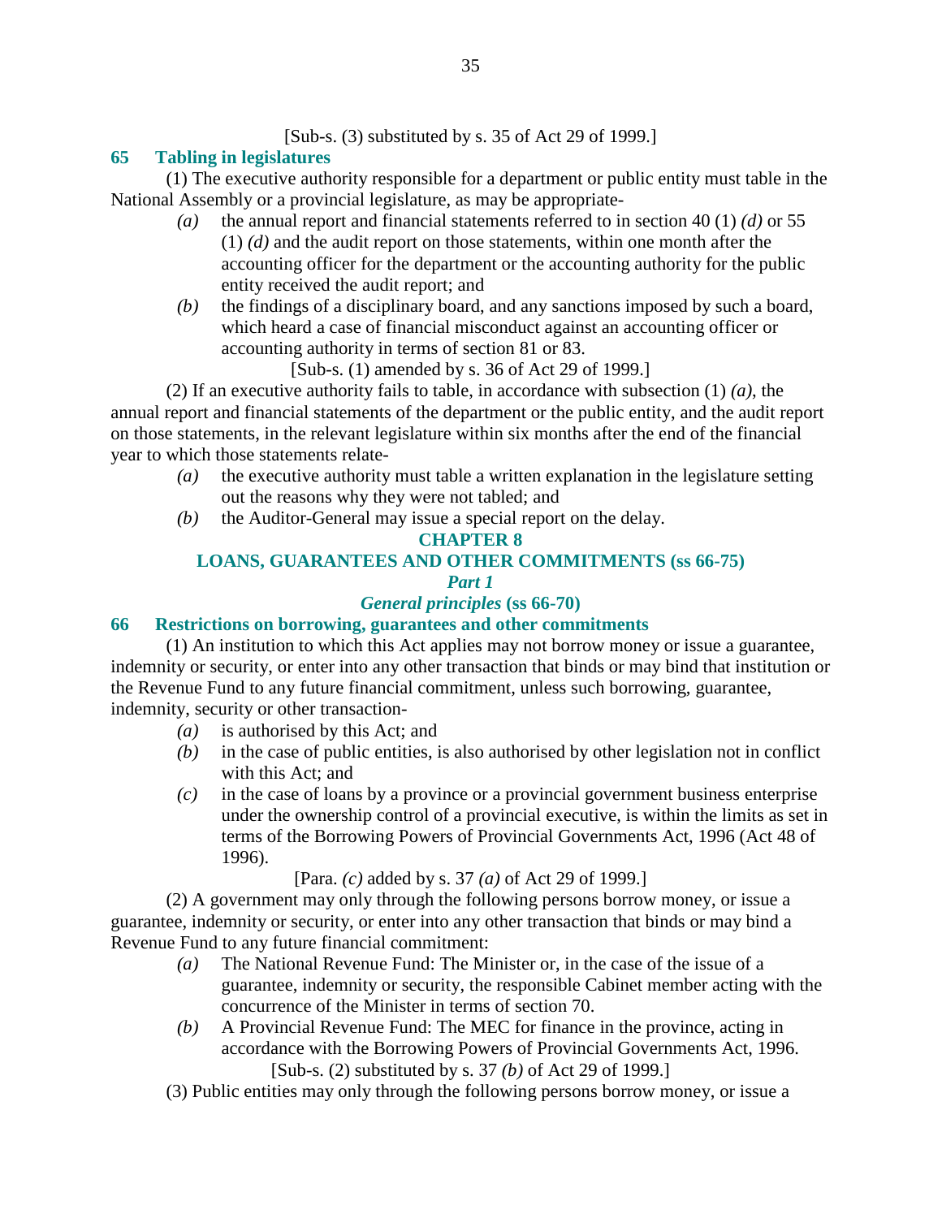[Sub-s. (3) substituted by s. 35 of Act 29 of 1999.]

### 65 Tabling in legislatures

(1) The executive authority responsible for a department or public entity must table in the National Assembly or a provincial legislature, as may be appropriate-

- *(a)* the annual report and financial statements referred to in section 40 (1) *(d)* or 55 (1) *(d)* and the audit report on those statements, within one month after the accounting officer for the department or the accounting authority for the public entity received the audit report; and
- *(b)* the findings of a disciplinary board, and any sanctions imposed by such a board, which heard a case of financial misconduct against an accounting officer or accounting authority in terms of section 81 or 83.

[Sub-s. (1) amended by s. 36 of Act 29 of 1999.]

(2) If an executive authority fails to table, in accordance with subsection (1) *(a)*, the annual report and financial statements of the department or the public entity, and the audit report on those statements, in the relevant legislature within six months after the end of the financial year to which those statements relate-

- *(a)* the executive authority must table a written explanation in the legislature setting out the reasons why they were not tabled; and
- *(b)* the Auditor-General may issue a special report on the delay.

## CHAPTER 8

## LOANS, GUARANTEES AND OTHER COMMITMENTS (ss 66-75)

### *Part 1*

### *General principles* (ss 66-70)

### 66 Restrictions on borrowing, guarantees and other commitments

(1) An institution to which this Act applies may not borrow money or issue a guarantee, indemnity or security, or enter into any other transaction that binds or may bind that institution or the Revenue Fund to any future financial commitment, unless such borrowing, guarantee, indemnity, security or other transaction-

- *(a)* is authorised by this Act; and
- *(b)* in the case of public entities, is also authorised by other legislation not in conflict with this Act; and
- *(c)* in the case of loans by a province or a provincial government business enterprise under the ownership control of a provincial executive, is within the limits as set in terms of the Borrowing Powers of Provincial Governments Act, 1996 (Act 48 of 1996).

[Para. *(c)* added by s. 37 *(a)* of Act 29 of 1999.]

(2) A government may only through the following persons borrow money, or issue a guarantee, indemnity or security, or enter into any other transaction that binds or may bind a Revenue Fund to any future financial commitment:

- *(a)* The National Revenue Fund: The Minister or, in the case of the issue of a guarantee, indemnity or security, the responsible Cabinet member acting with the concurrence of the Minister in terms of section 70.
- *(b)* A Provincial Revenue Fund: The MEC for finance in the province, acting in accordance with the Borrowing Powers of Provincial Governments Act, 1996.

[Sub-s. (2) substituted by s. 37 *(b)* of Act 29 of 1999.]

(3) Public entities may only through the following persons borrow money, or issue a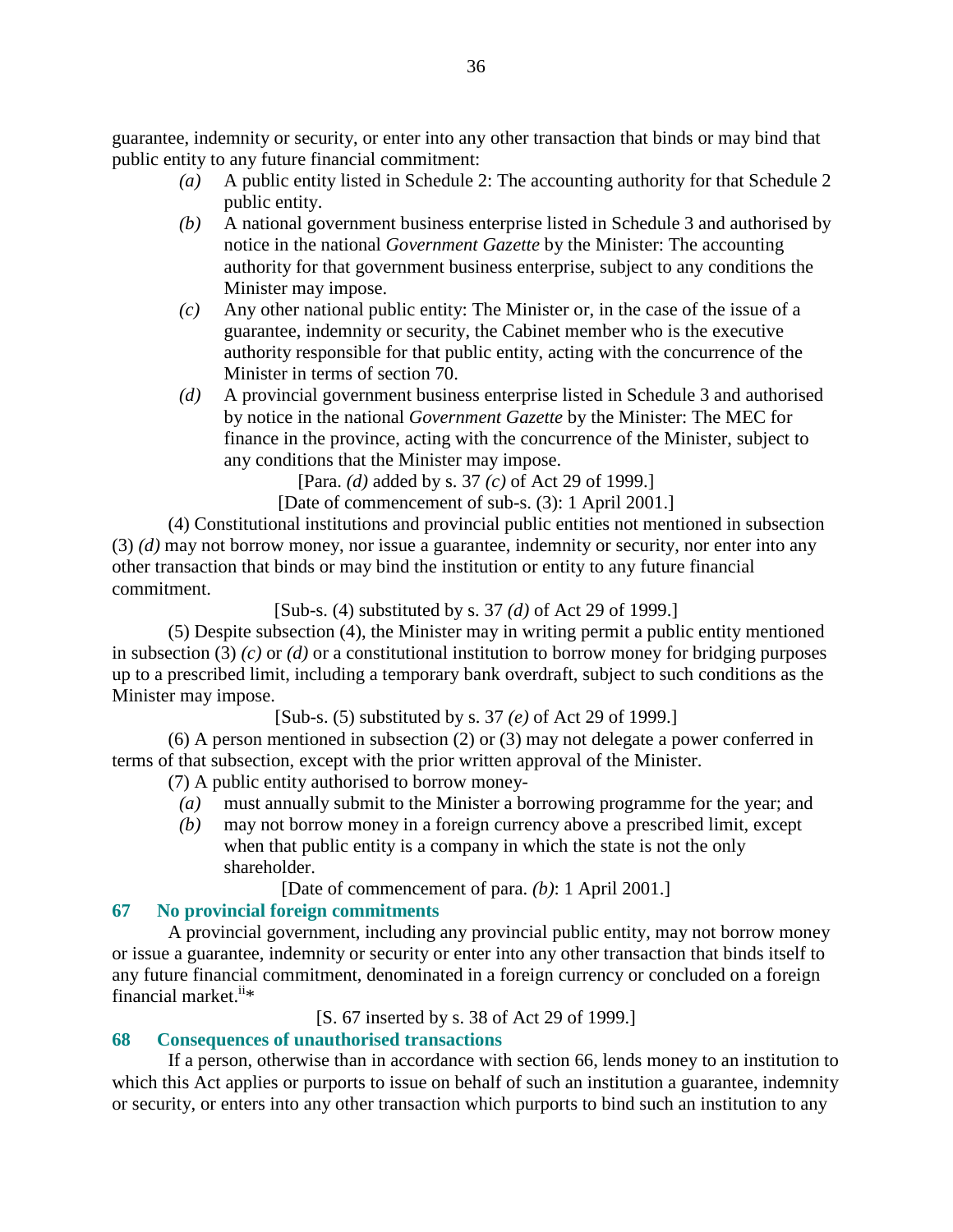guarantee, indemnity or security, or enter into any other transaction that binds or may bind that public entity to any future financial commitment:

*(a)* A public entity listed in Schedule 2: The accounting authority for that Schedule 2 public entity.

*(b)* A national government business enterprise listed in Schedule 3 and authorised by notice in the national *Government Gazette* by the Minister: The accounting authority for that government business enterprise, subject to any conditions the Minister may impose.

*(c)* Any other national public entity: The Minister or, in the case of the issue of a guarantee, indemnity or security, the Cabinet member who is the executive authority responsible for that public entity, acting with the concurrence of the Minister in terms of section 70.

*(d)* A provincial government business enterprise listed in Schedule 3 and authorised by notice in the national *Government Gazette* by the Minister: The MEC for finance in the province, acting with the concurrence of the Minister, subject to any conditions that the Minister may impose.

[Para. *(d)* added by s. 37 *(c)* of Act 29 of 1999.]

[Date of commencement of sub-s. (3): 1 April 2001.]

(4) Constitutional institutions and provincial public entities not mentioned in subsection (3) *(d)* may not borrow money, nor issue a guarantee, indemnity or security, nor enter into any other transaction that binds or may bind the institution or entity to any future financial commitment.

[Sub-s. (4) substituted by s. 37 *(d)* of Act 29 of 1999.]

(5) Despite subsection (4), the Minister may in writing permit a public entity mentioned in subsection (3) *(c)* or *(d)* or a constitutional institution to borrow money for bridging purposes up to a prescribed limit, including a temporary bank overdraft, subject to such conditions as the Minister may impose.

[Sub-s. (5) substituted by s. 37 *(e)* of Act 29 of 1999.]

(6) A person mentioned in subsection (2) or (3) may not delegate a power conferred in terms of that subsection, except with the prior written approval of the Minister.

(7) A public entity authorised to borrow money-

*(a)* must annually submit to the Minister a borrowing programme for the year; and

*(b)* may not borrow money in a foreign currency above a prescribed limit, except when that public entity is a company in which the state is not the only shareholder.

[Date of commencement of para. *(b)*: 1 April 2001.]

## 67 No provincial foreign commitments

A provincial government, including any provincial public entity, may not borrow money or issue a guarantee, indemnity or security or enter into any other transaction that binds itself to any future financial commitment, denominated in a foreign currency or concluded on a foreign financial market.[ii]*

[S. 67 inserted by s. 38 of Act 29 of 1999.]

## 68 Consequences of unauthorised transactions

If a person, otherwise than in accordance with section 66, lends money to an institution to which this Act applies or purports to issue on behalf of such an institution a guarantee, indemnity or security, or enters into any other transaction which purports to bind such an institution to any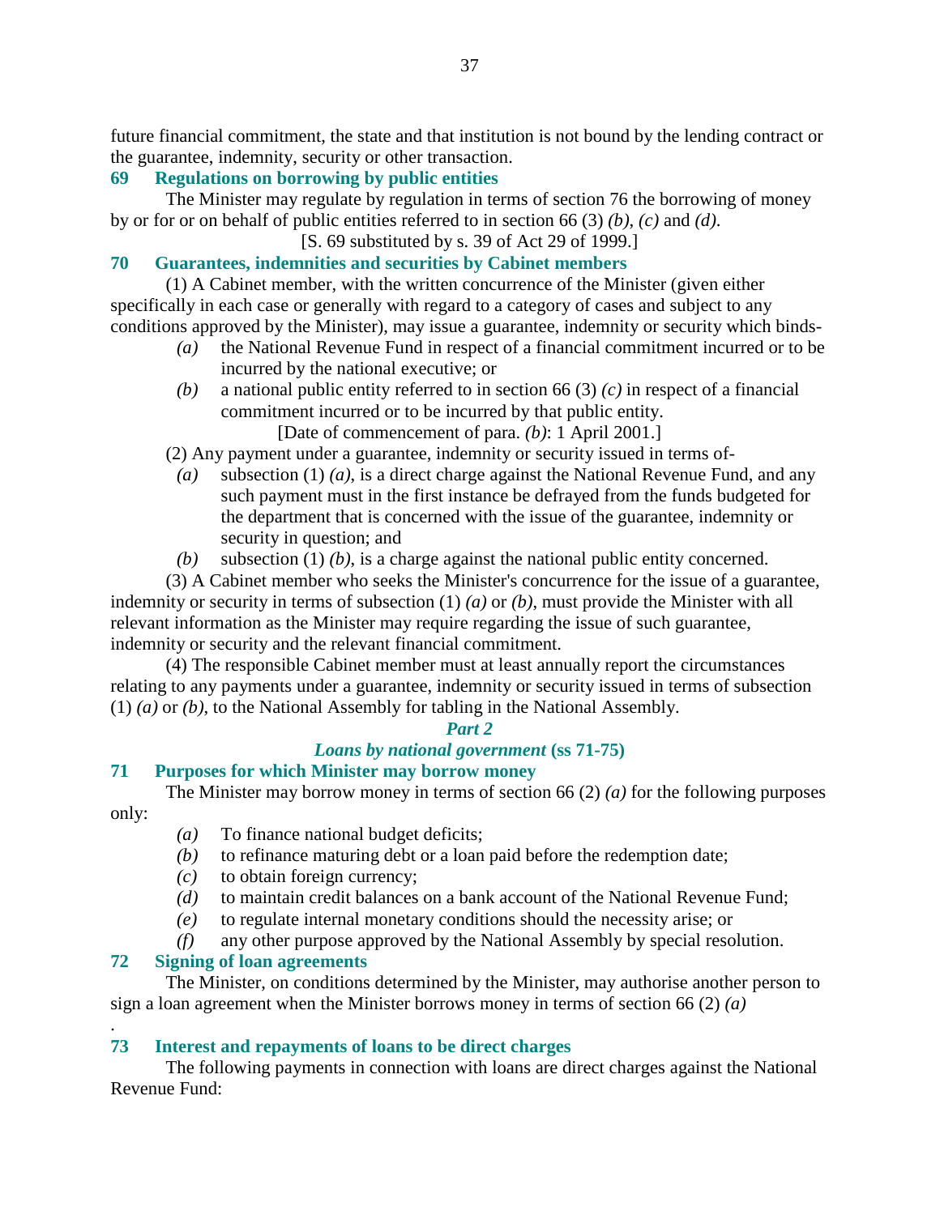future financial commitment, the state and that institution is not bound by the lending contract or the guarantee, indemnity, security or other transaction.

### 69 Regulations on borrowing by public entities

The Minister may regulate by regulation in terms of section 76 the borrowing of money by or for or on behalf of public entities referred to in section 66 (3) *(b)*, *(c)* and *(d)*.

[S. 69 substituted by s. 39 of Act 29 of 1999.]

### 70 Guarantees, indemnities and securities by Cabinet members

(1) A Cabinet member, with the written concurrence of the Minister (given either specifically in each case or generally with regard to a category of cases and subject to any conditions approved by the Minister), may issue a guarantee, indemnity or security which binds-

*(a)* the National Revenue Fund in respect of a financial commitment incurred or to be incurred by the national executive; or

*(b)* a national public entity referred to in section 66 (3) *(c)* in respect of a financial commitment incurred or to be incurred by that public entity.

[Date of commencement of para. *(b)*: 1 April 2001.]

(2) Any payment under a guarantee, indemnity or security issued in terms of-

*(a)* subsection (1) *(a)*, is a direct charge against the National Revenue Fund, and any such payment must in the first instance be defrayed from the funds budgeted for the department that is concerned with the issue of the guarantee, indemnity or security in question; and

*(b)* subsection (1) *(b)*, is a charge against the national public entity concerned.

(3) A Cabinet member who seeks the Minister's concurrence for the issue of a guarantee, indemnity or security in terms of subsection (1) *(a)* or *(b)*, must provide the Minister with all relevant information as the Minister may require regarding the issue of such guarantee, indemnity or security and the relevant financial commitment.

(4) The responsible Cabinet member must at least annually report the circumstances relating to any payments under a guarantee, indemnity or security issued in terms of subsection (1) *(a)* or *(b)*, to the National Assembly for tabling in the National Assembly.

## *Part 2*

## *Loans by national government* (ss 71-75)

### 71 Purposes for which Minister may borrow money

The Minister may borrow money in terms of section 66 (2) *(a)* for the following purposes only:

*(a)* To finance national budget deficits;

*(b)* to refinance maturing debt or a loan paid before the redemption date;

*(c)* to obtain foreign currency;

*(d)* to maintain credit balances on a bank account of the National Revenue Fund;

*(e)* to regulate internal monetary conditions should the necessity arise; or

*(f)* any other purpose approved by the National Assembly by special resolution.

### 72 Signing of loan agreements

The Minister, on conditions determined by the Minister, may authorise another person to sign a loan agreement when the Minister borrows money in terms of section 66 (2) *(a)*

.

### 73 Interest and repayments of loans to be direct charges

The following payments in connection with loans are direct charges against the National Revenue Fund: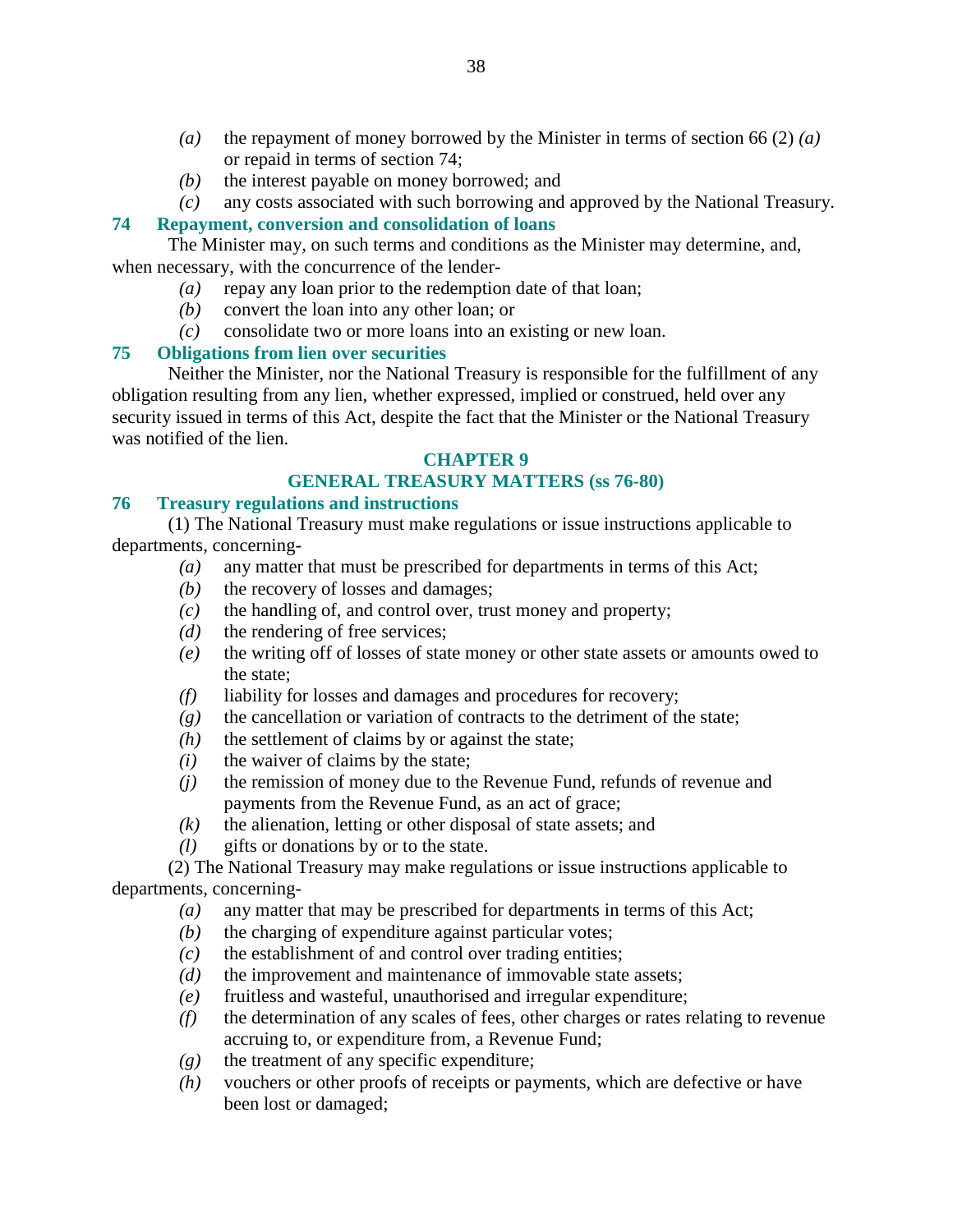*(a)* the repayment of money borrowed by the Minister in terms of section 66 (2) *(a)* or repaid in terms of section 74;

*(b)* the interest payable on money borrowed; and

*(c)* any costs associated with such borrowing and approved by the National Treasury.

### 74 Repayment, conversion and consolidation of loans

The Minister may, on such terms and conditions as the Minister may determine, and, when necessary, with the concurrence of the lender-

*(a)* repay any loan prior to the redemption date of that loan;

*(b)* convert the loan into any other loan; or

*(c)* consolidate two or more loans into an existing or new loan.

### 75 Obligations from lien over securities

Neither the Minister, nor the National Treasury is responsible for the fulfillment of any obligation resulting from any lien, whether expressed, implied or construed, held over any security issued in terms of this Act, despite the fact that the Minister or the National Treasury was notified of the lien.

## CHAPTER 9
## GENERAL TREASURY MATTERS (ss 76-80)

### 76 Treasury regulations and instructions

(1) The National Treasury must make regulations or issue instructions applicable to departments, concerning-

*(a)* any matter that must be prescribed for departments in terms of this Act;

*(b)* the recovery of losses and damages;

*(c)* the handling of, and control over, trust money and property;

*(d)* the rendering of free services;

*(e)* the writing off of losses of state money or other state assets or amounts owed to the state;

*(f)* liability for losses and damages and procedures for recovery;

*(g)* the cancellation or variation of contracts to the detriment of the state;

*(h)* the settlement of claims by or against the state;

*(i)* the waiver of claims by the state;

*(j)* the remission of money due to the Revenue Fund, refunds of revenue and payments from the Revenue Fund, as an act of grace;

*(k)* the alienation, letting or other disposal of state assets; and

*(l)* gifts or donations by or to the state.

(2) The National Treasury may make regulations or issue instructions applicable to departments, concerning-

*(a)* any matter that may be prescribed for departments in terms of this Act;

*(b)* the charging of expenditure against particular votes;

*(c)* the establishment of and control over trading entities;

*(d)* the improvement and maintenance of immovable state assets;

*(e)* fruitless and wasteful, unauthorised and irregular expenditure;

*(f)* the determination of any scales of fees, other charges or rates relating to revenue accruing to, or expenditure from, a Revenue Fund;

*(g)* the treatment of any specific expenditure;

*(h)* vouchers or other proofs of receipts or payments, which are defective or have been lost or damaged;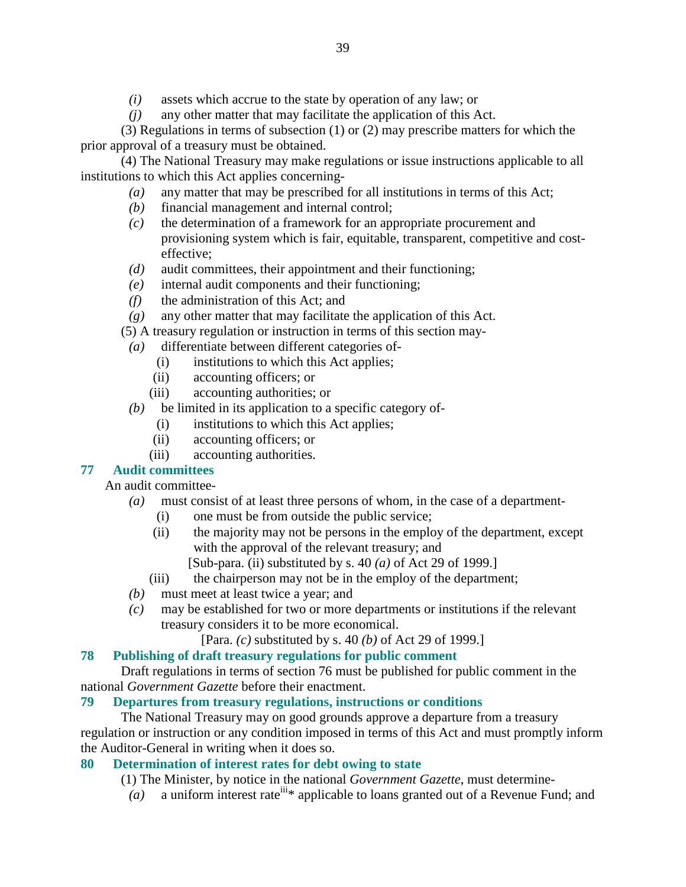*(i)* assets which accrue to the state by operation of any law; or

*(j)* any other matter that may facilitate the application of this Act.

(3) Regulations in terms of subsection (1) or (2) may prescribe matters for which the prior approval of a treasury must be obtained.

(4) The National Treasury may make regulations or issue instructions applicable to all institutions to which this Act applies concerning-

*(a)* any matter that may be prescribed for all institutions in terms of this Act;

*(b)* financial management and internal control;

*(c)* the determination of a framework for an appropriate procurement and provisioning system which is fair, equitable, transparent, competitive and cost-effective;

*(d)* audit committees, their appointment and their functioning;

*(e)* internal audit components and their functioning;

*(f)* the administration of this Act; and

*(g)* any other matter that may facilitate the application of this Act.

(5) A treasury regulation or instruction in terms of this section may-

*(a)* differentiate between different categories of-

(i) institutions to which this Act applies;

(ii) accounting officers; or

(iii) accounting authorities; or

*(b)* be limited in its application to a specific category of-

(i) institutions to which this Act applies;

(ii) accounting officers; or

(iii) accounting authorities.

### 77 Audit committees

An audit committee-

*(a)* must consist of at least three persons of whom, in the case of a department-

(i) one must be from outside the public service;

(ii) the majority may not be persons in the employ of the department, except with the approval of the relevant treasury; and

[Sub-para. (ii) substituted by s. 40 *(a)* of Act 29 of 1999.]

(iii) the chairperson may not be in the employ of the department;

*(b)* must meet at least twice a year; and

*(c)* may be established for two or more departments or institutions if the relevant treasury considers it to be more economical.

[Para. *(c)* substituted by s. 40 *(b)* of Act 29 of 1999.]

### 78 Publishing of draft treasury regulations for public comment

Draft regulations in terms of section 76 must be published for public comment in the national *Government Gazette* before their enactment.

### 79 Departures from treasury regulations, instructions or conditions

The National Treasury may on good grounds approve a departure from a treasury regulation or instruction or any condition imposed in terms of this Act and must promptly inform the Auditor-General in writing when it does so.

### 80 Determination of interest rates for debt owing to state

(1) The Minister, by notice in the national *Government Gazette*, must determine-

*(a)* a uniform interest rate[iii]* applicable to loans granted out of a Revenue Fund; and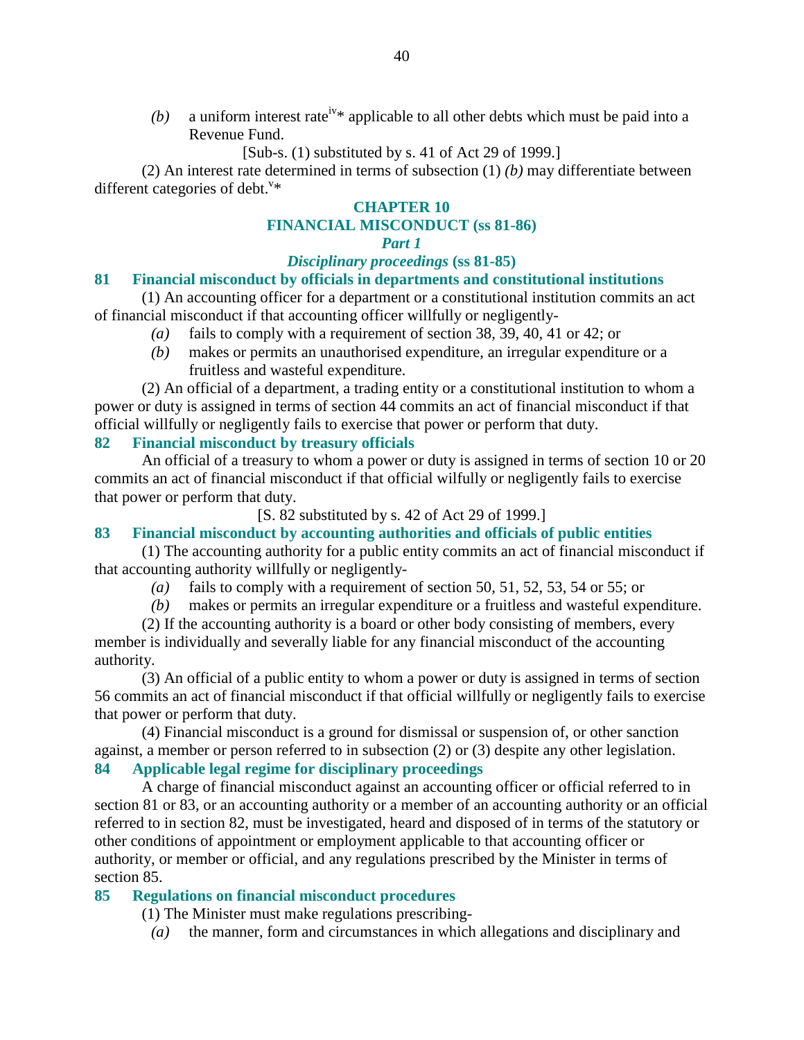*(b)* a uniform interest rate[iv]* applicable to all other debts which must be paid into a Revenue Fund.

[Sub-s. (1) substituted by s. 41 of Act 29 of 1999.]

(2) An interest rate determined in terms of subsection (1) *(b)* may differentiate between different categories of debt.[v]*

## CHAPTER 10
## FINANCIAL MISCONDUCT (ss 81-86)
### *Part 1*
### *Disciplinary proceedings* (ss 81-85)

**81 Financial misconduct by officials in departments and constitutional institutions**

(1) An accounting officer for a department or a constitutional institution commits an act of financial misconduct if that accounting officer willfully or negligently-

*(a)* fails to comply with a requirement of section 38, 39, 40, 41 or 42; or

*(b)* makes or permits an unauthorised expenditure, an irregular expenditure or a fruitless and wasteful expenditure.

(2) An official of a department, a trading entity or a constitutional institution to whom a power or duty is assigned in terms of section 44 commits an act of financial misconduct if that official willfully or negligently fails to exercise that power or perform that duty.

**82 Financial misconduct by treasury officials**

An official of a treasury to whom a power or duty is assigned in terms of section 10 or 20 commits an act of financial misconduct if that official wilfully or negligently fails to exercise that power or perform that duty.

[S. 82 substituted by s. 42 of Act 29 of 1999.]

**83 Financial misconduct by accounting authorities and officials of public entities**

(1) The accounting authority for a public entity commits an act of financial misconduct if that accounting authority willfully or negligently-

*(a)* fails to comply with a requirement of section 50, 51, 52, 53, 54 or 55; or

*(b)* makes or permits an irregular expenditure or a fruitless and wasteful expenditure.

(2) If the accounting authority is a board or other body consisting of members, every member is individually and severally liable for any financial misconduct of the accounting authority.

(3) An official of a public entity to whom a power or duty is assigned in terms of section 56 commits an act of financial misconduct if that official willfully or negligently fails to exercise that power or perform that duty.

(4) Financial misconduct is a ground for dismissal or suspension of, or other sanction against, a member or person referred to in subsection (2) or (3) despite any other legislation.

**84 Applicable legal regime for disciplinary proceedings**

A charge of financial misconduct against an accounting officer or official referred to in section 81 or 83, or an accounting authority or a member of an accounting authority or an official referred to in section 82, must be investigated, heard and disposed of in terms of the statutory or other conditions of appointment or employment applicable to that accounting officer or authority, or member or official, and any regulations prescribed by the Minister in terms of section 85.

**85 Regulations on financial misconduct procedures**

(1) The Minister must make regulations prescribing-

*(a)* the manner, form and circumstances in which allegations and disciplinary and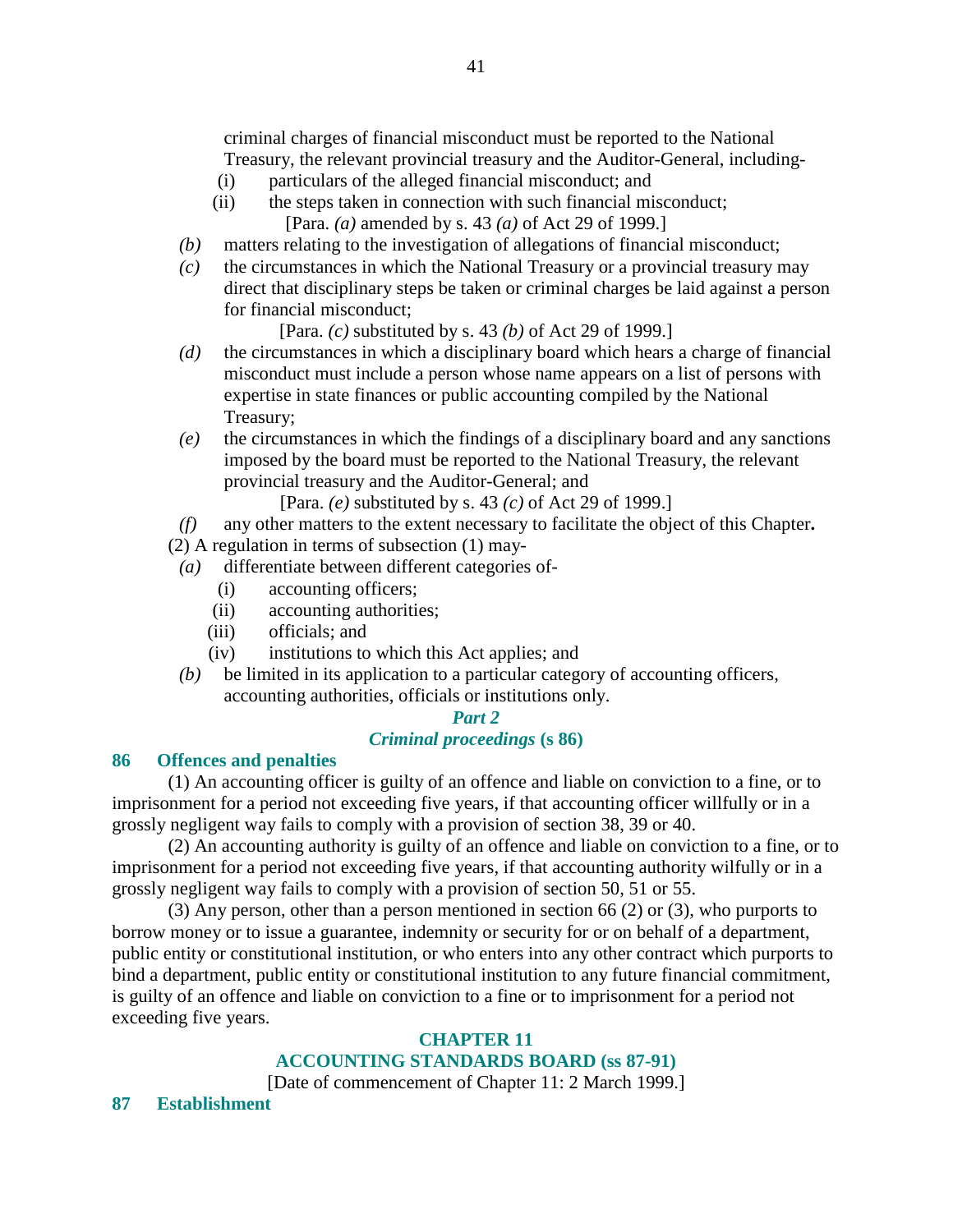criminal charges of financial misconduct must be reported to the National Treasury, the relevant provincial treasury and the Auditor-General, including-

(i) particulars of the alleged financial misconduct; and

(ii) the steps taken in connection with such financial misconduct;

[Para. *(a)* amended by s. 43 *(a)* of Act 29 of 1999.]

*(b)* matters relating to the investigation of allegations of financial misconduct;

*(c)* the circumstances in which the National Treasury or a provincial treasury may direct that disciplinary steps be taken or criminal charges be laid against a person for financial misconduct;

[Para. *(c)* substituted by s. 43 *(b)* of Act 29 of 1999.]

*(d)* the circumstances in which a disciplinary board which hears a charge of financial misconduct must include a person whose name appears on a list of persons with expertise in state finances or public accounting compiled by the National Treasury;

*(e)* the circumstances in which the findings of a disciplinary board and any sanctions imposed by the board must be reported to the National Treasury, the relevant provincial treasury and the Auditor-General; and

[Para. *(e)* substituted by s. 43 *(c)* of Act 29 of 1999.]

*(f)* any other matters to the extent necessary to facilitate the object of this Chapter**.**

(2) A regulation in terms of subsection (1) may-

*(a)* differentiate between different categories of-

(i) accounting officers;

(ii) accounting authorities;

(iii) officials; and

(iv) institutions to which this Act applies; and

*(b)* be limited in its application to a particular category of accounting officers, accounting authorities, officials or institutions only.

***Part 2***

***Criminal proceedings* (s 86)**

## 86 Offences and penalties

(1) An accounting officer is guilty of an offence and liable on conviction to a fine, or to imprisonment for a period not exceeding five years, if that accounting officer willfully or in a grossly negligent way fails to comply with a provision of section 38, 39 or 40.

(2) An accounting authority is guilty of an offence and liable on conviction to a fine, or to imprisonment for a period not exceeding five years, if that accounting authority wilfully or in a grossly negligent way fails to comply with a provision of section 50, 51 or 55.

(3) Any person, other than a person mentioned in section 66 (2) or (3), who purports to borrow money or to issue a guarantee, indemnity or security for or on behalf of a department, public entity or constitutional institution, or who enters into any other contract which purports to bind a department, public entity or constitutional institution to any future financial commitment, is guilty of an offence and liable on conviction to a fine or to imprisonment for a period not exceeding five years.

# CHAPTER 11
# ACCOUNTING STANDARDS BOARD (ss 87-91)

[Date of commencement of Chapter 11: 2 March 1999.]

## 87 Establishment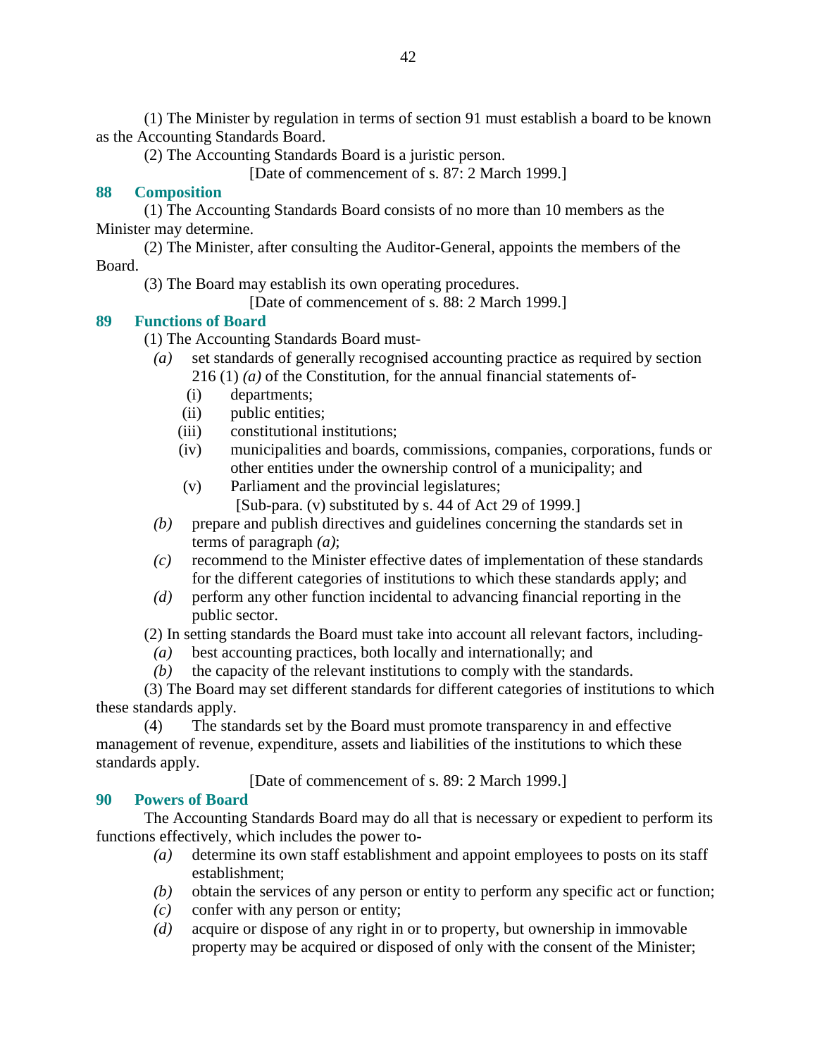(1) The Minister by regulation in terms of section 91 must establish a board to be known as the Accounting Standards Board.

(2) The Accounting Standards Board is a juristic person.

[Date of commencement of s. 87: 2 March 1999.]

### 88 Composition

(1) The Accounting Standards Board consists of no more than 10 members as the Minister may determine.

(2) The Minister, after consulting the Auditor-General, appoints the members of the Board.

(3) The Board may establish its own operating procedures.

[Date of commencement of s. 88: 2 March 1999.]

### 89 Functions of Board

(1) The Accounting Standards Board must-

*(a)* set standards of generally recognised accounting practice as required by section 216 (1) *(a)* of the Constitution, for the annual financial statements of-

(i) departments;

(ii) public entities;

(iii) constitutional institutions;

(iv) municipalities and boards, commissions, companies, corporations, funds or other entities under the ownership control of a municipality; and

(v) Parliament and the provincial legislatures;

[Sub-para. (v) substituted by s. 44 of Act 29 of 1999.]

*(b)* prepare and publish directives and guidelines concerning the standards set in terms of paragraph *(a)*;

*(c)* recommend to the Minister effective dates of implementation of these standards for the different categories of institutions to which these standards apply; and

*(d)* perform any other function incidental to advancing financial reporting in the public sector.

(2) In setting standards the Board must take into account all relevant factors, including-

*(a)* best accounting practices, both locally and internationally; and

*(b)* the capacity of the relevant institutions to comply with the standards.

(3) The Board may set different standards for different categories of institutions to which these standards apply.

(4) The standards set by the Board must promote transparency in and effective management of revenue, expenditure, assets and liabilities of the institutions to which these standards apply.

[Date of commencement of s. 89: 2 March 1999.]

### 90 Powers of Board

The Accounting Standards Board may do all that is necessary or expedient to perform its functions effectively, which includes the power to-

*(a)* determine its own staff establishment and appoint employees to posts on its staff establishment;

*(b)* obtain the services of any person or entity to perform any specific act or function;

*(c)* confer with any person or entity;

*(d)* acquire or dispose of any right in or to property, but ownership in immovable property may be acquired or disposed of only with the consent of the Minister;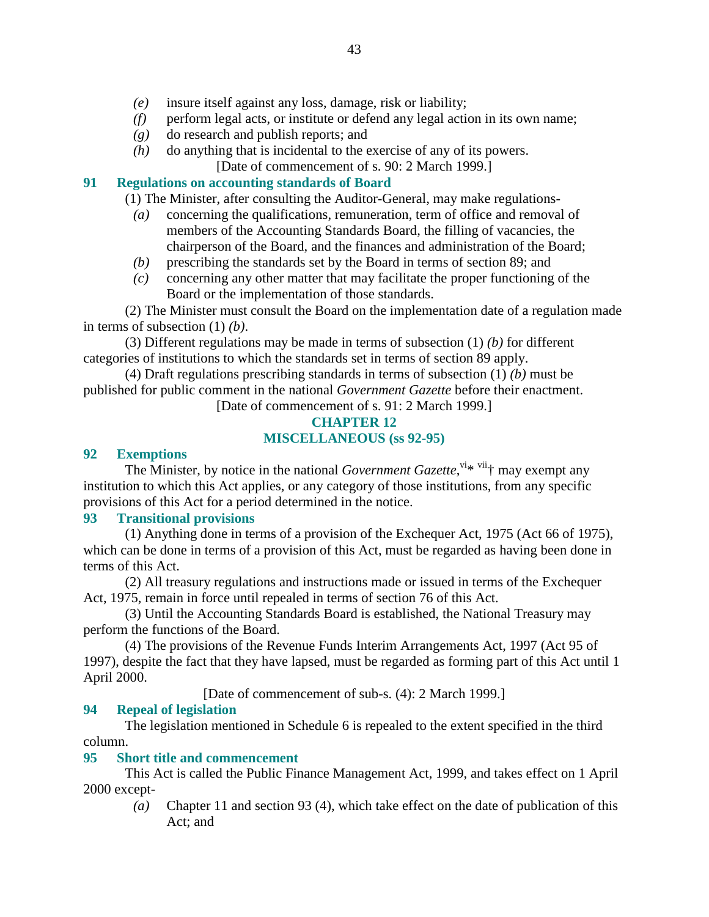*(e)* insure itself against any loss, damage, risk or liability;

*(f)* perform legal acts, or institute or defend any legal action in its own name;

*(g)* do research and publish reports; and

*(h)* do anything that is incidental to the exercise of any of its powers.

[Date of commencement of s. 90: 2 March 1999.]

### 91 Regulations on accounting standards of Board

(1) The Minister, after consulting the Auditor-General, may make regulations-

*(a)* concerning the qualifications, remuneration, term of office and removal of members of the Accounting Standards Board, the filling of vacancies, the chairperson of the Board, and the finances and administration of the Board;

*(b)* prescribing the standards set by the Board in terms of section 89; and

*(c)* concerning any other matter that may facilitate the proper functioning of the Board or the implementation of those standards.

(2) The Minister must consult the Board on the implementation date of a regulation made in terms of subsection (1) *(b)*.

(3) Different regulations may be made in terms of subsection (1) *(b)* for different categories of institutions to which the standards set in terms of section 89 apply.

(4) Draft regulations prescribing standards in terms of subsection (1) *(b)* must be published for public comment in the national *Government Gazette* before their enactment.

[Date of commencement of s. 91: 2 March 1999.]

## CHAPTER 12
## MISCELLANEOUS (ss 92-95)

### 92 Exemptions

The Minister, by notice in the national *Government Gazette*,[vi]* [vii]† may exempt any institution to which this Act applies, or any category of those institutions, from any specific provisions of this Act for a period determined in the notice.

### 93 Transitional provisions

(1) Anything done in terms of a provision of the Exchequer Act, 1975 (Act 66 of 1975), which can be done in terms of a provision of this Act, must be regarded as having been done in terms of this Act.

(2) All treasury regulations and instructions made or issued in terms of the Exchequer Act, 1975, remain in force until repealed in terms of section 76 of this Act.

(3) Until the Accounting Standards Board is established, the National Treasury may perform the functions of the Board.

(4) The provisions of the Revenue Funds Interim Arrangements Act, 1997 (Act 95 of 1997), despite the fact that they have lapsed, must be regarded as forming part of this Act until 1 April 2000.

[Date of commencement of sub-s. (4): 2 March 1999.]

### 94 Repeal of legislation

The legislation mentioned in Schedule 6 is repealed to the extent specified in the third column.

### 95 Short title and commencement

This Act is called the Public Finance Management Act, 1999, and takes effect on 1 April 2000 except-

*(a)* Chapter 11 and section 93 (4), which take effect on the date of publication of this Act; and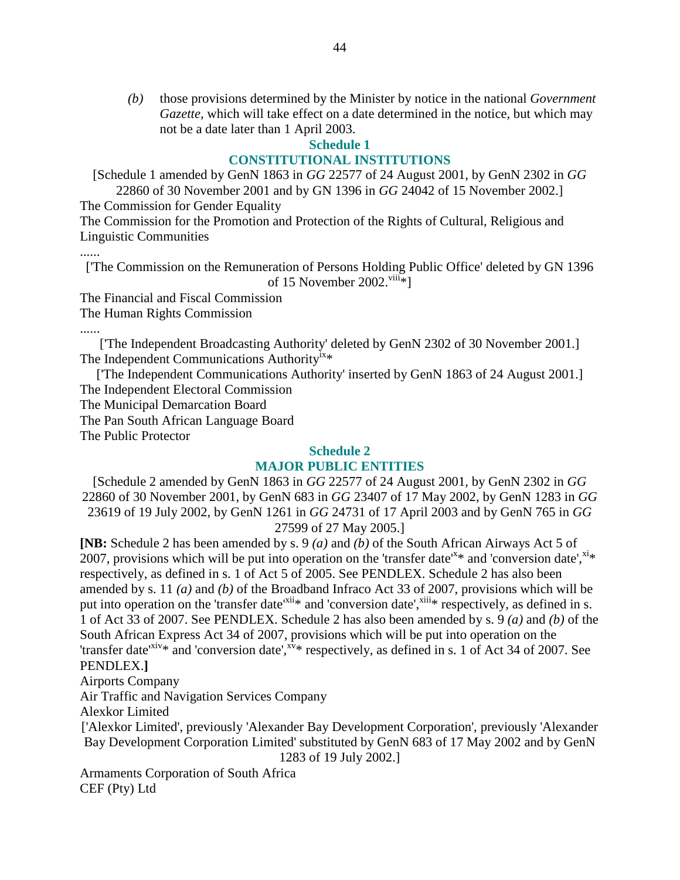*(b)* those provisions determined by the Minister by notice in the national *Government Gazette*, which will take effect on a date determined in the notice, but which may not be a date later than 1 April 2003.

## Schedule 1
## CONSTITUTIONAL INSTITUTIONS

[Schedule 1 amended by GenN 1863 in *GG* 22577 of 24 August 2001, by GenN 2302 in *GG* 22860 of 30 November 2001 and by GN 1396 in *GG* 24042 of 15 November 2002.]

The Commission for Gender Equality

The Commission for the Promotion and Protection of the Rights of Cultural, Religious and Linguistic Communities

......

['The Commission on the Remuneration of Persons Holding Public Office' deleted by GN 1396 of 15 November 2002.[viii]*]

The Financial and Fiscal Commission

The Human Rights Commission

......

['The Independent Broadcasting Authority' deleted by GenN 2302 of 30 November 2001.]

The Independent Communications Authority[ix]*

['The Independent Communications Authority' inserted by GenN 1863 of 24 August 2001.]

The Independent Electoral Commission

The Municipal Demarcation Board

The Pan South African Language Board

The Public Protector

## Schedule 2
## MAJOR PUBLIC ENTITIES

[Schedule 2 amended by GenN 1863 in *GG* 22577 of 24 August 2001, by GenN 2302 in *GG* 22860 of 30 November 2001, by GenN 683 in *GG* 23407 of 17 May 2002, by GenN 1283 in *GG* 23619 of 19 July 2002, by GenN 1261 in *GG* 24731 of 17 April 2003 and by GenN 765 in *GG* 27599 of 27 May 2005.]

**[NB:** Schedule 2 has been amended by s. 9 *(a)* and *(b)* of the South African Airways Act 5 of 2007, provisions which will be put into operation on the 'transfer date'[x]* and 'conversion date',[xi]* respectively, as defined in s. 1 of Act 5 of 2005. See PENDLEX. Schedule 2 has also been amended by s. 11 *(a)* and *(b)* of the Broadband Infraco Act 33 of 2007, provisions which will be put into operation on the 'transfer date'[xii]* and 'conversion date',[xiii]* respectively, as defined in s. 1 of Act 33 of 2007. See PENDLEX. Schedule 2 has also been amended by s. 9 *(a)* and *(b)* of the South African Express Act 34 of 2007, provisions which will be put into operation on the 'transfer date'[xiv]* and 'conversion date',[xv]* respectively, as defined in s. 1 of Act 34 of 2007. See PENDLEX.**]**

Airports Company

Air Traffic and Navigation Services Company

Alexkor Limited

['Alexkor Limited', previously 'Alexander Bay Development Corporation', previously 'Alexander Bay Development Corporation Limited' substituted by GenN 683 of 17 May 2002 and by GenN 1283 of 19 July 2002.]

Armaments Corporation of South Africa

CEF (Pty) Ltd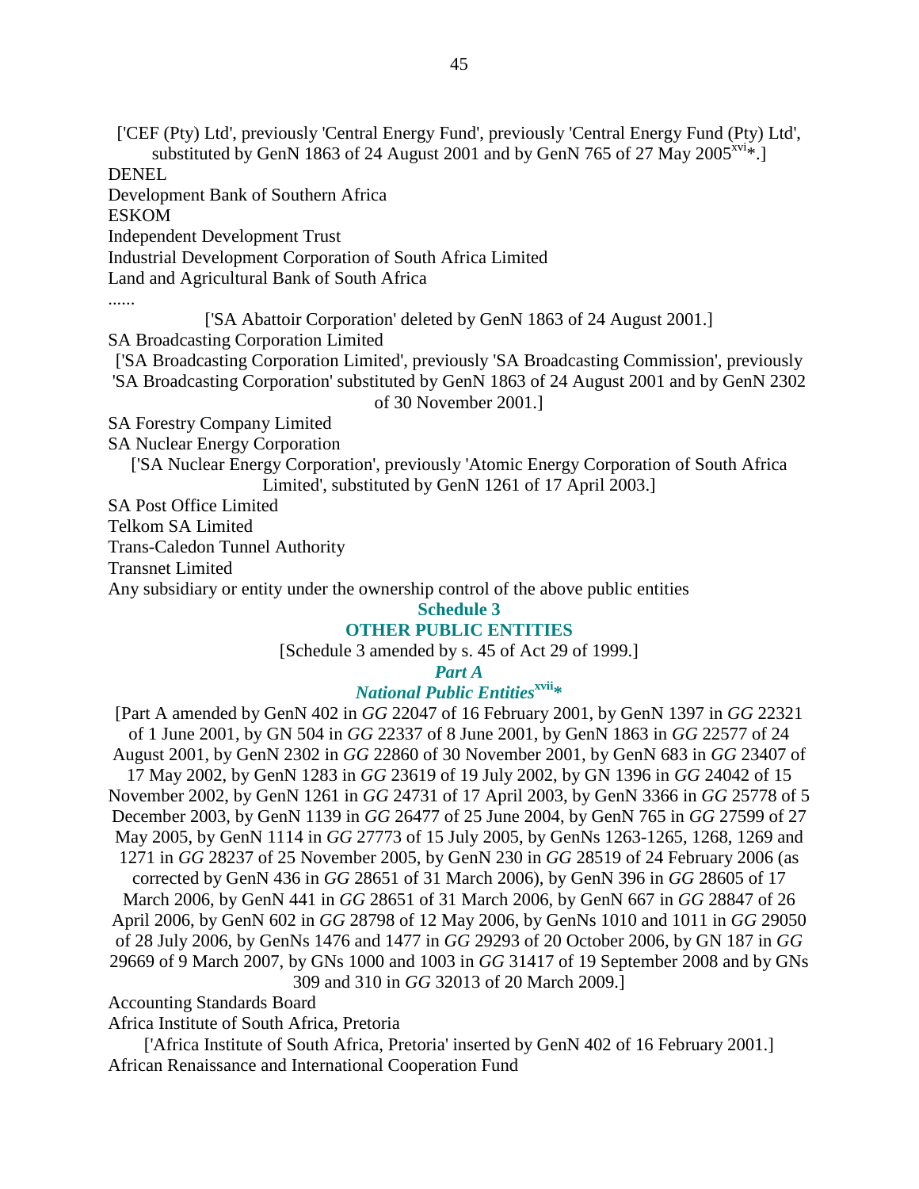['CEF (Pty) Ltd', previously 'Central Energy Fund', previously 'Central Energy Fund (Pty) Ltd', substituted by GenN 1863 of 24 August 2001 and by GenN 765 of 27 May 2005[xvi]*.]

DENEL

Development Bank of Southern Africa

ESKOM

Independent Development Trust

Industrial Development Corporation of South Africa Limited

Land and Agricultural Bank of South Africa

......

['SA Abattoir Corporation' deleted by GenN 1863 of 24 August 2001.]

SA Broadcasting Corporation Limited

['SA Broadcasting Corporation Limited', previously 'SA Broadcasting Commission', previously 'SA Broadcasting Corporation' substituted by GenN 1863 of 24 August 2001 and by GenN 2302 of 30 November 2001.]

SA Forestry Company Limited

SA Nuclear Energy Corporation

['SA Nuclear Energy Corporation', previously 'Atomic Energy Corporation of South Africa Limited', substituted by GenN 1261 of 17 April 2003.]

SA Post Office Limited

Telkom SA Limited

Trans-Caledon Tunnel Authority

Transnet Limited

Any subsidiary or entity under the ownership control of the above public entities

## Schedule 3

## OTHER PUBLIC ENTITIES

[Schedule 3 amended by s. 45 of Act 29 of 1999.]

### *Part A*

### *National Public Entities*[xvii]*

[Part A amended by GenN 402 in *GG* 22047 of 16 February 2001, by GenN 1397 in *GG* 22321 of 1 June 2001, by GN 504 in *GG* 22337 of 8 June 2001, by GenN 1863 in *GG* 22577 of 24 August 2001, by GenN 2302 in *GG* 22860 of 30 November 2001, by GenN 683 in *GG* 23407 of 17 May 2002, by GenN 1283 in *GG* 23619 of 19 July 2002, by GN 1396 in *GG* 24042 of 15 November 2002, by GenN 1261 in *GG* 24731 of 17 April 2003, by GenN 3366 in *GG* 25778 of 5 December 2003, by GenN 1139 in *GG* 26477 of 25 June 2004, by GenN 765 in *GG* 27599 of 27 May 2005, by GenN 1114 in *GG* 27773 of 15 July 2005, by GenNs 1263-1265, 1268, 1269 and 1271 in *GG* 28237 of 25 November 2005, by GenN 230 in *GG* 28519 of 24 February 2006 (as corrected by GenN 436 in *GG* 28651 of 31 March 2006), by GenN 396 in *GG* 28605 of 17 March 2006, by GenN 441 in *GG* 28651 of 31 March 2006, by GenN 667 in *GG* 28847 of 26 April 2006, by GenN 602 in *GG* 28798 of 12 May 2006, by GenNs 1010 and 1011 in *GG* 29050 of 28 July 2006, by GenNs 1476 and 1477 in *GG* 29293 of 20 October 2006, by GN 187 in *GG* 29669 of 9 March 2007, by GNs 1000 and 1003 in *GG* 31417 of 19 September 2008 and by GNs 309 and 310 in *GG* 32013 of 20 March 2009.]

Accounting Standards Board

Africa Institute of South Africa, Pretoria

['Africa Institute of South Africa, Pretoria' inserted by GenN 402 of 16 February 2001.]

African Renaissance and International Cooperation Fund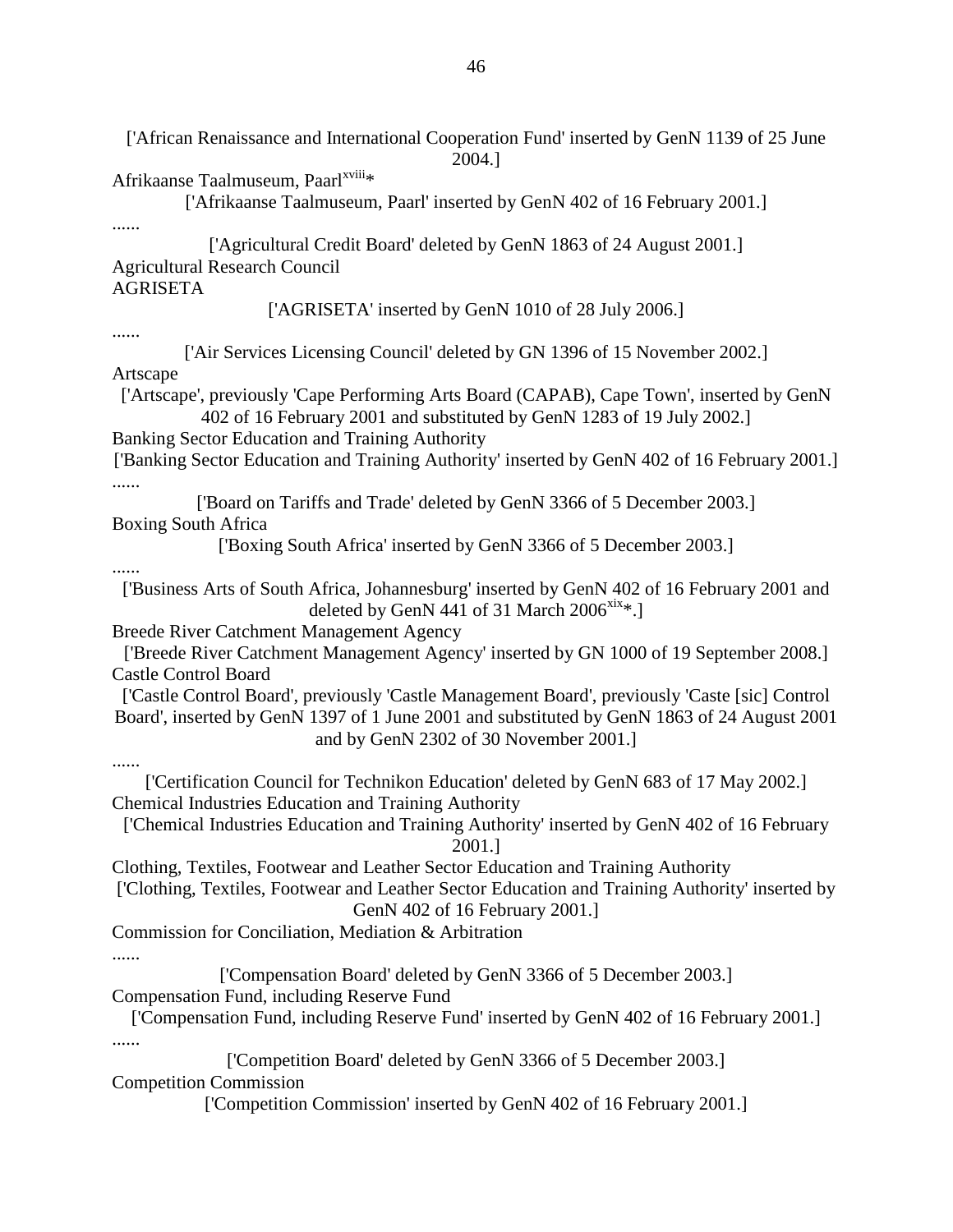['African Renaissance and International Cooperation Fund' inserted by GenN 1139 of 25 June 2004.]

Afrikaanse Taalmuseum, Paarl[xviii]*

['Afrikaanse Taalmuseum, Paarl' inserted by GenN 402 of 16 February 2001.]

......

['Agricultural Credit Board' deleted by GenN 1863 of 24 August 2001.]

Agricultural Research Council

AGRISETA

['AGRISETA' inserted by GenN 1010 of 28 July 2006.]

......

['Air Services Licensing Council' deleted by GN 1396 of 15 November 2002.]

Artscape

['Artscape', previously 'Cape Performing Arts Board (CAPAB), Cape Town', inserted by GenN 402 of 16 February 2001 and substituted by GenN 1283 of 19 July 2002.]

Banking Sector Education and Training Authority

['Banking Sector Education and Training Authority' inserted by GenN 402 of 16 February 2001.]

......

['Board on Tariffs and Trade' deleted by GenN 3366 of 5 December 2003.]

Boxing South Africa

['Boxing South Africa' inserted by GenN 3366 of 5 December 2003.]

......

['Business Arts of South Africa, Johannesburg' inserted by GenN 402 of 16 February 2001 and deleted by GenN 441 of 31 March 2006[xix]*.]

Breede River Catchment Management Agency

['Breede River Catchment Management Agency' inserted by GN 1000 of 19 September 2008.]

Castle Control Board

['Castle Control Board', previously 'Castle Management Board', previously 'Caste [sic] Control Board', inserted by GenN 1397 of 1 June 2001 and substituted by GenN 1863 of 24 August 2001 and by GenN 2302 of 30 November 2001.]

......

['Certification Council for Technikon Education' deleted by GenN 683 of 17 May 2002.]

Chemical Industries Education and Training Authority

['Chemical Industries Education and Training Authority' inserted by GenN 402 of 16 February 2001.]

Clothing, Textiles, Footwear and Leather Sector Education and Training Authority

['Clothing, Textiles, Footwear and Leather Sector Education and Training Authority' inserted by GenN 402 of 16 February 2001.]

Commission for Conciliation, Mediation & Arbitration

......

['Compensation Board' deleted by GenN 3366 of 5 December 2003.]

Compensation Fund, including Reserve Fund

['Compensation Fund, including Reserve Fund' inserted by GenN 402 of 16 February 2001.]

......

['Competition Board' deleted by GenN 3366 of 5 December 2003.]

Competition Commission

['Competition Commission' inserted by GenN 402 of 16 February 2001.]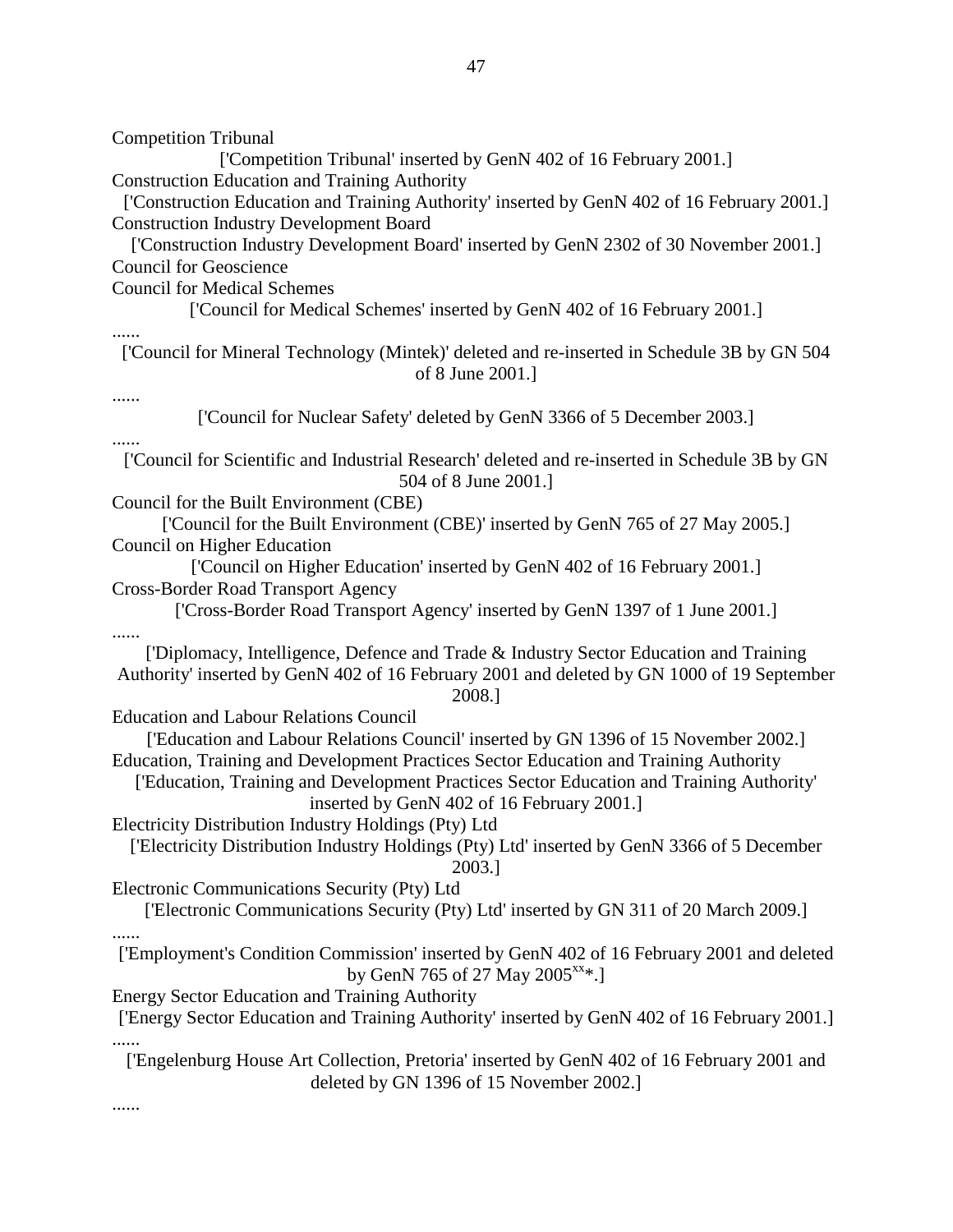Competition Tribunal

['Competition Tribunal' inserted by GenN 402 of 16 February 2001.]

Construction Education and Training Authority

['Construction Education and Training Authority' inserted by GenN 402 of 16 February 2001.]

Construction Industry Development Board

['Construction Industry Development Board' inserted by GenN 2302 of 30 November 2001.]

Council for Geoscience

Council for Medical Schemes

['Council for Medical Schemes' inserted by GenN 402 of 16 February 2001.]

......

['Council for Mineral Technology (Mintek)' deleted and re-inserted in Schedule 3B by GN 504 of 8 June 2001.]

......

['Council for Nuclear Safety' deleted by GenN 3366 of 5 December 2003.]

......

['Council for Scientific and Industrial Research' deleted and re-inserted in Schedule 3B by GN 504 of 8 June 2001.]

Council for the Built Environment (CBE)

['Council for the Built Environment (CBE)' inserted by GenN 765 of 27 May 2005.]

Council on Higher Education

['Council on Higher Education' inserted by GenN 402 of 16 February 2001.]

Cross-Border Road Transport Agency

['Cross-Border Road Transport Agency' inserted by GenN 1397 of 1 June 2001.]

......

['Diplomacy, Intelligence, Defence and Trade & Industry Sector Education and Training Authority' inserted by GenN 402 of 16 February 2001 and deleted by GN 1000 of 19 September 2008.]

Education and Labour Relations Council

['Education and Labour Relations Council' inserted by GN 1396 of 15 November 2002.]

Education, Training and Development Practices Sector Education and Training Authority

['Education, Training and Development Practices Sector Education and Training Authority' inserted by GenN 402 of 16 February 2001.]

Electricity Distribution Industry Holdings (Pty) Ltd

['Electricity Distribution Industry Holdings (Pty) Ltd' inserted by GenN 3366 of 5 December 2003.]

Electronic Communications Security (Pty) Ltd

['Electronic Communications Security (Pty) Ltd' inserted by GN 311 of 20 March 2009.]

......

['Employment's Condition Commission' inserted by GenN 402 of 16 February 2001 and deleted by GenN 765 of 27 May 2005[xx]*.]

Energy Sector Education and Training Authority

['Energy Sector Education and Training Authority' inserted by GenN 402 of 16 February 2001.]

......

['Engelenburg House Art Collection, Pretoria' inserted by GenN 402 of 16 February 2001 and deleted by GN 1396 of 15 November 2002.]

......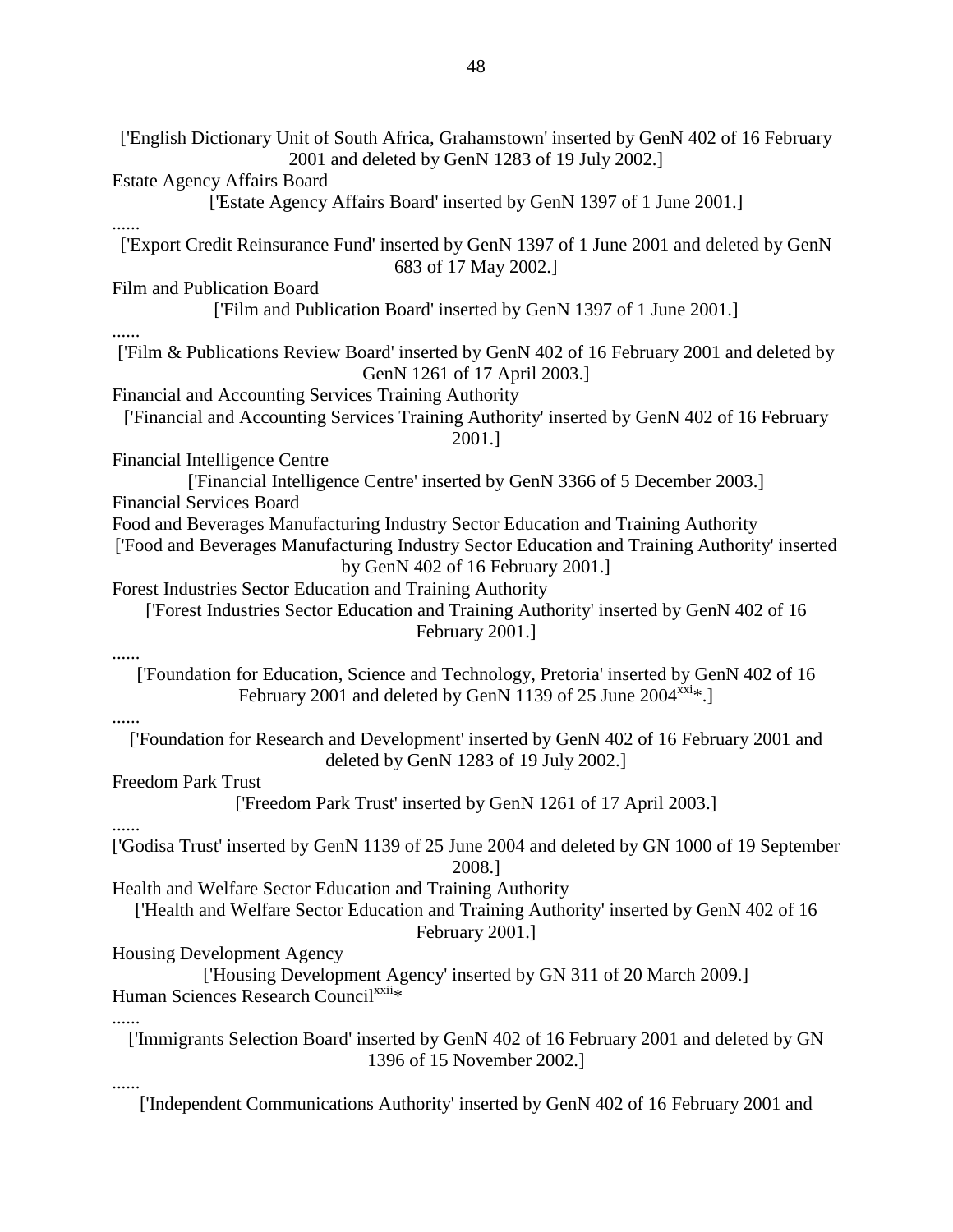['English Dictionary Unit of South Africa, Grahamstown' inserted by GenN 402 of 16 February 2001 and deleted by GenN 1283 of 19 July 2002.]

Estate Agency Affairs Board

['Estate Agency Affairs Board' inserted by GenN 1397 of 1 June 2001.]

......

['Export Credit Reinsurance Fund' inserted by GenN 1397 of 1 June 2001 and deleted by GenN 683 of 17 May 2002.]

Film and Publication Board

['Film and Publication Board' inserted by GenN 1397 of 1 June 2001.]

......

['Film & Publications Review Board' inserted by GenN 402 of 16 February 2001 and deleted by GenN 1261 of 17 April 2003.]

Financial and Accounting Services Training Authority

['Financial and Accounting Services Training Authority' inserted by GenN 402 of 16 February 2001.]

Financial Intelligence Centre

['Financial Intelligence Centre' inserted by GenN 3366 of 5 December 2003.]

Financial Services Board

Food and Beverages Manufacturing Industry Sector Education and Training Authority

['Food and Beverages Manufacturing Industry Sector Education and Training Authority' inserted by GenN 402 of 16 February 2001.]

Forest Industries Sector Education and Training Authority

['Forest Industries Sector Education and Training Authority' inserted by GenN 402 of 16 February 2001.]

......

['Foundation for Education, Science and Technology, Pretoria' inserted by GenN 402 of 16 February 2001 and deleted by GenN 1139 of 25 June 2004[xxi]*.]

......

['Foundation for Research and Development' inserted by GenN 402 of 16 February 2001 and deleted by GenN 1283 of 19 July 2002.]

Freedom Park Trust

['Freedom Park Trust' inserted by GenN 1261 of 17 April 2003.]

......

['Godisa Trust' inserted by GenN 1139 of 25 June 2004 and deleted by GN 1000 of 19 September 2008.]

Health and Welfare Sector Education and Training Authority

['Health and Welfare Sector Education and Training Authority' inserted by GenN 402 of 16 February 2001.]

Housing Development Agency

['Housing Development Agency' inserted by GN 311 of 20 March 2009.]

Human Sciences Research Council[xxii]*

......

['Immigrants Selection Board' inserted by GenN 402 of 16 February 2001 and deleted by GN 1396 of 15 November 2002.]

......

['Independent Communications Authority' inserted by GenN 402 of 16 February 2001 and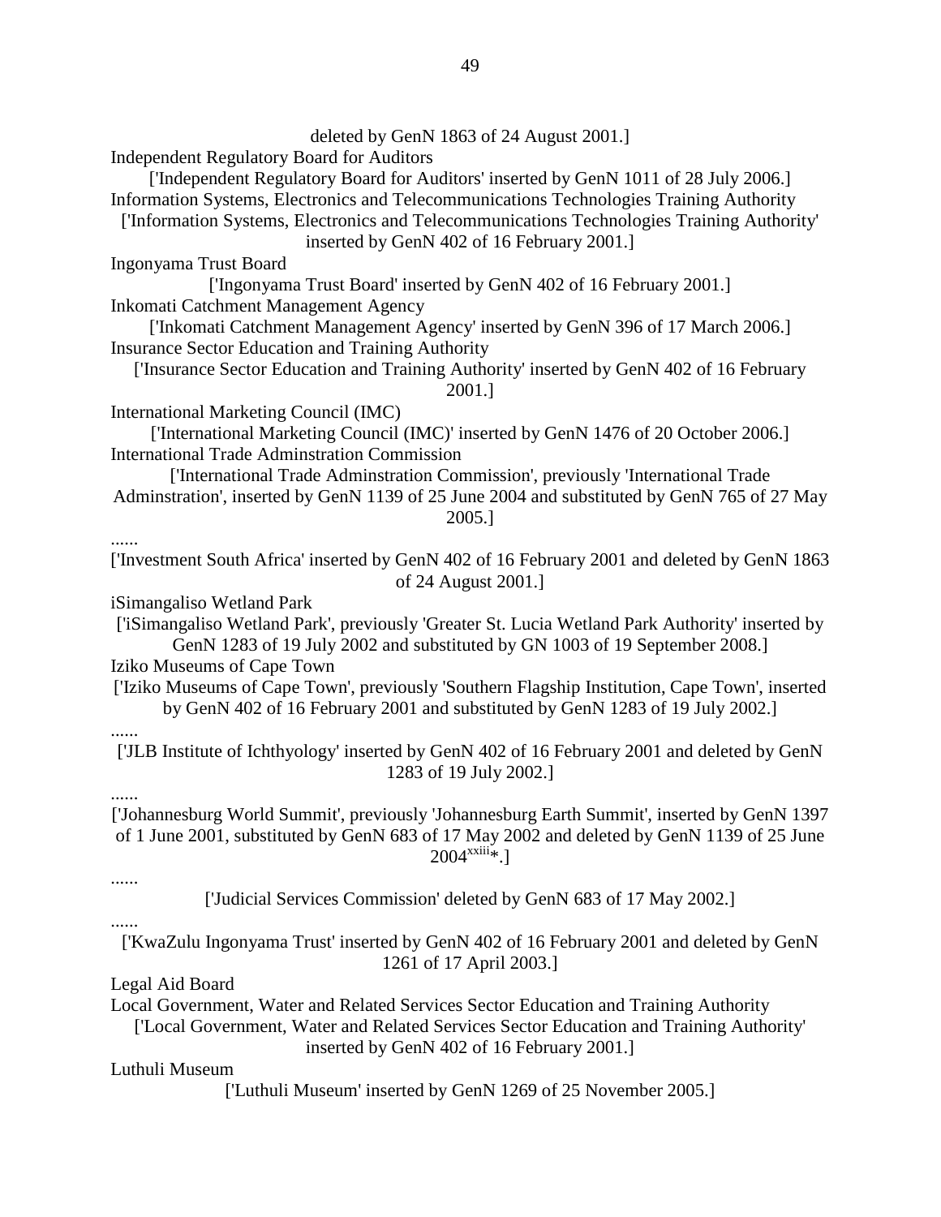deleted by GenN 1863 of 24 August 2001.]

Independent Regulatory Board for Auditors

['Independent Regulatory Board for Auditors' inserted by GenN 1011 of 28 July 2006.]

Information Systems, Electronics and Telecommunications Technologies Training Authority

['Information Systems, Electronics and Telecommunications Technologies Training Authority' inserted by GenN 402 of 16 February 2001.]

Ingonyama Trust Board

['Ingonyama Trust Board' inserted by GenN 402 of 16 February 2001.]

Inkomati Catchment Management Agency

['Inkomati Catchment Management Agency' inserted by GenN 396 of 17 March 2006.]

Insurance Sector Education and Training Authority

['Insurance Sector Education and Training Authority' inserted by GenN 402 of 16 February 2001.]

International Marketing Council (IMC)

['International Marketing Council (IMC)' inserted by GenN 1476 of 20 October 2006.]

International Trade Adminstration Commission

['International Trade Adminstration Commission', previously 'International Trade Adminstration', inserted by GenN 1139 of 25 June 2004 and substituted by GenN 765 of 27 May 2005.]

......

['Investment South Africa' inserted by GenN 402 of 16 February 2001 and deleted by GenN 1863 of 24 August 2001.]

iSimangaliso Wetland Park

['iSimangaliso Wetland Park', previously 'Greater St. Lucia Wetland Park Authority' inserted by GenN 1283 of 19 July 2002 and substituted by GN 1003 of 19 September 2008.]

Iziko Museums of Cape Town

['Iziko Museums of Cape Town', previously 'Southern Flagship Institution, Cape Town', inserted by GenN 402 of 16 February 2001 and substituted by GenN 1283 of 19 July 2002.]

......

['JLB Institute of Ichthyology' inserted by GenN 402 of 16 February 2001 and deleted by GenN 1283 of 19 July 2002.]

......

['Johannesburg World Summit', previously 'Johannesburg Earth Summit', inserted by GenN 1397 of 1 June 2001, substituted by GenN 683 of 17 May 2002 and deleted by GenN 1139 of 25 June 2004[xxiii]*.]

......

['Judicial Services Commission' deleted by GenN 683 of 17 May 2002.]

......

['KwaZulu Ingonyama Trust' inserted by GenN 402 of 16 February 2001 and deleted by GenN 1261 of 17 April 2003.]

Legal Aid Board

Local Government, Water and Related Services Sector Education and Training Authority

['Local Government, Water and Related Services Sector Education and Training Authority' inserted by GenN 402 of 16 February 2001.]

Luthuli Museum

['Luthuli Museum' inserted by GenN 1269 of 25 November 2005.]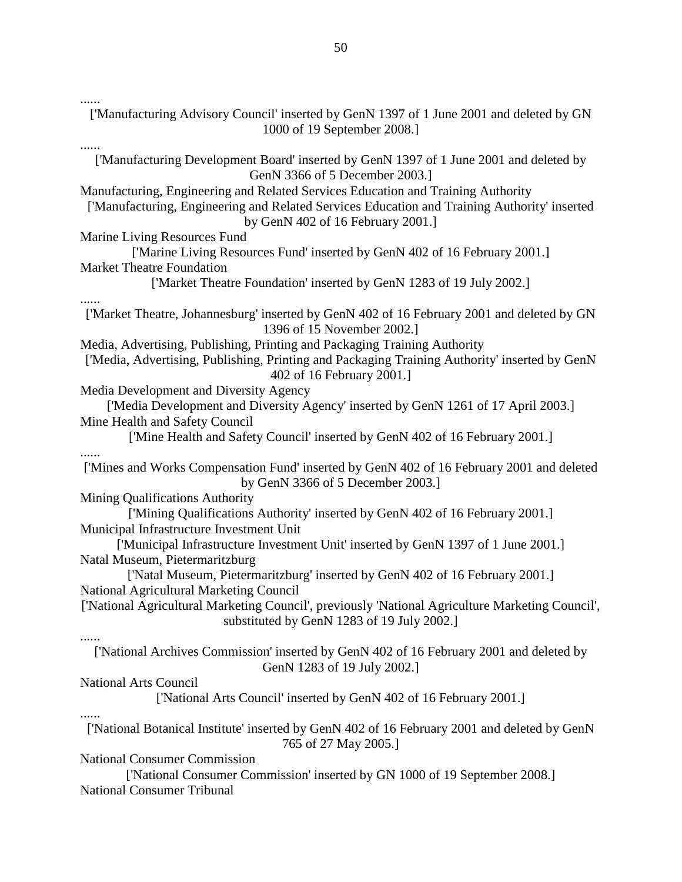......

['Manufacturing Advisory Council' inserted by GenN 1397 of 1 June 2001 and deleted by GN 1000 of 19 September 2008.]

......

['Manufacturing Development Board' inserted by GenN 1397 of 1 June 2001 and deleted by GenN 3366 of 5 December 2003.]

Manufacturing, Engineering and Related Services Education and Training Authority

['Manufacturing, Engineering and Related Services Education and Training Authority' inserted by GenN 402 of 16 February 2001.]

Marine Living Resources Fund

['Marine Living Resources Fund' inserted by GenN 402 of 16 February 2001.]

Market Theatre Foundation

['Market Theatre Foundation' inserted by GenN 1283 of 19 July 2002.]

......

['Market Theatre, Johannesburg' inserted by GenN 402 of 16 February 2001 and deleted by GN 1396 of 15 November 2002.]

Media, Advertising, Publishing, Printing and Packaging Training Authority

['Media, Advertising, Publishing, Printing and Packaging Training Authority' inserted by GenN 402 of 16 February 2001.]

Media Development and Diversity Agency

['Media Development and Diversity Agency' inserted by GenN 1261 of 17 April 2003.]

Mine Health and Safety Council

['Mine Health and Safety Council' inserted by GenN 402 of 16 February 2001.]

......

['Mines and Works Compensation Fund' inserted by GenN 402 of 16 February 2001 and deleted by GenN 3366 of 5 December 2003.]

Mining Qualifications Authority

['Mining Qualifications Authority' inserted by GenN 402 of 16 February 2001.]

Municipal Infrastructure Investment Unit

['Municipal Infrastructure Investment Unit' inserted by GenN 1397 of 1 June 2001.]

Natal Museum, Pietermaritzburg

['Natal Museum, Pietermaritzburg' inserted by GenN 402 of 16 February 2001.]

National Agricultural Marketing Council

['National Agricultural Marketing Council', previously 'National Agriculture Marketing Council', substituted by GenN 1283 of 19 July 2002.]

......

['National Archives Commission' inserted by GenN 402 of 16 February 2001 and deleted by GenN 1283 of 19 July 2002.]

National Arts Council

['National Arts Council' inserted by GenN 402 of 16 February 2001.]

......

['National Botanical Institute' inserted by GenN 402 of 16 February 2001 and deleted by GenN 765 of 27 May 2005.]

National Consumer Commission

['National Consumer Commission' inserted by GN 1000 of 19 September 2008.]

National Consumer Tribunal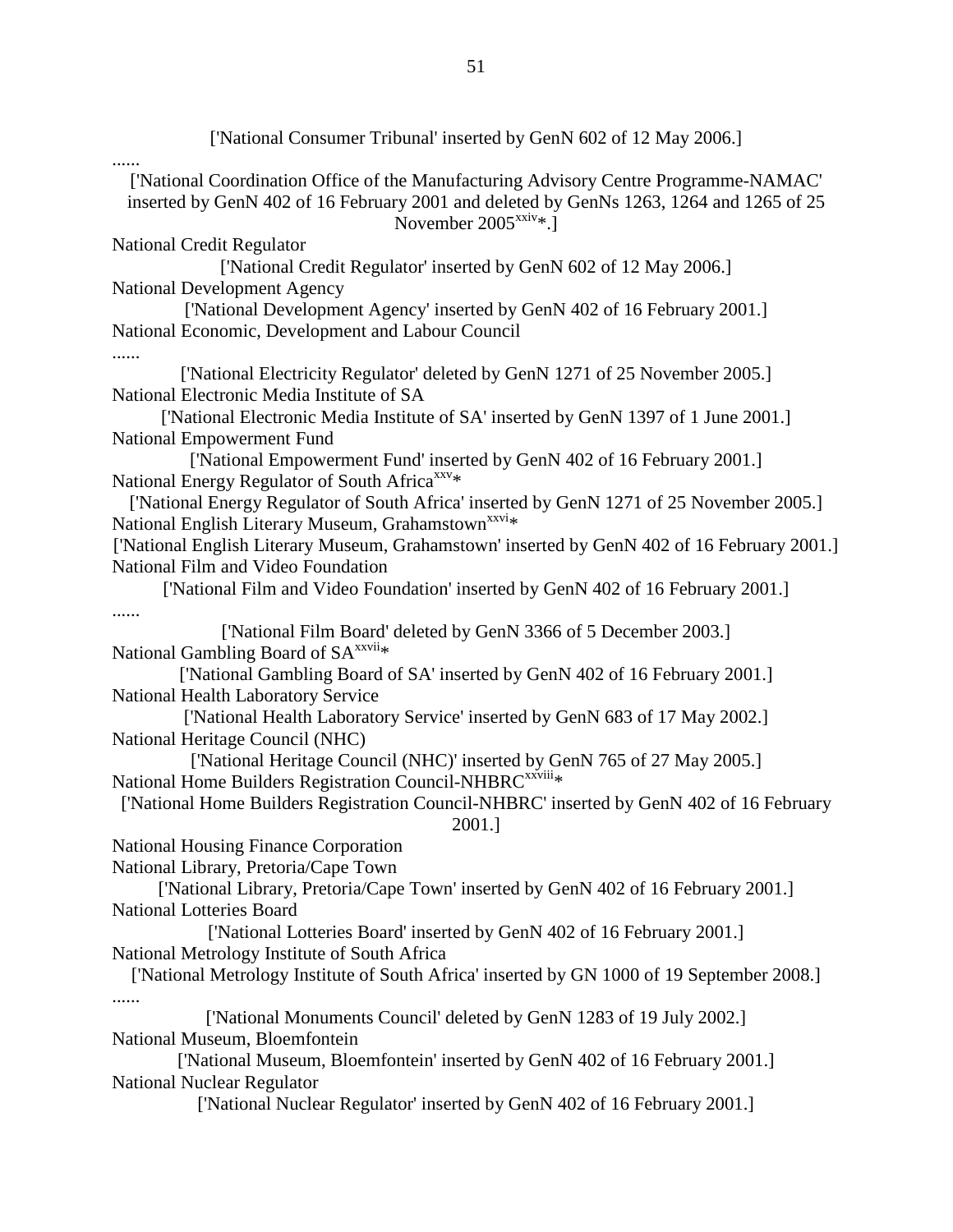['National Consumer Tribunal' inserted by GenN 602 of 12 May 2006.]

......

['National Coordination Office of the Manufacturing Advisory Centre Programme-NAMAC' inserted by GenN 402 of 16 February 2001 and deleted by GenNs 1263, 1264 and 1265 of 25 November 2005[xxiv]*.]

National Credit Regulator

['National Credit Regulator' inserted by GenN 602 of 12 May 2006.]

National Development Agency

['National Development Agency' inserted by GenN 402 of 16 February 2001.]

National Economic, Development and Labour Council

......

['National Electricity Regulator' deleted by GenN 1271 of 25 November 2005.]

National Electronic Media Institute of SA

['National Electronic Media Institute of SA' inserted by GenN 1397 of 1 June 2001.]

National Empowerment Fund

['National Empowerment Fund' inserted by GenN 402 of 16 February 2001.]

National Energy Regulator of South Africa[xxv]*

['National Energy Regulator of South Africa' inserted by GenN 1271 of 25 November 2005.]

National English Literary Museum, Grahamstown[xxvi]*

['National English Literary Museum, Grahamstown' inserted by GenN 402 of 16 February 2001.]

National Film and Video Foundation

['National Film and Video Foundation' inserted by GenN 402 of 16 February 2001.]

......

['National Film Board' deleted by GenN 3366 of 5 December 2003.]

National Gambling Board of SA[xxvii]*

['National Gambling Board of SA' inserted by GenN 402 of 16 February 2001.]

National Health Laboratory Service

['National Health Laboratory Service' inserted by GenN 683 of 17 May 2002.]

National Heritage Council (NHC)

['National Heritage Council (NHC)' inserted by GenN 765 of 27 May 2005.]

National Home Builders Registration Council-NHBRC[xxviii]*

['National Home Builders Registration Council-NHBRC' inserted by GenN 402 of 16 February 2001.]

National Housing Finance Corporation

National Library, Pretoria/Cape Town

['National Library, Pretoria/Cape Town' inserted by GenN 402 of 16 February 2001.]

National Lotteries Board

['National Lotteries Board' inserted by GenN 402 of 16 February 2001.]

National Metrology Institute of South Africa

['National Metrology Institute of South Africa' inserted by GN 1000 of 19 September 2008.]

......

['National Monuments Council' deleted by GenN 1283 of 19 July 2002.]

National Museum, Bloemfontein

['National Museum, Bloemfontein' inserted by GenN 402 of 16 February 2001.]

National Nuclear Regulator

['National Nuclear Regulator' inserted by GenN 402 of 16 February 2001.]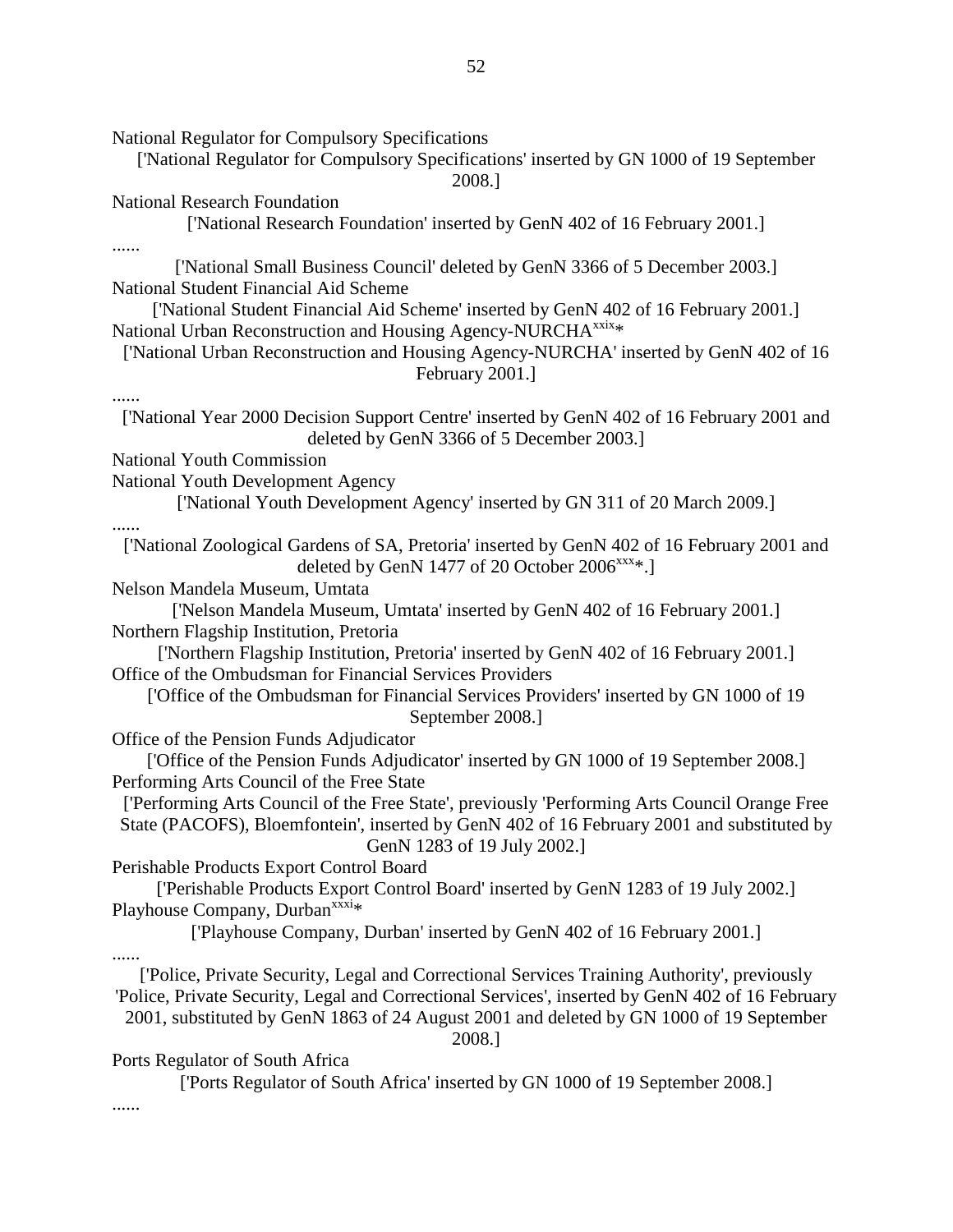National Regulator for Compulsory Specifications

['National Regulator for Compulsory Specifications' inserted by GN 1000 of 19 September 2008.]

National Research Foundation

['National Research Foundation' inserted by GenN 402 of 16 February 2001.]

......

['National Small Business Council' deleted by GenN 3366 of 5 December 2003.]

National Student Financial Aid Scheme

['National Student Financial Aid Scheme' inserted by GenN 402 of 16 February 2001.]

National Urban Reconstruction and Housing Agency-NURCHA[xxix]*

['National Urban Reconstruction and Housing Agency-NURCHA' inserted by GenN 402 of 16 February 2001.]

......

['National Year 2000 Decision Support Centre' inserted by GenN 402 of 16 February 2001 and deleted by GenN 3366 of 5 December 2003.]

National Youth Commission

National Youth Development Agency

['National Youth Development Agency' inserted by GN 311 of 20 March 2009.]

......

['National Zoological Gardens of SA, Pretoria' inserted by GenN 402 of 16 February 2001 and deleted by GenN 1477 of 20 October 2006[xxx]*.]

Nelson Mandela Museum, Umtata

['Nelson Mandela Museum, Umtata' inserted by GenN 402 of 16 February 2001.]

Northern Flagship Institution, Pretoria

['Northern Flagship Institution, Pretoria' inserted by GenN 402 of 16 February 2001.]

Office of the Ombudsman for Financial Services Providers

['Office of the Ombudsman for Financial Services Providers' inserted by GN 1000 of 19 September 2008.]

Office of the Pension Funds Adjudicator

['Office of the Pension Funds Adjudicator' inserted by GN 1000 of 19 September 2008.]

Performing Arts Council of the Free State

['Performing Arts Council of the Free State', previously 'Performing Arts Council Orange Free State (PACOFS), Bloemfontein', inserted by GenN 402 of 16 February 2001 and substituted by GenN 1283 of 19 July 2002.]

Perishable Products Export Control Board

['Perishable Products Export Control Board' inserted by GenN 1283 of 19 July 2002.]

Playhouse Company, Durban[xxxi]*

['Playhouse Company, Durban' inserted by GenN 402 of 16 February 2001.]

......

['Police, Private Security, Legal and Correctional Services Training Authority', previously 'Police, Private Security, Legal and Correctional Services', inserted by GenN 402 of 16 February 2001, substituted by GenN 1863 of 24 August 2001 and deleted by GN 1000 of 19 September 2008.]

Ports Regulator of South Africa

['Ports Regulator of South Africa' inserted by GN 1000 of 19 September 2008.]

......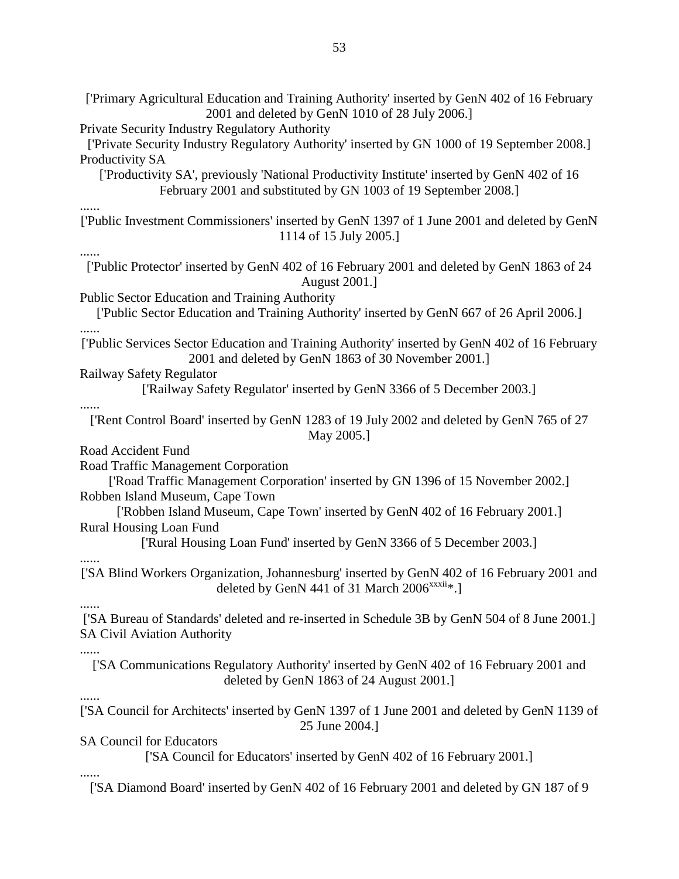['Primary Agricultural Education and Training Authority' inserted by GenN 402 of 16 February 2001 and deleted by GenN 1010 of 28 July 2006.]

Private Security Industry Regulatory Authority

['Private Security Industry Regulatory Authority' inserted by GN 1000 of 19 September 2008.]

Productivity SA

['Productivity SA', previously 'National Productivity Institute' inserted by GenN 402 of 16 February 2001 and substituted by GN 1003 of 19 September 2008.]

......

['Public Investment Commissioners' inserted by GenN 1397 of 1 June 2001 and deleted by GenN 1114 of 15 July 2005.]

......

['Public Protector' inserted by GenN 402 of 16 February 2001 and deleted by GenN 1863 of 24 August 2001.]

Public Sector Education and Training Authority

['Public Sector Education and Training Authority' inserted by GenN 667 of 26 April 2006.]

......

['Public Services Sector Education and Training Authority' inserted by GenN 402 of 16 February 2001 and deleted by GenN 1863 of 30 November 2001.]

Railway Safety Regulator

['Railway Safety Regulator' inserted by GenN 3366 of 5 December 2003.]

......

['Rent Control Board' inserted by GenN 1283 of 19 July 2002 and deleted by GenN 765 of 27 May 2005.]

Road Accident Fund

Road Traffic Management Corporation

['Road Traffic Management Corporation' inserted by GN 1396 of 15 November 2002.]

Robben Island Museum, Cape Town

['Robben Island Museum, Cape Town' inserted by GenN 402 of 16 February 2001.]

Rural Housing Loan Fund

['Rural Housing Loan Fund' inserted by GenN 3366 of 5 December 2003.]

......

['SA Blind Workers Organization, Johannesburg' inserted by GenN 402 of 16 February 2001 and deleted by GenN 441 of 31 March 2006[xxxii]*.]

......

['SA Bureau of Standards' deleted and re-inserted in Schedule 3B by GenN 504 of 8 June 2001.]

SA Civil Aviation Authority

......

['SA Communications Regulatory Authority' inserted by GenN 402 of 16 February 2001 and deleted by GenN 1863 of 24 August 2001.]

......

['SA Council for Architects' inserted by GenN 1397 of 1 June 2001 and deleted by GenN 1139 of 25 June 2004.]

SA Council for Educators

['SA Council for Educators' inserted by GenN 402 of 16 February 2001.]

......

['SA Diamond Board' inserted by GenN 402 of 16 February 2001 and deleted by GN 187 of 9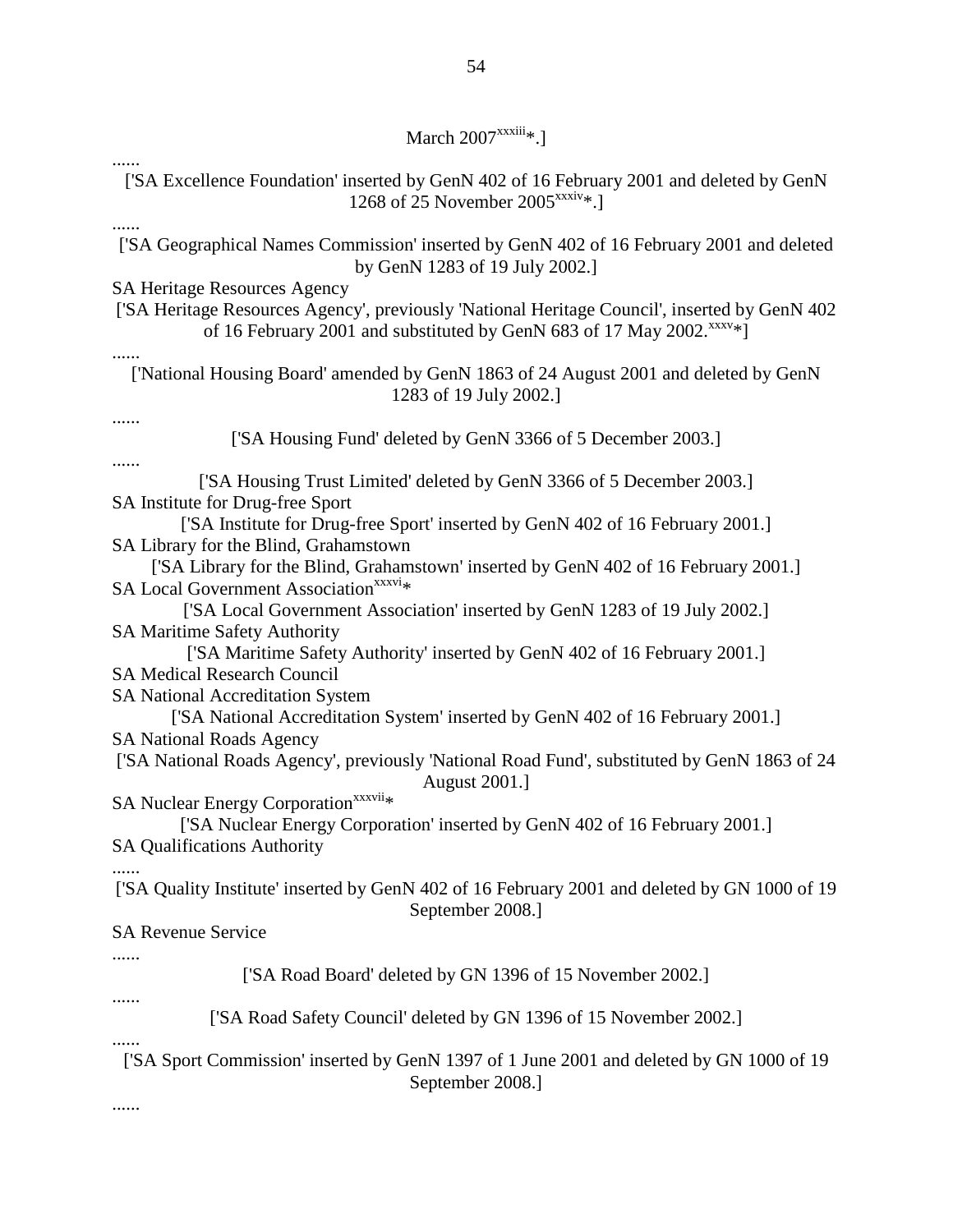March 2007[xxxiii]*.]

......

['SA Excellence Foundation' inserted by GenN 402 of 16 February 2001 and deleted by GenN 1268 of 25 November 2005[xxxiv]*.]

......

['SA Geographical Names Commission' inserted by GenN 402 of 16 February 2001 and deleted by GenN 1283 of 19 July 2002.]

SA Heritage Resources Agency

['SA Heritage Resources Agency', previously 'National Heritage Council', inserted by GenN 402 of 16 February 2001 and substituted by GenN 683 of 17 May 2002.[xxxv]*]

......

['National Housing Board' amended by GenN 1863 of 24 August 2001 and deleted by GenN 1283 of 19 July 2002.]

......

['SA Housing Fund' deleted by GenN 3366 of 5 December 2003.]

......

['SA Housing Trust Limited' deleted by GenN 3366 of 5 December 2003.]

SA Institute for Drug-free Sport

['SA Institute for Drug-free Sport' inserted by GenN 402 of 16 February 2001.]

SA Library for the Blind, Grahamstown

['SA Library for the Blind, Grahamstown' inserted by GenN 402 of 16 February 2001.]

SA Local Government Association[xxxvi]*

['SA Local Government Association' inserted by GenN 1283 of 19 July 2002.]

SA Maritime Safety Authority

['SA Maritime Safety Authority' inserted by GenN 402 of 16 February 2001.]

SA Medical Research Council

SA National Accreditation System

['SA National Accreditation System' inserted by GenN 402 of 16 February 2001.]

SA National Roads Agency

['SA National Roads Agency', previously 'National Road Fund', substituted by GenN 1863 of 24 August 2001.]

SA Nuclear Energy Corporation[xxxvii]*

['SA Nuclear Energy Corporation' inserted by GenN 402 of 16 February 2001.]

SA Qualifications Authority

......

['SA Quality Institute' inserted by GenN 402 of 16 February 2001 and deleted by GN 1000 of 19 September 2008.]

SA Revenue Service

......

['SA Road Board' deleted by GN 1396 of 15 November 2002.]

......

['SA Road Safety Council' deleted by GN 1396 of 15 November 2002.]

......

['SA Sport Commission' inserted by GenN 1397 of 1 June 2001 and deleted by GN 1000 of 19 September 2008.]

......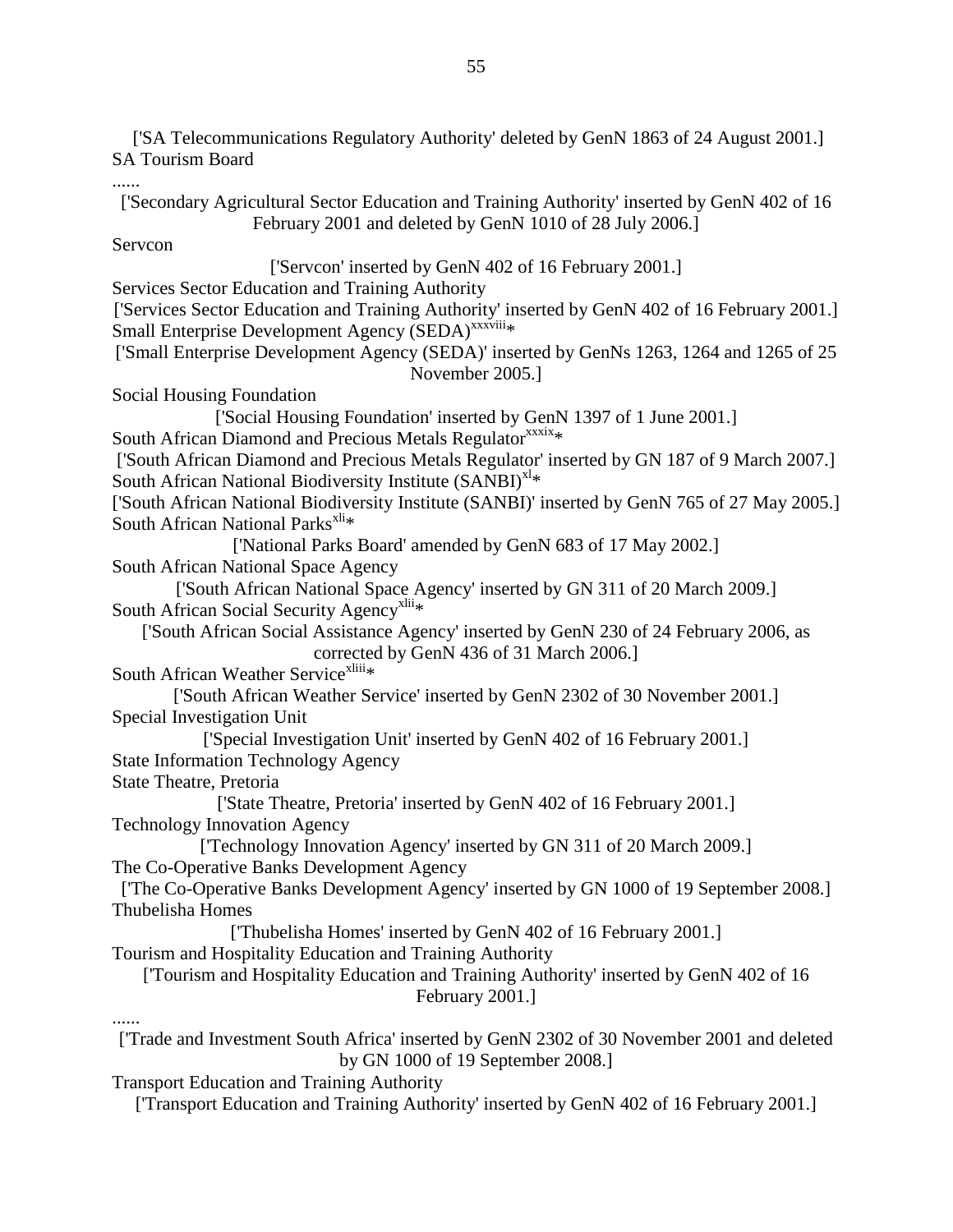['SA Telecommunications Regulatory Authority' deleted by GenN 1863 of 24 August 2001.]

SA Tourism Board

......

['Secondary Agricultural Sector Education and Training Authority' inserted by GenN 402 of 16 February 2001 and deleted by GenN 1010 of 28 July 2006.]

Servcon

['Servcon' inserted by GenN 402 of 16 February 2001.]

Services Sector Education and Training Authority

['Services Sector Education and Training Authority' inserted by GenN 402 of 16 February 2001.]

Small Enterprise Development Agency (SEDA)[xxxviii]*

['Small Enterprise Development Agency (SEDA)' inserted by GenNs 1263, 1264 and 1265 of 25 November 2005.]

Social Housing Foundation

['Social Housing Foundation' inserted by GenN 1397 of 1 June 2001.]

South African Diamond and Precious Metals Regulator[xxxix]*

['South African Diamond and Precious Metals Regulator' inserted by GN 187 of 9 March 2007.]

South African National Biodiversity Institute (SANBI)[xl]*

['South African National Biodiversity Institute (SANBI)' inserted by GenN 765 of 27 May 2005.]

South African National Parks[xli]*

['National Parks Board' amended by GenN 683 of 17 May 2002.]

South African National Space Agency

['South African National Space Agency' inserted by GN 311 of 20 March 2009.]

South African Social Security Agency[xlii]*

['South African Social Assistance Agency' inserted by GenN 230 of 24 February 2006, as corrected by GenN 436 of 31 March 2006.]

South African Weather Service[xliii]*

['South African Weather Service' inserted by GenN 2302 of 30 November 2001.]

Special Investigation Unit

['Special Investigation Unit' inserted by GenN 402 of 16 February 2001.]

State Information Technology Agency

State Theatre, Pretoria

['State Theatre, Pretoria' inserted by GenN 402 of 16 February 2001.]

Technology Innovation Agency

['Technology Innovation Agency' inserted by GN 311 of 20 March 2009.]

The Co-Operative Banks Development Agency

['The Co-Operative Banks Development Agency' inserted by GN 1000 of 19 September 2008.]

Thubelisha Homes

['Thubelisha Homes' inserted by GenN 402 of 16 February 2001.]

Tourism and Hospitality Education and Training Authority

['Tourism and Hospitality Education and Training Authority' inserted by GenN 402 of 16 February 2001.]

......

['Trade and Investment South Africa' inserted by GenN 2302 of 30 November 2001 and deleted by GN 1000 of 19 September 2008.]

Transport Education and Training Authority

['Transport Education and Training Authority' inserted by GenN 402 of 16 February 2001.]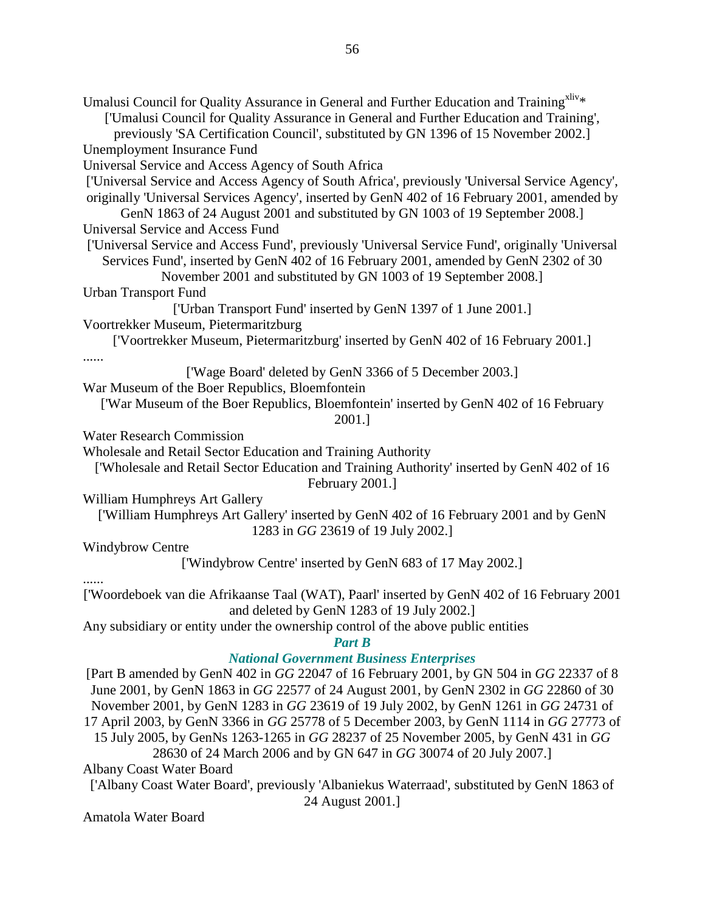Umalusi Council for Quality Assurance in General and Further Education and Training[xliv]*

['Umalusi Council for Quality Assurance in General and Further Education and Training', previously 'SA Certification Council', substituted by GN 1396 of 15 November 2002.]

Unemployment Insurance Fund

Universal Service and Access Agency of South Africa

['Universal Service and Access Agency of South Africa', previously 'Universal Service Agency', originally 'Universal Services Agency', inserted by GenN 402 of 16 February 2001, amended by GenN 1863 of 24 August 2001 and substituted by GN 1003 of 19 September 2008.]

Universal Service and Access Fund

['Universal Service and Access Fund', previously 'Universal Service Fund', originally 'Universal Services Fund', inserted by GenN 402 of 16 February 2001, amended by GenN 2302 of 30 November 2001 and substituted by GN 1003 of 19 September 2008.]

Urban Transport Fund

['Urban Transport Fund' inserted by GenN 1397 of 1 June 2001.]

Voortrekker Museum, Pietermaritzburg

['Voortrekker Museum, Pietermaritzburg' inserted by GenN 402 of 16 February 2001.]

......

['Wage Board' deleted by GenN 3366 of 5 December 2003.]

War Museum of the Boer Republics, Bloemfontein

['War Museum of the Boer Republics, Bloemfontein' inserted by GenN 402 of 16 February 2001.]

Water Research Commission

Wholesale and Retail Sector Education and Training Authority

['Wholesale and Retail Sector Education and Training Authority' inserted by GenN 402 of 16 February 2001.]

William Humphreys Art Gallery

['William Humphreys Art Gallery' inserted by GenN 402 of 16 February 2001 and by GenN 1283 in *GG* 23619 of 19 July 2002.]

Windybrow Centre

['Windybrow Centre' inserted by GenN 683 of 17 May 2002.]

......

['Woordeboek van die Afrikaanse Taal (WAT), Paarl' inserted by GenN 402 of 16 February 2001 and deleted by GenN 1283 of 19 July 2002.]

Any subsidiary or entity under the ownership control of the above public entities

## *Part B*

## *National Government Business Enterprises*

[Part B amended by GenN 402 in *GG* 22047 of 16 February 2001, by GN 504 in *GG* 22337 of 8 June 2001, by GenN 1863 in *GG* 22577 of 24 August 2001, by GenN 2302 in *GG* 22860 of 30 November 2001, by GenN 1283 in *GG* 23619 of 19 July 2002, by GenN 1261 in *GG* 24731 of 17 April 2003, by GenN 3366 in *GG* 25778 of 5 December 2003, by GenN 1114 in *GG* 27773 of 15 July 2005, by GenNs 1263-1265 in *GG* 28237 of 25 November 2005, by GenN 431 in *GG* 28630 of 24 March 2006 and by GN 647 in *GG* 30074 of 20 July 2007.]

Albany Coast Water Board

['Albany Coast Water Board', previously 'Albaniekus Waterraad', substituted by GenN 1863 of 24 August 2001.]

Amatola Water Board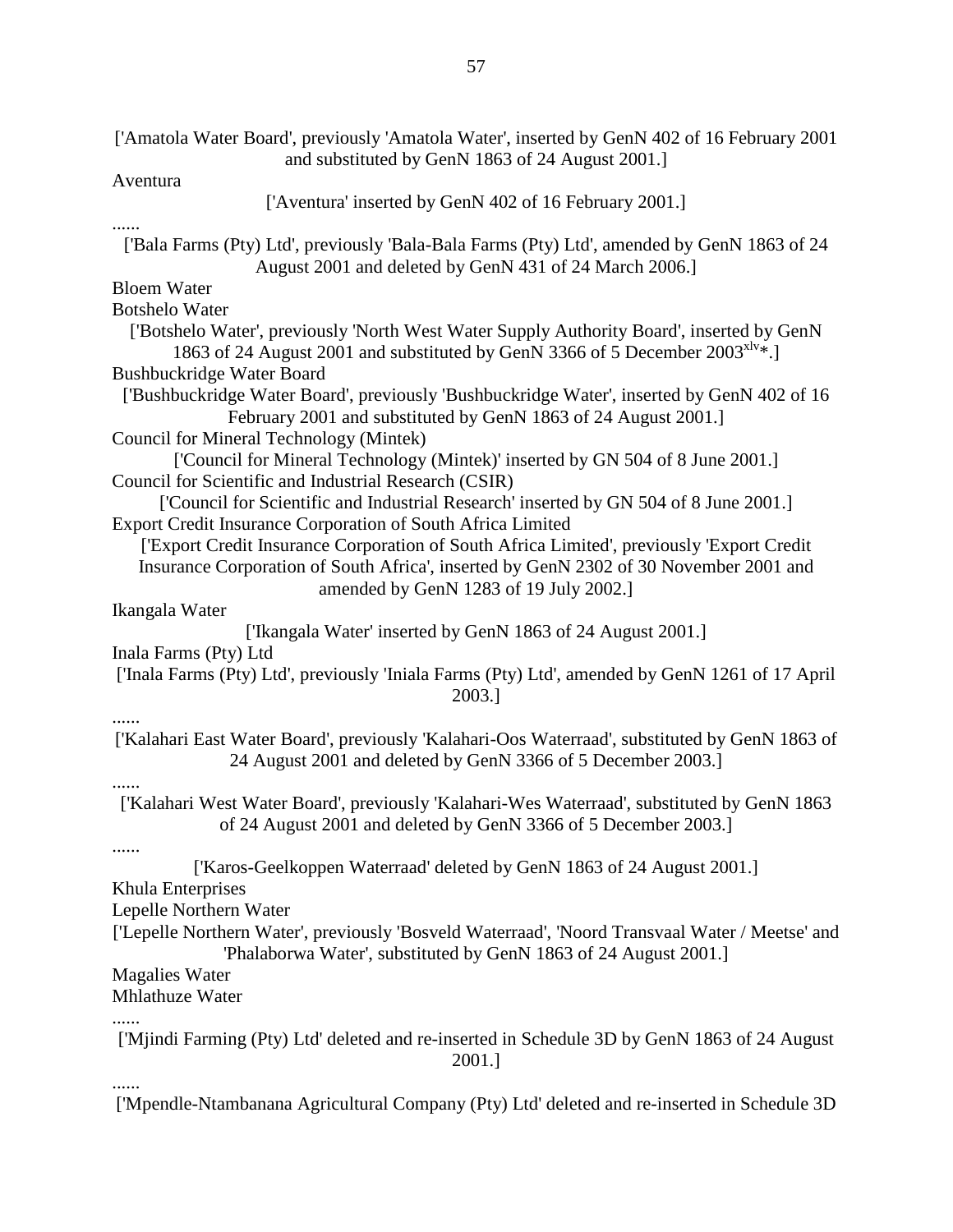['Amatola Water Board', previously 'Amatola Water', inserted by GenN 402 of 16 February 2001 and substituted by GenN 1863 of 24 August 2001.]

Aventura

['Aventura' inserted by GenN 402 of 16 February 2001.]

......

['Bala Farms (Pty) Ltd', previously 'Bala-Bala Farms (Pty) Ltd', amended by GenN 1863 of 24 August 2001 and deleted by GenN 431 of 24 March 2006.]

Bloem Water

Botshelo Water

['Botshelo Water', previously 'North West Water Supply Authority Board', inserted by GenN 1863 of 24 August 2001 and substituted by GenN 3366 of 5 December 2003[xlv]*.]

Bushbuckridge Water Board

['Bushbuckridge Water Board', previously 'Bushbuckridge Water', inserted by GenN 402 of 16 February 2001 and substituted by GenN 1863 of 24 August 2001.]

Council for Mineral Technology (Mintek)

['Council for Mineral Technology (Mintek)' inserted by GN 504 of 8 June 2001.]

Council for Scientific and Industrial Research (CSIR)

['Council for Scientific and Industrial Research' inserted by GN 504 of 8 June 2001.]

Export Credit Insurance Corporation of South Africa Limited

['Export Credit Insurance Corporation of South Africa Limited', previously 'Export Credit Insurance Corporation of South Africa', inserted by GenN 2302 of 30 November 2001 and amended by GenN 1283 of 19 July 2002.]

Ikangala Water

['Ikangala Water' inserted by GenN 1863 of 24 August 2001.]

Inala Farms (Pty) Ltd

['Inala Farms (Pty) Ltd', previously 'Iniala Farms (Pty) Ltd', amended by GenN 1261 of 17 April 2003.]

......

['Kalahari East Water Board', previously 'Kalahari-Oos Waterraad', substituted by GenN 1863 of 24 August 2001 and deleted by GenN 3366 of 5 December 2003.]

......

['Kalahari West Water Board', previously 'Kalahari-Wes Waterraad', substituted by GenN 1863 of 24 August 2001 and deleted by GenN 3366 of 5 December 2003.]

......

['Karos-Geelkoppen Waterraad' deleted by GenN 1863 of 24 August 2001.]

Khula Enterprises

Lepelle Northern Water

['Lepelle Northern Water', previously 'Bosveld Waterraad', 'Noord Transvaal Water / Meetse' and 'Phalaborwa Water', substituted by GenN 1863 of 24 August 2001.]

Magalies Water

Mhlathuze Water

......

['Mjindi Farming (Pty) Ltd' deleted and re-inserted in Schedule 3D by GenN 1863 of 24 August 2001.]

......

['Mpendle-Ntambanana Agricultural Company (Pty) Ltd' deleted and re-inserted in Schedule 3D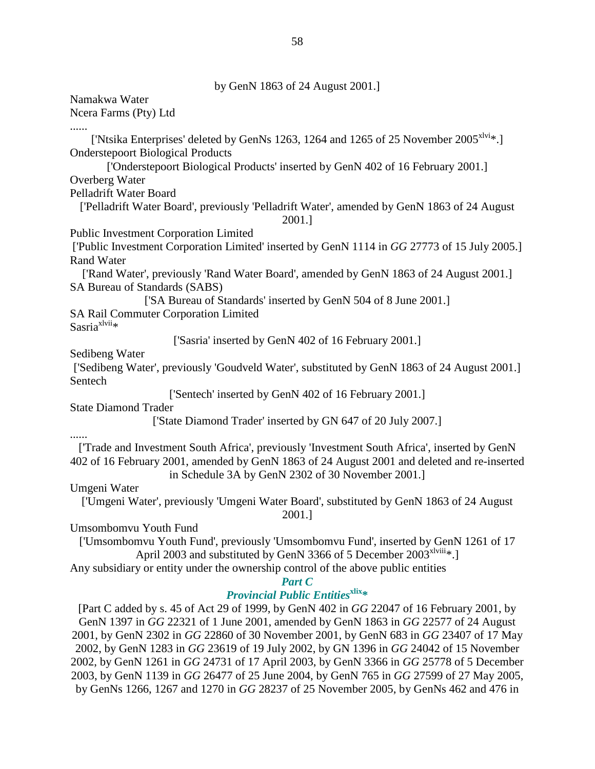by GenN 1863 of 24 August 2001.]

Namakwa Water

Ncera Farms (Pty) Ltd

......

['Ntsika Enterprises' deleted by GenNs 1263, 1264 and 1265 of 25 November 2005[xlvi]*.]

Onderstepoort Biological Products

['Onderstepoort Biological Products' inserted by GenN 402 of 16 February 2001.]

Overberg Water

Pelladrift Water Board

['Pelladrift Water Board', previously 'Pelladrift Water', amended by GenN 1863 of 24 August 2001.]

Public Investment Corporation Limited

['Public Investment Corporation Limited' inserted by GenN 1114 in *GG* 27773 of 15 July 2005.]

Rand Water

['Rand Water', previously 'Rand Water Board', amended by GenN 1863 of 24 August 2001.]

SA Bureau of Standards (SABS)

['SA Bureau of Standards' inserted by GenN 504 of 8 June 2001.]

SA Rail Commuter Corporation Limited

Sasria[xlvii]*

['Sasria' inserted by GenN 402 of 16 February 2001.]

Sedibeng Water

['Sedibeng Water', previously 'Goudveld Water', substituted by GenN 1863 of 24 August 2001.]

Sentech

['Sentech' inserted by GenN 402 of 16 February 2001.]

State Diamond Trader

['State Diamond Trader' inserted by GN 647 of 20 July 2007.]

......

['Trade and Investment South Africa', previously 'Investment South Africa', inserted by GenN 402 of 16 February 2001, amended by GenN 1863 of 24 August 2001 and deleted and re-inserted in Schedule 3A by GenN 2302 of 30 November 2001.]

Umgeni Water

['Umgeni Water', previously 'Umgeni Water Board', substituted by GenN 1863 of 24 August 2001.]

Umsombomvu Youth Fund

['Umsombomvu Youth Fund', previously 'Umsombomvu Fund', inserted by GenN 1261 of 17 April 2003 and substituted by GenN 3366 of 5 December 2003[xlviii]*.]

Any subsidiary or entity under the ownership control of the above public entities

## *Part C*
## *Provincial Public Entities*[xlix]*

[Part C added by s. 45 of Act 29 of 1999, by GenN 402 in *GG* 22047 of 16 February 2001, by GenN 1397 in *GG* 22321 of 1 June 2001, amended by GenN 1863 in *GG* 22577 of 24 August 2001, by GenN 2302 in *GG* 22860 of 30 November 2001, by GenN 683 in *GG* 23407 of 17 May 2002, by GenN 1283 in *GG* 23619 of 19 July 2002, by GN 1396 in *GG* 24042 of 15 November 2002, by GenN 1261 in *GG* 24731 of 17 April 2003, by GenN 3366 in *GG* 25778 of 5 December 2003, by GenN 1139 in *GG* 26477 of 25 June 2004, by GenN 765 in *GG* 27599 of 27 May 2005, by GenNs 1266, 1267 and 1270 in *GG* 28237 of 25 November 2005, by GenNs 462 and 476 in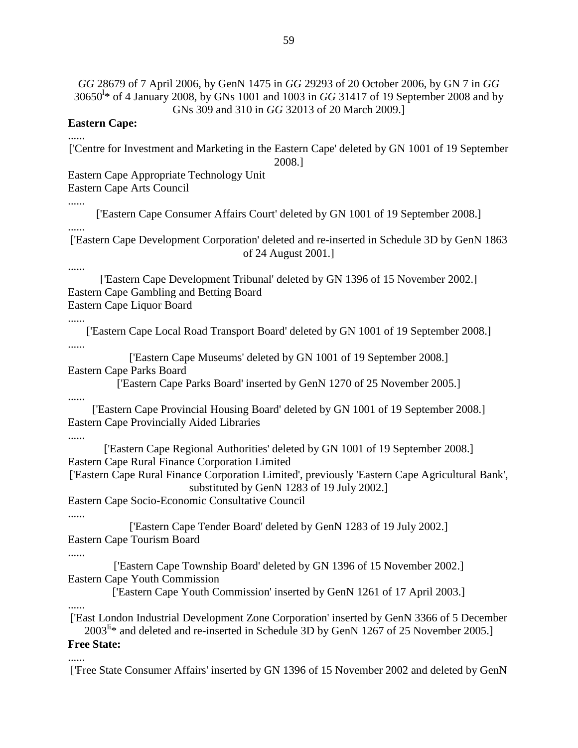*GG* 28679 of 7 April 2006, by GenN 1475 in *GG* 29293 of 20 October 2006, by GN 7 in *GG* 30650[l]* of 4 January 2008, by GNs 1001 and 1003 in *GG* 31417 of 19 September 2008 and by GNs 309 and 310 in *GG* 32013 of 20 March 2009.]

**Eastern Cape:**

......

['Centre for Investment and Marketing in the Eastern Cape' deleted by GN 1001 of 19 September 2008.]

Eastern Cape Appropriate Technology Unit

Eastern Cape Arts Council

......

['Eastern Cape Consumer Affairs Court' deleted by GN 1001 of 19 September 2008.]

......

['Eastern Cape Development Corporation' deleted and re-inserted in Schedule 3D by GenN 1863 of 24 August 2001.]

......

['Eastern Cape Development Tribunal' deleted by GN 1396 of 15 November 2002.]

Eastern Cape Gambling and Betting Board

Eastern Cape Liquor Board

......

['Eastern Cape Local Road Transport Board' deleted by GN 1001 of 19 September 2008.]

......

['Eastern Cape Museums' deleted by GN 1001 of 19 September 2008.]

Eastern Cape Parks Board

['Eastern Cape Parks Board' inserted by GenN 1270 of 25 November 2005.]

......

['Eastern Cape Provincial Housing Board' deleted by GN 1001 of 19 September 2008.]

Eastern Cape Provincially Aided Libraries

......

['Eastern Cape Regional Authorities' deleted by GN 1001 of 19 September 2008.]

Eastern Cape Rural Finance Corporation Limited

['Eastern Cape Rural Finance Corporation Limited', previously 'Eastern Cape Agricultural Bank', substituted by GenN 1283 of 19 July 2002.]

Eastern Cape Socio-Economic Consultative Council

......

['Eastern Cape Tender Board' deleted by GenN 1283 of 19 July 2002.]

Eastern Cape Tourism Board

......

['Eastern Cape Township Board' deleted by GN 1396 of 15 November 2002.]

Eastern Cape Youth Commission

['Eastern Cape Youth Commission' inserted by GenN 1261 of 17 April 2003.]

......

['East London Industrial Development Zone Corporation' inserted by GenN 3366 of 5 December 2003[li]* and deleted and re-inserted in Schedule 3D by GenN 1267 of 25 November 2005.]

**Free State:**

......

['Free State Consumer Affairs' inserted by GN 1396 of 15 November 2002 and deleted by GenN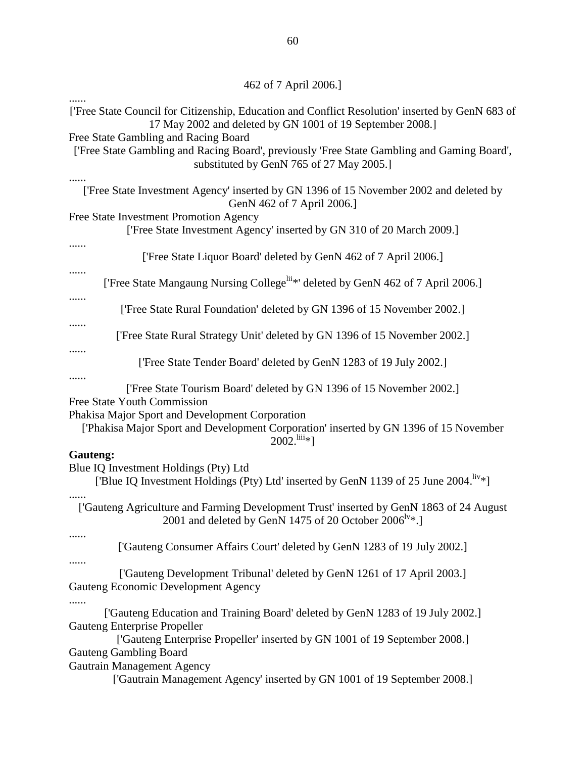462 of 7 April 2006.]

......

['Free State Council for Citizenship, Education and Conflict Resolution' inserted by GenN 683 of 17 May 2002 and deleted by GN 1001 of 19 September 2008.]

Free State Gambling and Racing Board

['Free State Gambling and Racing Board', previously 'Free State Gambling and Gaming Board', substituted by GenN 765 of 27 May 2005.]

......

['Free State Investment Agency' inserted by GN 1396 of 15 November 2002 and deleted by GenN 462 of 7 April 2006.]

Free State Investment Promotion Agency

['Free State Investment Agency' inserted by GN 310 of 20 March 2009.]

......

['Free State Liquor Board' deleted by GenN 462 of 7 April 2006.]

......

['Free State Mangaung Nursing College[lii]*' deleted by GenN 462 of 7 April 2006.]

......

['Free State Rural Foundation' deleted by GN 1396 of 15 November 2002.]

......

['Free State Rural Strategy Unit' deleted by GN 1396 of 15 November 2002.]

......

['Free State Tender Board' deleted by GenN 1283 of 19 July 2002.]

......

['Free State Tourism Board' deleted by GN 1396 of 15 November 2002.]

Free State Youth Commission

Phakisa Major Sport and Development Corporation

['Phakisa Major Sport and Development Corporation' inserted by GN 1396 of 15 November 2002.[liii]*]

**Gauteng:**

Blue IQ Investment Holdings (Pty) Ltd

['Blue IQ Investment Holdings (Pty) Ltd' inserted by GenN 1139 of 25 June 2004.[liv]*]

......

['Gauteng Agriculture and Farming Development Trust' inserted by GenN 1863 of 24 August 2001 and deleted by GenN 1475 of 20 October 2006[lv]*.]

......

['Gauteng Consumer Affairs Court' deleted by GenN 1283 of 19 July 2002.]

......

['Gauteng Development Tribunal' deleted by GenN 1261 of 17 April 2003.]

Gauteng Economic Development Agency

......

['Gauteng Education and Training Board' deleted by GenN 1283 of 19 July 2002.]

Gauteng Enterprise Propeller

['Gauteng Enterprise Propeller' inserted by GN 1001 of 19 September 2008.]

Gauteng Gambling Board

Gautrain Management Agency

['Gautrain Management Agency' inserted by GN 1001 of 19 September 2008.]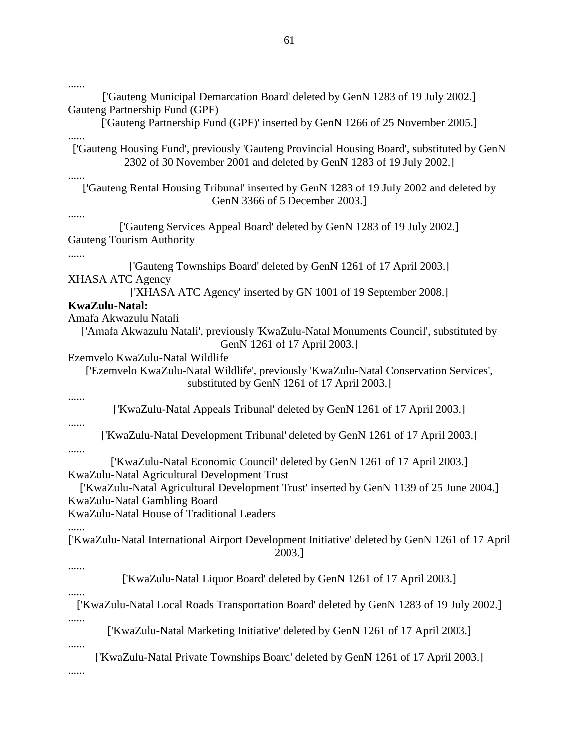......

['Gauteng Municipal Demarcation Board' deleted by GenN 1283 of 19 July 2002.]

Gauteng Partnership Fund (GPF)

['Gauteng Partnership Fund (GPF)' inserted by GenN 1266 of 25 November 2005.]

......

['Gauteng Housing Fund', previously 'Gauteng Provincial Housing Board', substituted by GenN 2302 of 30 November 2001 and deleted by GenN 1283 of 19 July 2002.]

......

['Gauteng Rental Housing Tribunal' inserted by GenN 1283 of 19 July 2002 and deleted by GenN 3366 of 5 December 2003.]

......

['Gauteng Services Appeal Board' deleted by GenN 1283 of 19 July 2002.]

Gauteng Tourism Authority

......

['Gauteng Townships Board' deleted by GenN 1261 of 17 April 2003.]

XHASA ATC Agency

['XHASA ATC Agency' inserted by GN 1001 of 19 September 2008.]

**KwaZulu-Natal:**

Amafa Akwazulu Natali

['Amafa Akwazulu Natali', previously 'KwaZulu-Natal Monuments Council', substituted by GenN 1261 of 17 April 2003.]

Ezemvelo KwaZulu-Natal Wildlife

['Ezemvelo KwaZulu-Natal Wildlife', previously 'KwaZulu-Natal Conservation Services', substituted by GenN 1261 of 17 April 2003.]

......

['KwaZulu-Natal Appeals Tribunal' deleted by GenN 1261 of 17 April 2003.]

......

['KwaZulu-Natal Development Tribunal' deleted by GenN 1261 of 17 April 2003.]

......

['KwaZulu-Natal Economic Council' deleted by GenN 1261 of 17 April 2003.]

KwaZulu-Natal Agricultural Development Trust

['KwaZulu-Natal Agricultural Development Trust' inserted by GenN 1139 of 25 June 2004.]

KwaZulu-Natal Gambling Board

KwaZulu-Natal House of Traditional Leaders

......

['KwaZulu-Natal International Airport Development Initiative' deleted by GenN 1261 of 17 April 2003.]

......

['KwaZulu-Natal Liquor Board' deleted by GenN 1261 of 17 April 2003.]

......

['KwaZulu-Natal Local Roads Transportation Board' deleted by GenN 1283 of 19 July 2002.]

......

['KwaZulu-Natal Marketing Initiative' deleted by GenN 1261 of 17 April 2003.]

......

['KwaZulu-Natal Private Townships Board' deleted by GenN 1261 of 17 April 2003.]

......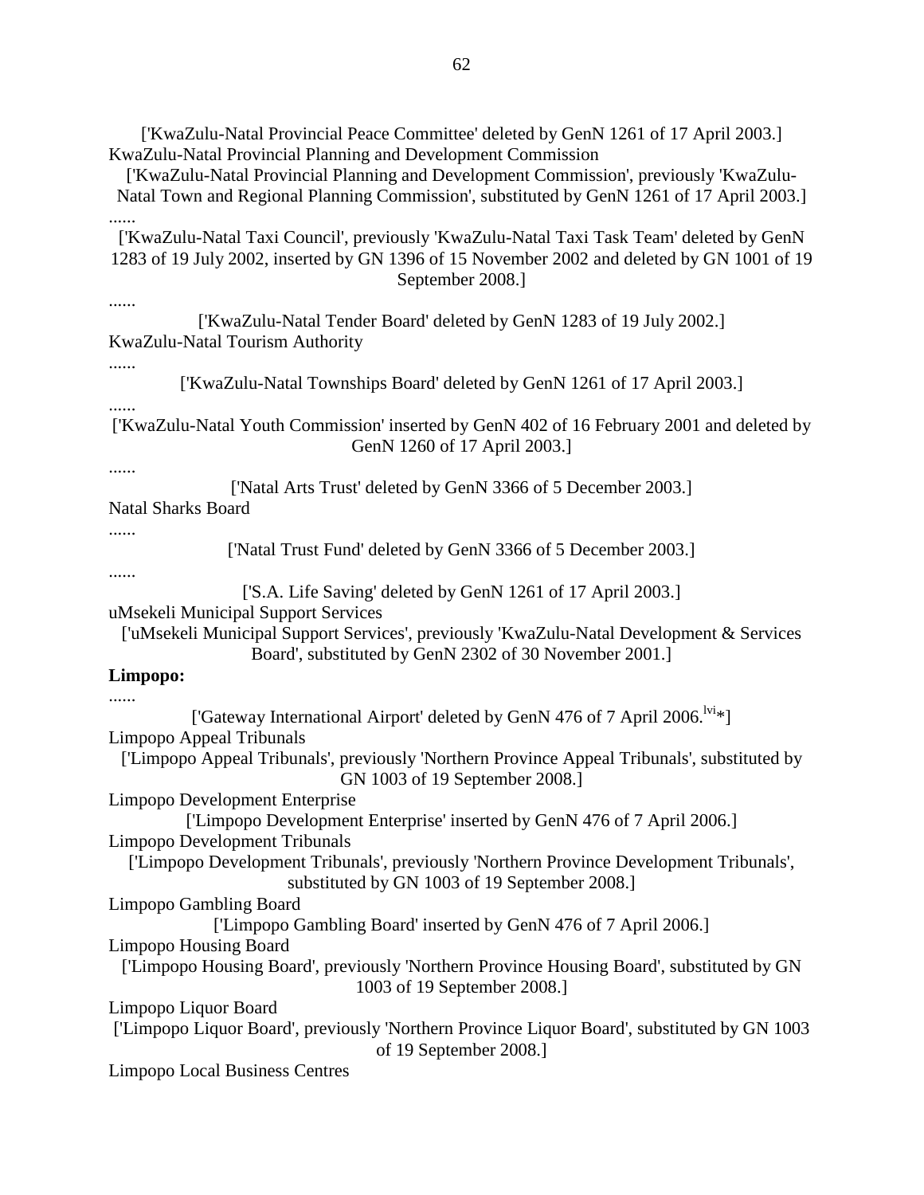['KwaZulu-Natal Provincial Peace Committee' deleted by GenN 1261 of 17 April 2003.]

KwaZulu-Natal Provincial Planning and Development Commission

['KwaZulu-Natal Provincial Planning and Development Commission', previously 'KwaZulu-Natal Town and Regional Planning Commission', substituted by GenN 1261 of 17 April 2003.]

......

['KwaZulu-Natal Taxi Council', previously 'KwaZulu-Natal Taxi Task Team' deleted by GenN 1283 of 19 July 2002, inserted by GN 1396 of 15 November 2002 and deleted by GN 1001 of 19 September 2008.]

......

['KwaZulu-Natal Tender Board' deleted by GenN 1283 of 19 July 2002.]

KwaZulu-Natal Tourism Authority

......

['KwaZulu-Natal Townships Board' deleted by GenN 1261 of 17 April 2003.]

......

['KwaZulu-Natal Youth Commission' inserted by GenN 402 of 16 February 2001 and deleted by GenN 1260 of 17 April 2003.]

......

['Natal Arts Trust' deleted by GenN 3366 of 5 December 2003.]

Natal Sharks Board

......

['Natal Trust Fund' deleted by GenN 3366 of 5 December 2003.]

......

['S.A. Life Saving' deleted by GenN 1261 of 17 April 2003.]

uMsekeli Municipal Support Services

['uMsekeli Municipal Support Services', previously 'KwaZulu-Natal Development & Services Board', substituted by GenN 2302 of 30 November 2001.]

**Limpopo:**

......

['Gateway International Airport' deleted by GenN 476 of 7 April 2006.[lvi]*]

Limpopo Appeal Tribunals

['Limpopo Appeal Tribunals', previously 'Northern Province Appeal Tribunals', substituted by GN 1003 of 19 September 2008.]

Limpopo Development Enterprise

['Limpopo Development Enterprise' inserted by GenN 476 of 7 April 2006.]

Limpopo Development Tribunals

['Limpopo Development Tribunals', previously 'Northern Province Development Tribunals', substituted by GN 1003 of 19 September 2008.]

Limpopo Gambling Board

['Limpopo Gambling Board' inserted by GenN 476 of 7 April 2006.]

Limpopo Housing Board

['Limpopo Housing Board', previously 'Northern Province Housing Board', substituted by GN 1003 of 19 September 2008.]

Limpopo Liquor Board

['Limpopo Liquor Board', previously 'Northern Province Liquor Board', substituted by GN 1003 of 19 September 2008.]

Limpopo Local Business Centres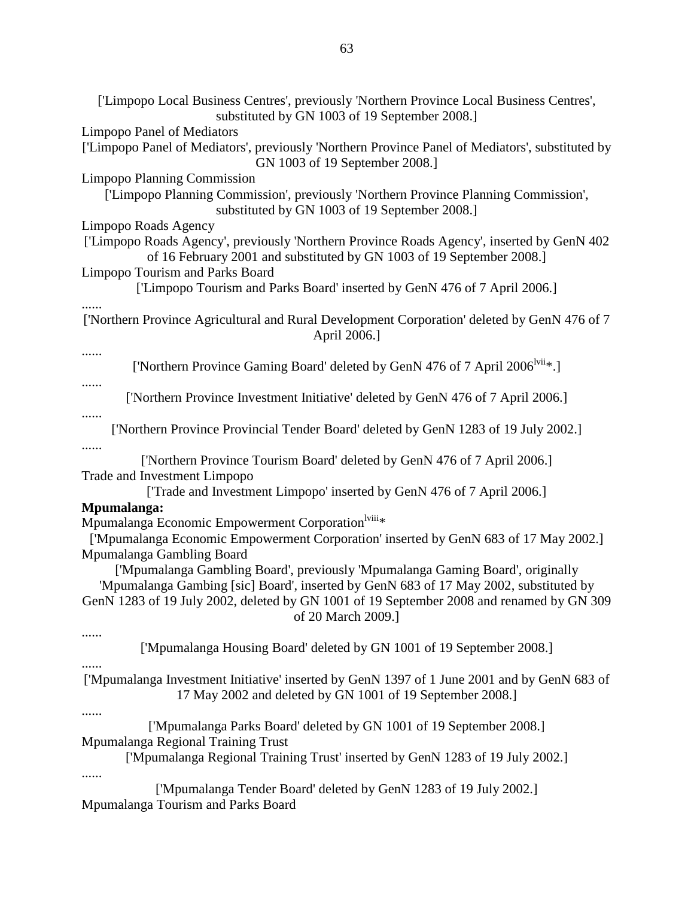['Limpopo Local Business Centres', previously 'Northern Province Local Business Centres', substituted by GN 1003 of 19 September 2008.]

Limpopo Panel of Mediators

['Limpopo Panel of Mediators', previously 'Northern Province Panel of Mediators', substituted by GN 1003 of 19 September 2008.]

Limpopo Planning Commission

['Limpopo Planning Commission', previously 'Northern Province Planning Commission', substituted by GN 1003 of 19 September 2008.]

Limpopo Roads Agency

['Limpopo Roads Agency', previously 'Northern Province Roads Agency', inserted by GenN 402 of 16 February 2001 and substituted by GN 1003 of 19 September 2008.]

Limpopo Tourism and Parks Board

['Limpopo Tourism and Parks Board' inserted by GenN 476 of 7 April 2006.]

......

['Northern Province Agricultural and Rural Development Corporation' deleted by GenN 476 of 7 April 2006.]

......

['Northern Province Gaming Board' deleted by GenN 476 of 7 April 2006[lvii]*.]

......

['Northern Province Investment Initiative' deleted by GenN 476 of 7 April 2006.]

......

['Northern Province Provincial Tender Board' deleted by GenN 1283 of 19 July 2002.]

......

['Northern Province Tourism Board' deleted by GenN 476 of 7 April 2006.]

Trade and Investment Limpopo

['Trade and Investment Limpopo' inserted by GenN 476 of 7 April 2006.]

**Mpumalanga:**

Mpumalanga Economic Empowerment Corporation[lviii]*

['Mpumalanga Economic Empowerment Corporation' inserted by GenN 683 of 17 May 2002.]

Mpumalanga Gambling Board

['Mpumalanga Gambling Board', previously 'Mpumalanga Gaming Board', originally 'Mpumalanga Gambing [sic] Board', inserted by GenN 683 of 17 May 2002, substituted by GenN 1283 of 19 July 2002, deleted by GN 1001 of 19 September 2008 and renamed by GN 309 of 20 March 2009.]

......

['Mpumalanga Housing Board' deleted by GN 1001 of 19 September 2008.]

......

['Mpumalanga Investment Initiative' inserted by GenN 1397 of 1 June 2001 and by GenN 683 of 17 May 2002 and deleted by GN 1001 of 19 September 2008.]

......

['Mpumalanga Parks Board' deleted by GN 1001 of 19 September 2008.]

Mpumalanga Regional Training Trust

['Mpumalanga Regional Training Trust' inserted by GenN 1283 of 19 July 2002.]

......

['Mpumalanga Tender Board' deleted by GenN 1283 of 19 July 2002.]

Mpumalanga Tourism and Parks Board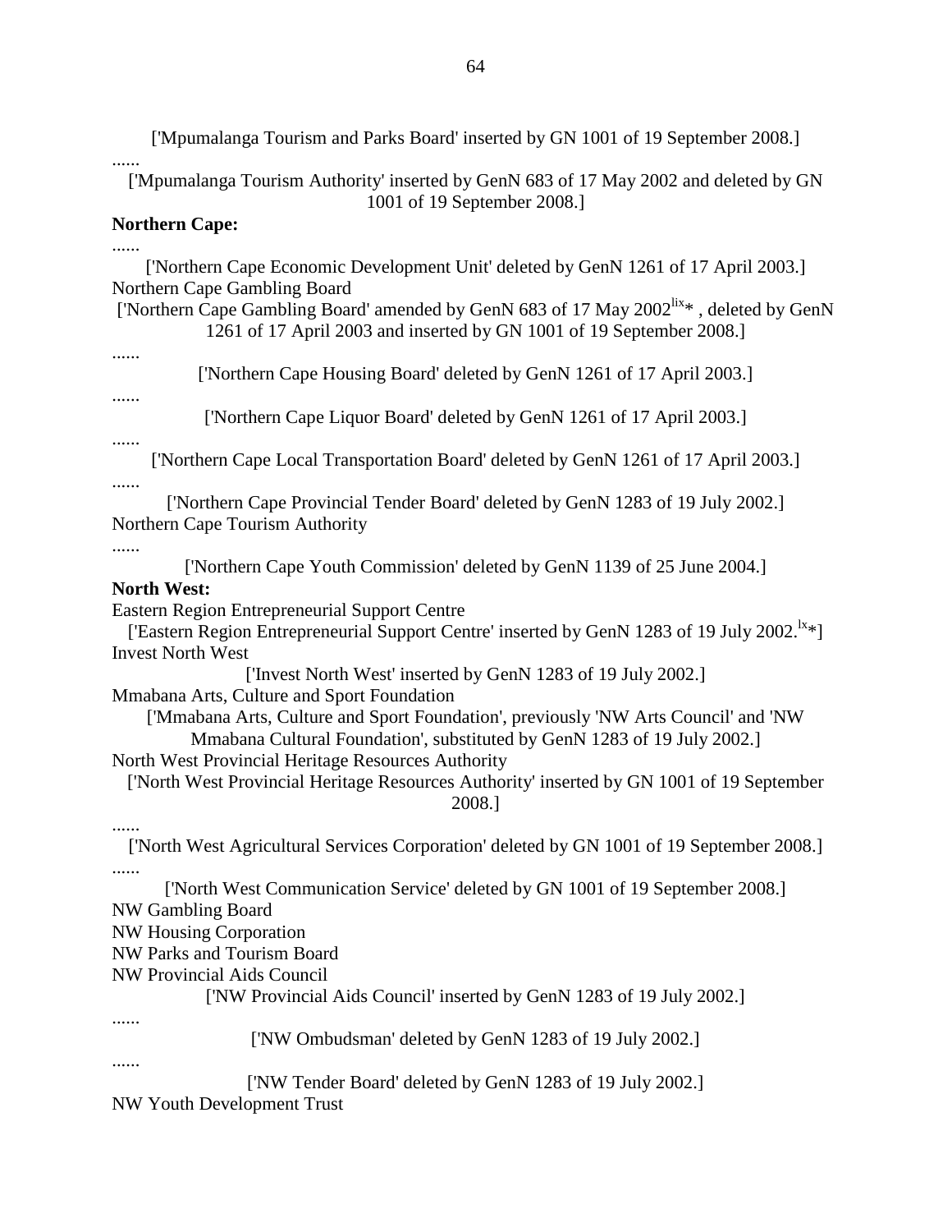['Mpumalanga Tourism and Parks Board' inserted by GN 1001 of 19 September 2008.]

......

['Mpumalanga Tourism Authority' inserted by GenN 683 of 17 May 2002 and deleted by GN 1001 of 19 September 2008.]

**Northern Cape:**

......

['Northern Cape Economic Development Unit' deleted by GenN 1261 of 17 April 2003.]

Northern Cape Gambling Board

['Northern Cape Gambling Board' amended by GenN 683 of 17 May 2002[lix]* , deleted by GenN 1261 of 17 April 2003 and inserted by GN 1001 of 19 September 2008.]

......

['Northern Cape Housing Board' deleted by GenN 1261 of 17 April 2003.]

......

['Northern Cape Liquor Board' deleted by GenN 1261 of 17 April 2003.]

......

['Northern Cape Local Transportation Board' deleted by GenN 1261 of 17 April 2003.]

......

['Northern Cape Provincial Tender Board' deleted by GenN 1283 of 19 July 2002.]

Northern Cape Tourism Authority

......

['Northern Cape Youth Commission' deleted by GenN 1139 of 25 June 2004.]

**North West:**

Eastern Region Entrepreneurial Support Centre

['Eastern Region Entrepreneurial Support Centre' inserted by GenN 1283 of 19 July 2002.[lx]*]

Invest North West

['Invest North West' inserted by GenN 1283 of 19 July 2002.]

Mmabana Arts, Culture and Sport Foundation

['Mmabana Arts, Culture and Sport Foundation', previously 'NW Arts Council' and 'NW Mmabana Cultural Foundation', substituted by GenN 1283 of 19 July 2002.]

North West Provincial Heritage Resources Authority

['North West Provincial Heritage Resources Authority' inserted by GN 1001 of 19 September 2008.]

......

['North West Agricultural Services Corporation' deleted by GN 1001 of 19 September 2008.]

......

['North West Communication Service' deleted by GN 1001 of 19 September 2008.]

NW Gambling Board

NW Housing Corporation

NW Parks and Tourism Board

NW Provincial Aids Council

['NW Provincial Aids Council' inserted by GenN 1283 of 19 July 2002.]

......

['NW Ombudsman' deleted by GenN 1283 of 19 July 2002.]

......

['NW Tender Board' deleted by GenN 1283 of 19 July 2002.]

NW Youth Development Trust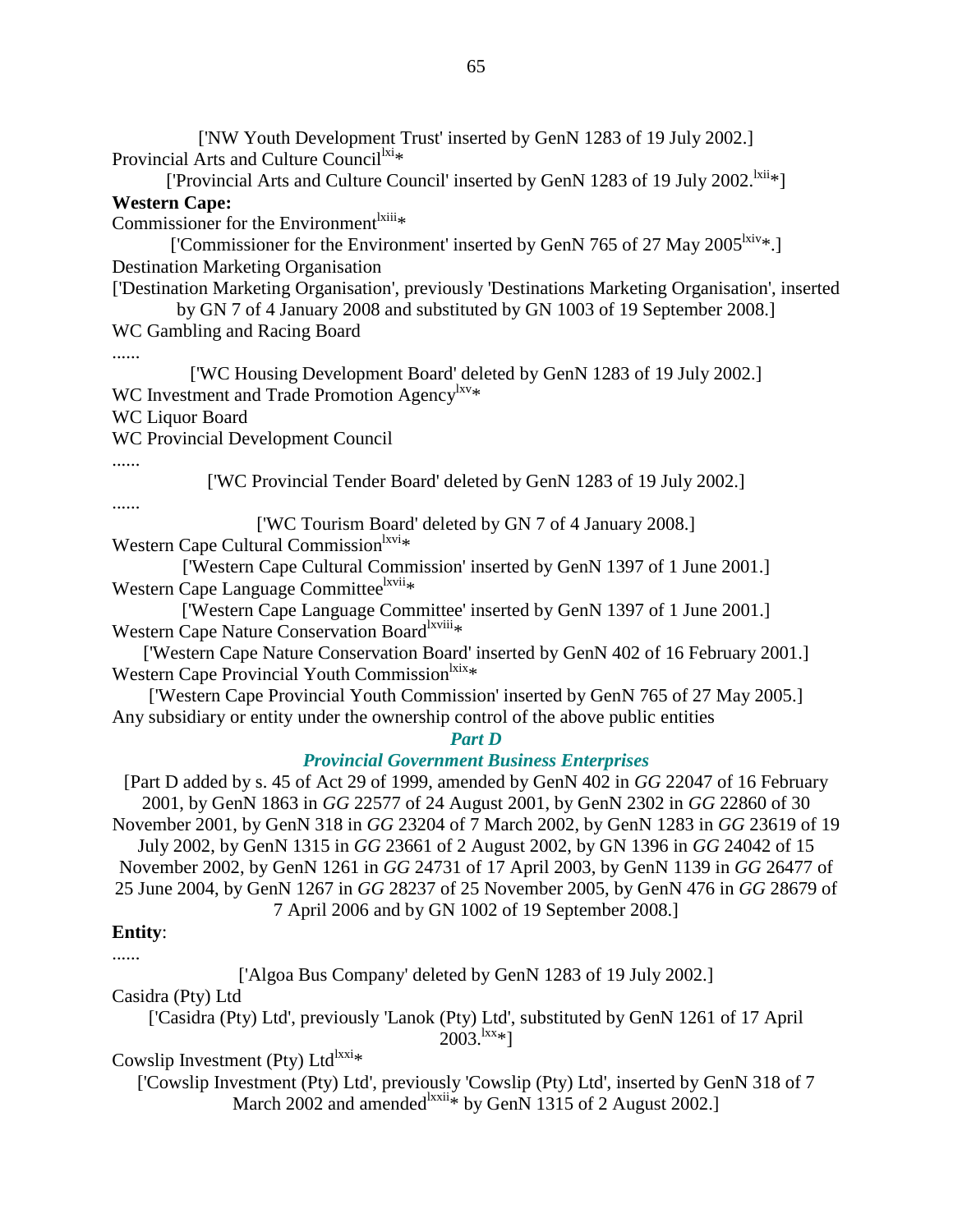['NW Youth Development Trust' inserted by GenN 1283 of 19 July 2002.]

Provincial Arts and Culture Council[lxi]*

['Provincial Arts and Culture Council' inserted by GenN 1283 of 19 July 2002.[lxii]*]

**Western Cape:**

Commissioner for the Environment[lxiii]*

['Commissioner for the Environment' inserted by GenN 765 of 27 May 2005[lxiv]*.]

Destination Marketing Organisation

['Destination Marketing Organisation', previously 'Destinations Marketing Organisation', inserted by GN 7 of 4 January 2008 and substituted by GN 1003 of 19 September 2008.]

WC Gambling and Racing Board

......

['WC Housing Development Board' deleted by GenN 1283 of 19 July 2002.]

WC Investment and Trade Promotion Agency[lxv]*

WC Liquor Board

WC Provincial Development Council

......

['WC Provincial Tender Board' deleted by GenN 1283 of 19 July 2002.]

......

['WC Tourism Board' deleted by GN 7 of 4 January 2008.]

Western Cape Cultural Commission[lxvi]*

['Western Cape Cultural Commission' inserted by GenN 1397 of 1 June 2001.]

Western Cape Language Committee[lxvii]*

['Western Cape Language Committee' inserted by GenN 1397 of 1 June 2001.]

Western Cape Nature Conservation Board[lxviii]*

['Western Cape Nature Conservation Board' inserted by GenN 402 of 16 February 2001.]

Western Cape Provincial Youth Commission[lxix]*

['Western Cape Provincial Youth Commission' inserted by GenN 765 of 27 May 2005.]

Any subsidiary or entity under the ownership control of the above public entities

## *Part D*

## *Provincial Government Business Enterprises*

[Part D added by s. 45 of Act 29 of 1999, amended by GenN 402 in *GG* 22047 of 16 February 2001, by GenN 1863 in *GG* 22577 of 24 August 2001, by GenN 2302 in *GG* 22860 of 30 November 2001, by GenN 318 in *GG* 23204 of 7 March 2002, by GenN 1283 in *GG* 23619 of 19 July 2002, by GenN 1315 in *GG* 23661 of 2 August 2002, by GN 1396 in *GG* 24042 of 15 November 2002, by GenN 1261 in *GG* 24731 of 17 April 2003, by GenN 1139 in *GG* 26477 of 25 June 2004, by GenN 1267 in *GG* 28237 of 25 November 2005, by GenN 476 in *GG* 28679 of 7 April 2006 and by GN 1002 of 19 September 2008.]

**Entity**:

......

['Algoa Bus Company' deleted by GenN 1283 of 19 July 2002.]

Casidra (Pty) Ltd

['Casidra (Pty) Ltd', previously 'Lanok (Pty) Ltd', substituted by GenN 1261 of 17 April 2003.[lxx]*]

Cowslip Investment (Pty) Ltd[lxxi]*

['Cowslip Investment (Pty) Ltd', previously 'Cowslip (Pty) Ltd', inserted by GenN 318 of 7 March 2002 and amended[lxxii]* by GenN 1315 of 2 August 2002.]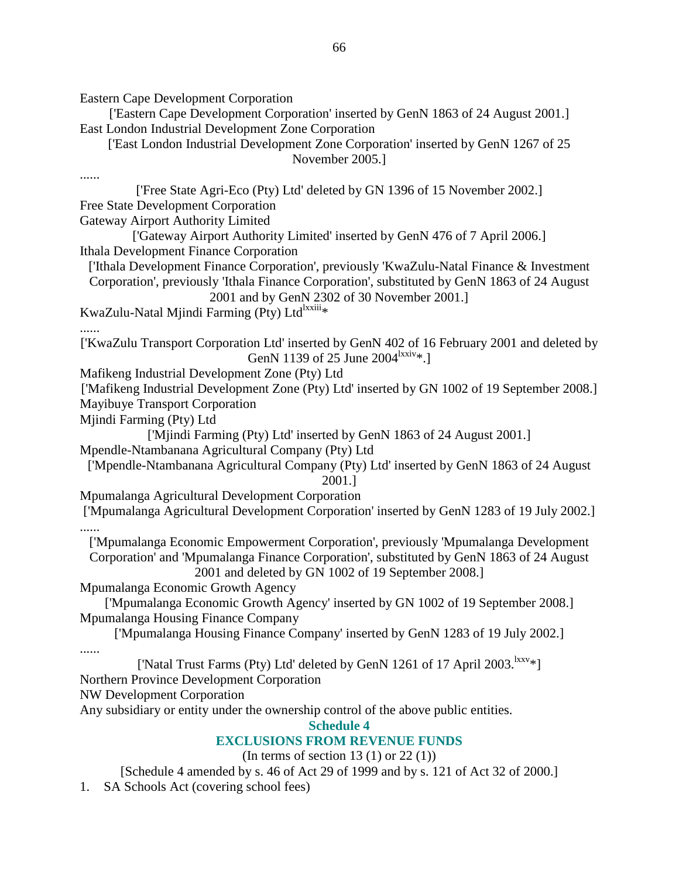Eastern Cape Development Corporation

['Eastern Cape Development Corporation' inserted by GenN 1863 of 24 August 2001.]

East London Industrial Development Zone Corporation

['East London Industrial Development Zone Corporation' inserted by GenN 1267 of 25 November 2005.]

......

['Free State Agri-Eco (Pty) Ltd' deleted by GN 1396 of 15 November 2002.]

Free State Development Corporation

Gateway Airport Authority Limited

['Gateway Airport Authority Limited' inserted by GenN 476 of 7 April 2006.]

Ithala Development Finance Corporation

['Ithala Development Finance Corporation', previously 'KwaZulu-Natal Finance & Investment Corporation', previously 'Ithala Finance Corporation', substituted by GenN 1863 of 24 August 2001 and by GenN 2302 of 30 November 2001.]

KwaZulu-Natal Mjindi Farming (Pty) Ltd[lxxiii]*

......

['KwaZulu Transport Corporation Ltd' inserted by GenN 402 of 16 February 2001 and deleted by GenN 1139 of 25 June 2004[lxxiv]*.]

Mafikeng Industrial Development Zone (Pty) Ltd

['Mafikeng Industrial Development Zone (Pty) Ltd' inserted by GN 1002 of 19 September 2008.]

Mayibuye Transport Corporation

Mjindi Farming (Pty) Ltd

['Mjindi Farming (Pty) Ltd' inserted by GenN 1863 of 24 August 2001.]

Mpendle-Ntambanana Agricultural Company (Pty) Ltd

['Mpendle-Ntambanana Agricultural Company (Pty) Ltd' inserted by GenN 1863 of 24 August 2001.]

Mpumalanga Agricultural Development Corporation

['Mpumalanga Agricultural Development Corporation' inserted by GenN 1283 of 19 July 2002.]

......

['Mpumalanga Economic Empowerment Corporation', previously 'Mpumalanga Development Corporation' and 'Mpumalanga Finance Corporation', substituted by GenN 1863 of 24 August 2001 and deleted by GN 1002 of 19 September 2008.]

Mpumalanga Economic Growth Agency

['Mpumalanga Economic Growth Agency' inserted by GN 1002 of 19 September 2008.]

Mpumalanga Housing Finance Company

['Mpumalanga Housing Finance Company' inserted by GenN 1283 of 19 July 2002.]

......

['Natal Trust Farms (Pty) Ltd' deleted by GenN 1261 of 17 April 2003.[lxxv]*]

Northern Province Development Corporation

NW Development Corporation

Any subsidiary or entity under the ownership control of the above public entities.

## Schedule 4

## EXCLUSIONS FROM REVENUE FUNDS

(In terms of section 13 (1) or 22 (1))

[Schedule 4 amended by s. 46 of Act 29 of 1999 and by s. 121 of Act 32 of 2000.]

1. SA Schools Act (covering school fees)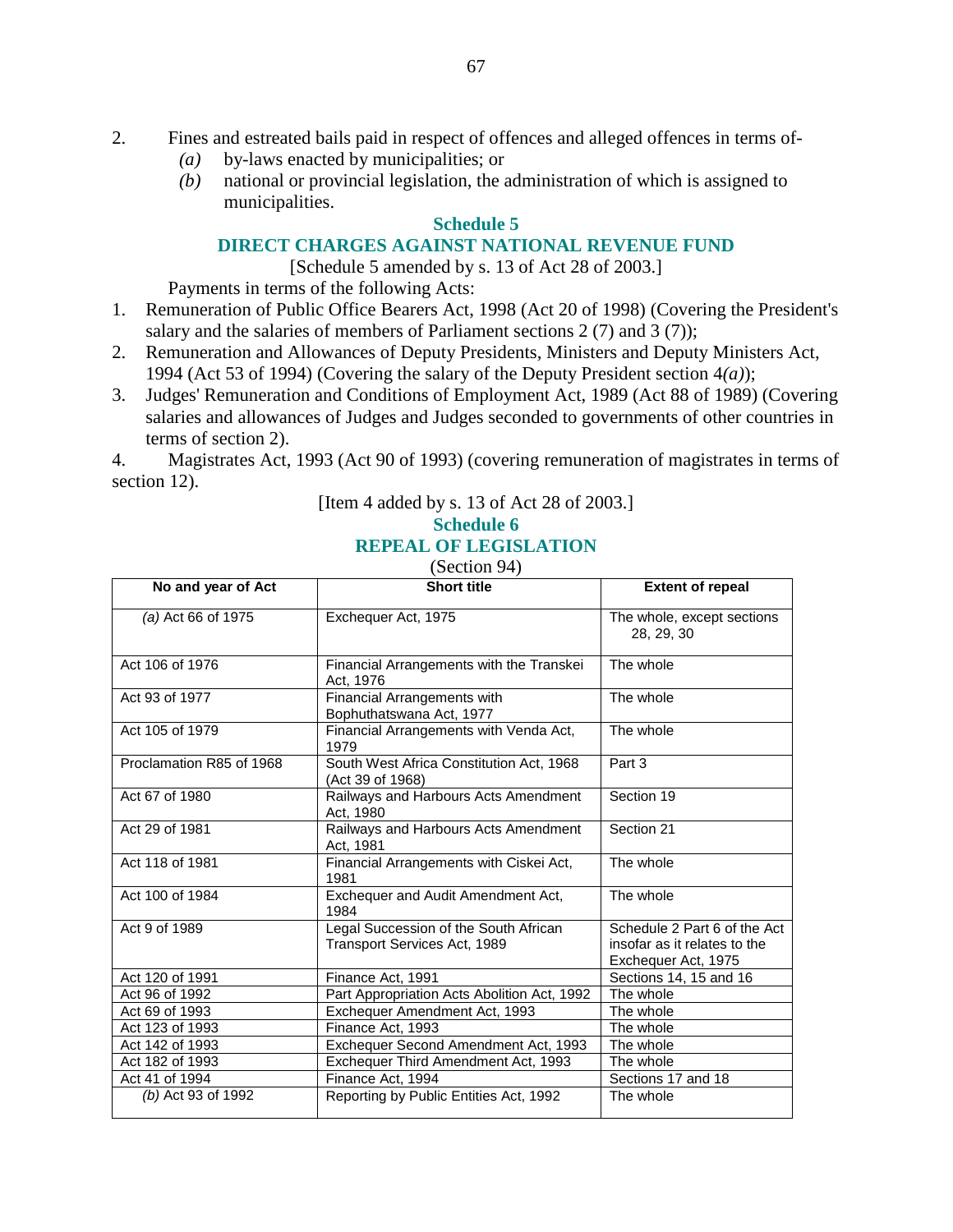2. Fines and estreated bails paid in respect of offences and alleged offences in terms of-
   *(a)* by-laws enacted by municipalities; or
   *(b)* national or provincial legislation, the administration of which is assigned to municipalities.

## Schedule 5

## DIRECT CHARGES AGAINST NATIONAL REVENUE FUND

[Schedule 5 amended by s. 13 of Act 28 of 2003.]

Payments in terms of the following Acts:

1. Remuneration of Public Office Bearers Act, 1998 (Act 20 of 1998) (Covering the President's salary and the salaries of members of Parliament sections 2 (7) and 3 (7));
2. Remuneration and Allowances of Deputy Presidents, Ministers and Deputy Ministers Act, 1994 (Act 53 of 1994) (Covering the salary of the Deputy President section 4*(a)*);
3. Judges' Remuneration and Conditions of Employment Act, 1989 (Act 88 of 1989) (Covering salaries and allowances of Judges and Judges seconded to governments of other countries in terms of section 2).
4. Magistrates Act, 1993 (Act 90 of 1993) (covering remuneration of magistrates in terms of section 12).

[Item 4 added by s. 13 of Act 28 of 2003.]

## Schedule 6

## REPEAL OF LEGISLATION

(Section 94)

| No and year of Act | Short title | Extent of repeal |
|---|---|---|
| *(a)* Act 66 of 1975 | Exchequer Act, 1975 | The whole, except sections 28, 29, 30 |
| Act 106 of 1976 | Financial Arrangements with the Transkei Act, 1976 | The whole |
| Act 93 of 1977 | Financial Arrangements with Bophuthatswana Act, 1977 | The whole |
| Act 105 of 1979 | Financial Arrangements with Venda Act, 1979 | The whole |
| Proclamation R85 of 1968 | South West Africa Constitution Act, 1968 (Act 39 of 1968) | Part 3 |
| Act 67 of 1980 | Railways and Harbours Acts Amendment Act, 1980 | Section 19 |
| Act 29 of 1981 | Railways and Harbours Acts Amendment Act, 1981 | Section 21 |
| Act 118 of 1981 | Financial Arrangements with Ciskei Act, 1981 | The whole |
| Act 100 of 1984 | Exchequer and Audit Amendment Act, 1984 | The whole |
| Act 9 of 1989 | Legal Succession of the South African Transport Services Act, 1989 | Schedule 2 Part 6 of the Act insofar as it relates to the Exchequer Act, 1975 |
| Act 120 of 1991 | Finance Act, 1991 | Sections 14, 15 and 16 |
| Act 96 of 1992 | Part Appropriation Acts Abolition Act, 1992 | The whole |
| Act 69 of 1993 | Exchequer Amendment Act, 1993 | The whole |
| Act 123 of 1993 | Finance Act, 1993 | The whole |
| Act 142 of 1993 | Exchequer Second Amendment Act, 1993 | The whole |
| Act 182 of 1993 | Exchequer Third Amendment Act, 1993 | The whole |
| Act 41 of 1994 | Finance Act, 1994 | Sections 17 and 18 |
| *(b)* Act 93 of 1992 | Reporting by Public Entities Act, 1992 | The whole |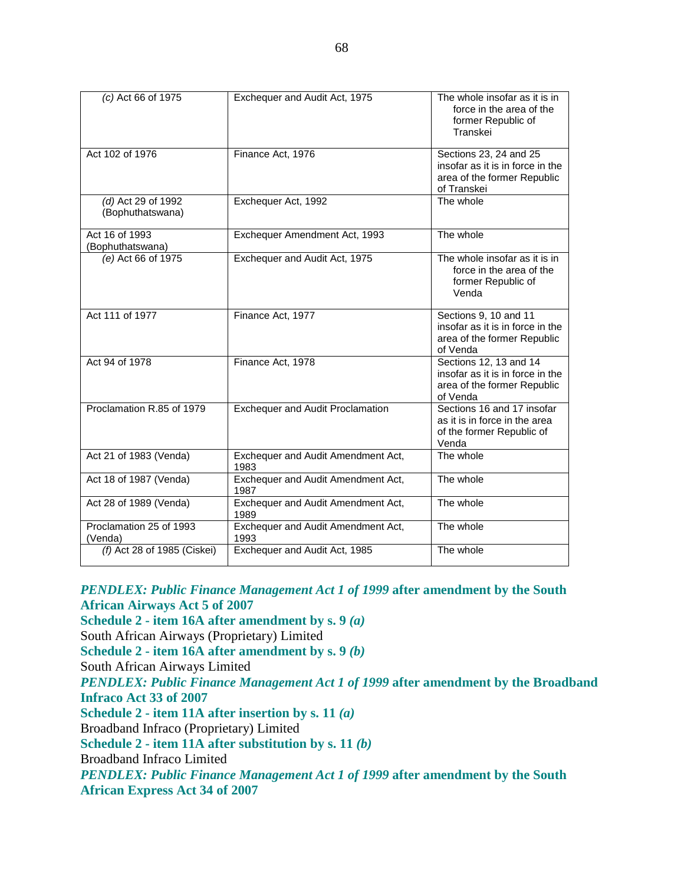| *(c)* Act 66 of 1975 | Exchequer and Audit Act, 1975 | The whole insofar as it is in force in the area of the former Republic of Transkei |
|---|---|---|
| Act 102 of 1976 | Finance Act, 1976 | Sections 23, 24 and 25 insofar as it is in force in the area of the former Republic of Transkei |
| *(d)* Act 29 of 1992 (Bophuthatswana) | Exchequer Act, 1992 | The whole |
| Act 16 of 1993 (Bophuthatswana) | Exchequer Amendment Act, 1993 | The whole |
| *(e)* Act 66 of 1975 | Exchequer and Audit Act, 1975 | The whole insofar as it is in force in the area of the former Republic of Venda |
| Act 111 of 1977 | Finance Act, 1977 | Sections 9, 10 and 11 insofar as it is in force in the area of the former Republic of Venda |
| Act 94 of 1978 | Finance Act, 1978 | Sections 12, 13 and 14 insofar as it is in force in the area of the former Republic of Venda |
| Proclamation R.85 of 1979 | Exchequer and Audit Proclamation | Sections 16 and 17 insofar as it is in force in the area of the former Republic of Venda |
| Act 21 of 1983 (Venda) | Exchequer and Audit Amendment Act, 1983 | The whole |
| Act 18 of 1987 (Venda) | Exchequer and Audit Amendment Act, 1987 | The whole |
| Act 28 of 1989 (Venda) | Exchequer and Audit Amendment Act, 1989 | The whole |
| Proclamation 25 of 1993 (Venda) | Exchequer and Audit Amendment Act, 1993 | The whole |
| *(f)* Act 28 of 1985 (Ciskei) | Exchequer and Audit Act, 1985 | The whole |

***PENDLEX: Public Finance Management Act 1 of 1999* after amendment by the South African Airways Act 5 of 2007**

**Schedule 2 - item 16A after amendment by s. 9 *(a)***

South African Airways (Proprietary) Limited

**Schedule 2 - item 16A after amendment by s. 9 *(b)***

South African Airways Limited

***PENDLEX: Public Finance Management Act 1 of 1999* after amendment by the Broadband Infraco Act 33 of 2007**

**Schedule 2 - item 11A after insertion by s. 11 *(a)***

Broadband Infraco (Proprietary) Limited

**Schedule 2 - item 11A after substitution by s. 11 *(b)***

Broadband Infraco Limited

***PENDLEX: Public Finance Management Act 1 of 1999* after amendment by the South African Express Act 34 of 2007**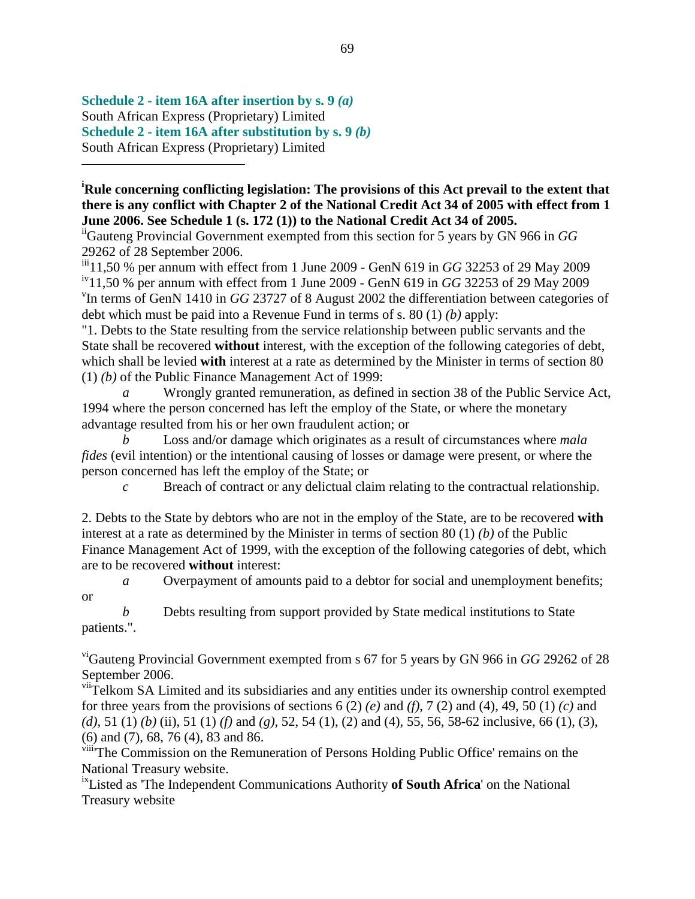**Schedule 2 - item 16A after insertion by s. 9 *(a)***
South African Express (Proprietary) Limited
**Schedule 2 - item 16A after substitution by s. 9 *(b)***
South African Express (Proprietary) Limited

---

[i]**Rule concerning conflicting legislation: The provisions of this Act prevail to the extent that there is any conflict with Chapter 2 of the National Credit Act 34 of 2005 with effect from 1 June 2006. See Schedule 1 (s. 172 (1)) to the National Credit Act 34 of 2005.**

[ii]Gauteng Provincial Government exempted from this section for 5 years by GN 966 in *GG* 29262 of 28 September 2006.

[iii]11,50 % per annum with effect from 1 June 2009 - GenN 619 in *GG* 32253 of 29 May 2009

[iv]11,50 % per annum with effect from 1 June 2009 - GenN 619 in *GG* 32253 of 29 May 2009

[v]In terms of GenN 1410 in *GG* 23727 of 8 August 2002 the differentiation between categories of debt which must be paid into a Revenue Fund in terms of s. 80 (1) *(b)* apply:

"1. Debts to the State resulting from the service relationship between public servants and the State shall be recovered **without** interest, with the exception of the following categories of debt, which shall be levied **with** interest at a rate as determined by the Minister in terms of section 80 (1) *(b)* of the Public Finance Management Act of 1999:

*a* Wrongly granted remuneration, as defined in section 38 of the Public Service Act, 1994 where the person concerned has left the employ of the State, or where the monetary advantage resulted from his or her own fraudulent action; or

*b* Loss and/or damage which originates as a result of circumstances where *mala fides* (evil intention) or the intentional causing of losses or damage were present, or where the person concerned has left the employ of the State; or

*c* Breach of contract or any delictual claim relating to the contractual relationship.

2. Debts to the State by debtors who are not in the employ of the State, are to be recovered **with** interest at a rate as determined by the Minister in terms of section 80 (1) *(b)* of the Public Finance Management Act of 1999, with the exception of the following categories of debt, which are to be recovered **without** interest:

*a* Overpayment of amounts paid to a debtor for social and unemployment benefits; or

*b* Debts resulting from support provided by State medical institutions to State patients.".

[vi]Gauteng Provincial Government exempted from s 67 for 5 years by GN 966 in *GG* 29262 of 28 September 2006.

[vii]Telkom SA Limited and its subsidiaries and any entities under its ownership control exempted for three years from the provisions of sections 6 (2) *(e)* and *(f)*, 7 (2) and (4), 49, 50 (1) *(c)* and *(d)*, 51 (1) *(b)* (ii), 51 (1) *(f)* and *(g)*, 52, 54 (1), (2) and (4), 55, 56, 58-62 inclusive, 66 (1), (3), (6) and (7), 68, 76 (4), 83 and 86.

[viii]'The Commission on the Remuneration of Persons Holding Public Office' remains on the National Treasury website.

[ix]Listed as 'The Independent Communications Authority **of South Africa**' on the National Treasury website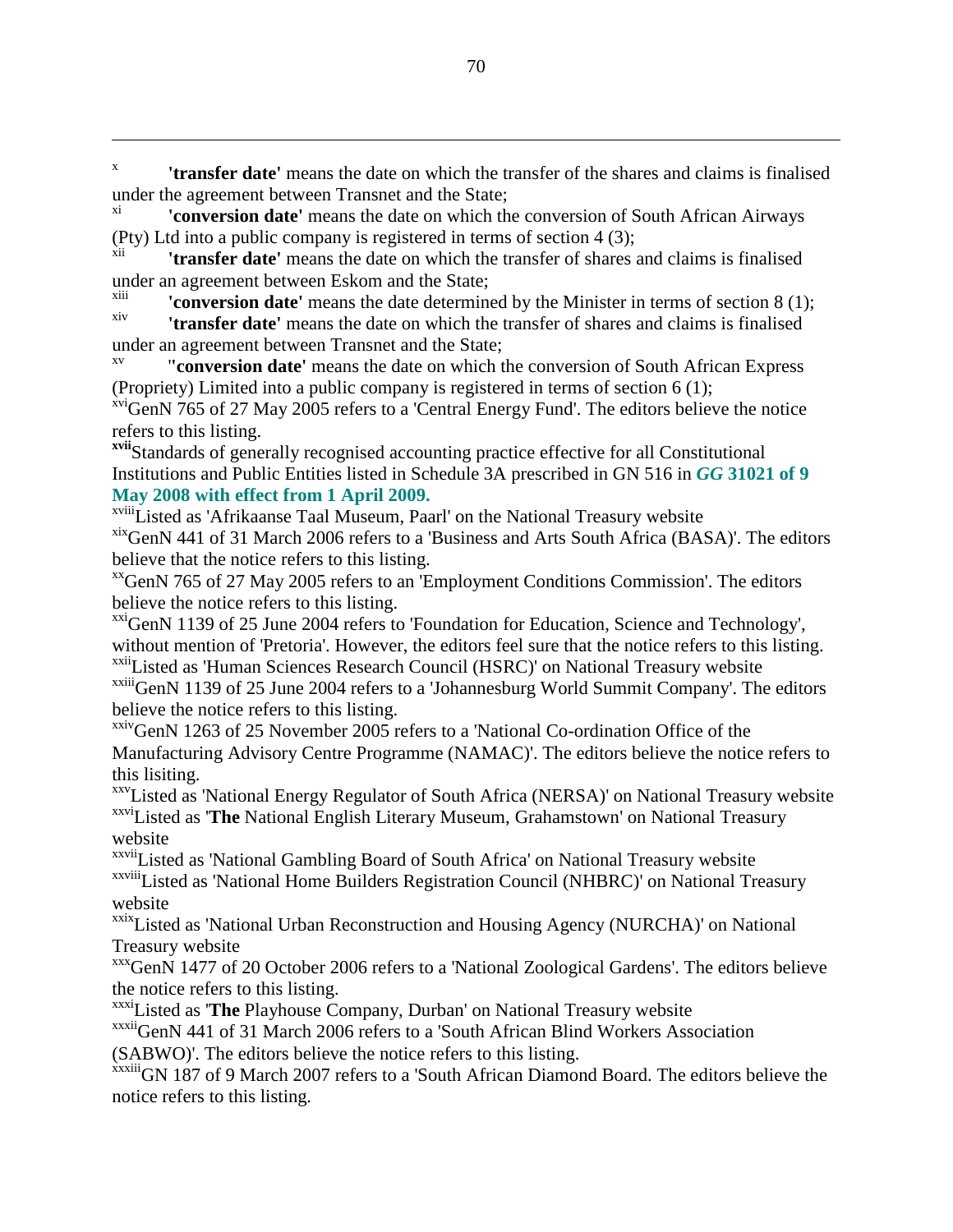[x] **'transfer date'** means the date on which the transfer of the shares and claims is finalised under the agreement between Transnet and the State;

[xi] **'conversion date'** means the date on which the conversion of South African Airways (Pty) Ltd into a public company is registered in terms of section 4 (3);

[xii] **'transfer date'** means the date on which the transfer of shares and claims is finalised under an agreement between Eskom and the State;

[xiii] **'conversion date'** means the date determined by the Minister in terms of section 8 (1);

[xiv] **'transfer date'** means the date on which the transfer of shares and claims is finalised under an agreement between Transnet and the State;

[xv] "**conversion date'** means the date on which the conversion of South African Express (Propriety) Limited into a public company is registered in terms of section 6 (1);

[xvi] GenN 765 of 27 May 2005 refers to a 'Central Energy Fund'. The editors believe the notice refers to this listing.

**[xvii]** Standards of generally recognised accounting practice effective for all Constitutional Institutions and Public Entities listed in Schedule 3A prescribed in GN 516 in ***GG* 31021 of 9 May 2008 with effect from 1 April 2009.**

[xviii] Listed as 'Afrikaanse Taal Museum, Paarl' on the National Treasury website

[xix] GenN 441 of 31 March 2006 refers to a 'Business and Arts South Africa (BASA)'. The editors believe that the notice refers to this listing.

[xx] GenN 765 of 27 May 2005 refers to an 'Employment Conditions Commission'. The editors believe the notice refers to this listing.

[xxi] GenN 1139 of 25 June 2004 refers to 'Foundation for Education, Science and Technology', without mention of 'Pretoria'. However, the editors feel sure that the notice refers to this listing.

[xxii] Listed as 'Human Sciences Research Council (HSRC)' on National Treasury website

[xxiii] GenN 1139 of 25 June 2004 refers to a 'Johannesburg World Summit Company'. The editors believe the notice refers to this listing.

[xxiv] GenN 1263 of 25 November 2005 refers to a 'National Co-ordination Office of the Manufacturing Advisory Centre Programme (NAMAC)'. The editors believe the notice refers to this lisiting.

[xxv] Listed as 'National Energy Regulator of South Africa (NERSA)' on National Treasury website

[xxvi] Listed as '**The** National English Literary Museum, Grahamstown' on National Treasury website

[xxvii] Listed as 'National Gambling Board of South Africa' on National Treasury website

[xxviii] Listed as 'National Home Builders Registration Council (NHBRC)' on National Treasury website

[xxix] Listed as 'National Urban Reconstruction and Housing Agency (NURCHA)' on National Treasury website

[xxx] GenN 1477 of 20 October 2006 refers to a 'National Zoological Gardens'. The editors believe the notice refers to this listing.

[xxxi] Listed as '**The** Playhouse Company, Durban' on National Treasury website

[xxxii] GenN 441 of 31 March 2006 refers to a 'South African Blind Workers Association (SABWO)'. The editors believe the notice refers to this listing.

[xxxiii] GN 187 of 9 March 2007 refers to a 'South African Diamond Board. The editors believe the notice refers to this listing.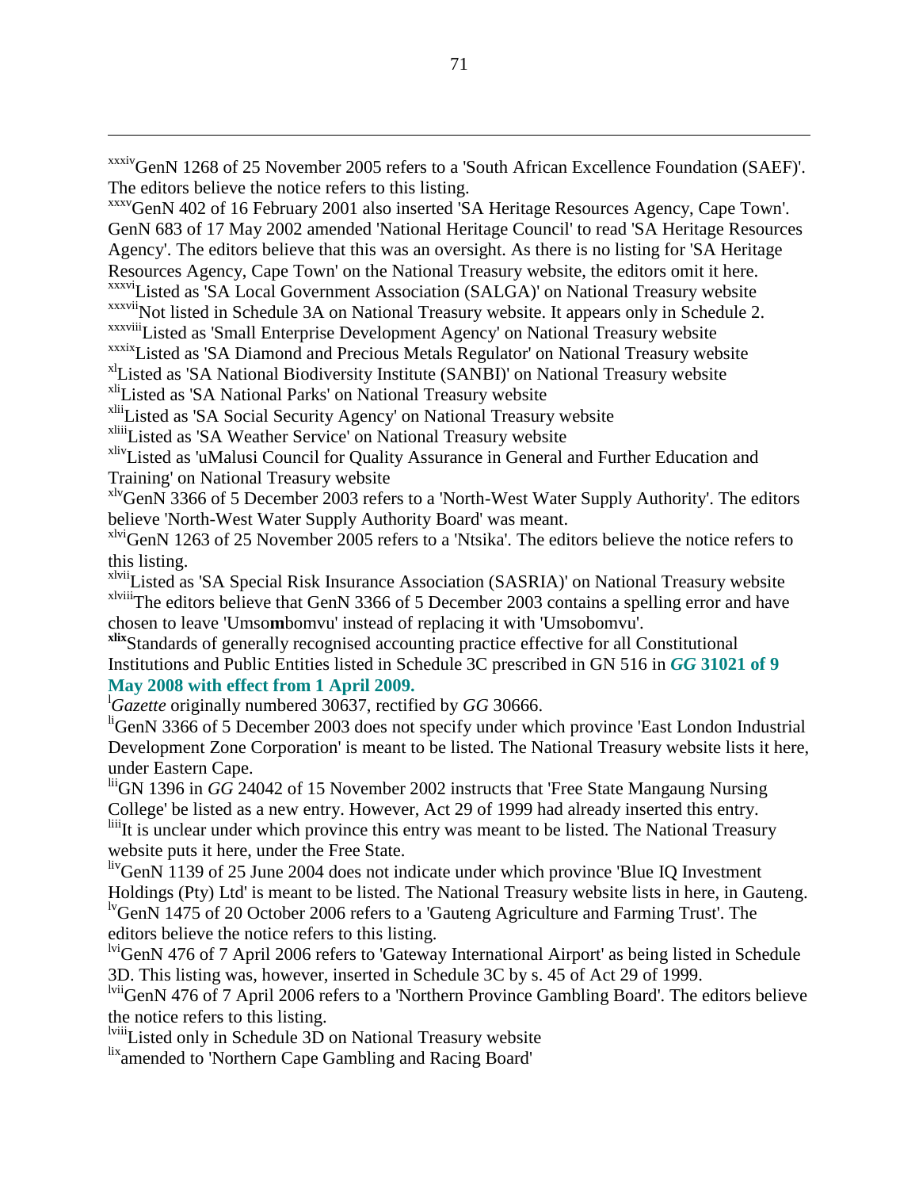[xxxiv] GenN 1268 of 25 November 2005 refers to a 'South African Excellence Foundation (SAEF)'. The editors believe the notice refers to this listing.

[xxxv] GenN 402 of 16 February 2001 also inserted 'SA Heritage Resources Agency, Cape Town'. GenN 683 of 17 May 2002 amended 'National Heritage Council' to read 'SA Heritage Resources Agency'. The editors believe that this was an oversight. As there is no listing for 'SA Heritage Resources Agency, Cape Town' on the National Treasury website, the editors omit it here.

[xxxvi] Listed as 'SA Local Government Association (SALGA)' on National Treasury website

[xxxvii] Not listed in Schedule 3A on National Treasury website. It appears only in Schedule 2.

[xxxviii] Listed as 'Small Enterprise Development Agency' on National Treasury website

[xxxix] Listed as 'SA Diamond and Precious Metals Regulator' on National Treasury website

[xl] Listed as 'SA National Biodiversity Institute (SANBI)' on National Treasury website

[xli] Listed as 'SA National Parks' on National Treasury website

[xlii] Listed as 'SA Social Security Agency' on National Treasury website

[xliii] Listed as 'SA Weather Service' on National Treasury website

[xliv] Listed as 'uMalusi Council for Quality Assurance in General and Further Education and Training' on National Treasury website

[xlv] GenN 3366 of 5 December 2003 refers to a 'North-West Water Supply Authority'. The editors believe 'North-West Water Supply Authority Board' was meant.

[xlvi] GenN 1263 of 25 November 2005 refers to a 'Ntsika'. The editors believe the notice refers to this listing.

[xlvii] Listed as 'SA Special Risk Insurance Association (SASRIA)' on National Treasury website

[xlviii] The editors believe that GenN 3366 of 5 December 2003 contains a spelling error and have chosen to leave 'Umso**m**bomvu' instead of replacing it with 'Umsobomvu'.

[**xlix**] Standards of generally recognised accounting practice effective for all Constitutional Institutions and Public Entities listed in Schedule 3C prescribed in GN 516 in ***GG*** **31021 of 9 May 2008 with effect from 1 April 2009.**

[l] *Gazette* originally numbered 30637, rectified by *GG* 30666.

[li] GenN 3366 of 5 December 2003 does not specify under which province 'East London Industrial Development Zone Corporation' is meant to be listed. The National Treasury website lists it here, under Eastern Cape.

[lii] GN 1396 in *GG* 24042 of 15 November 2002 instructs that 'Free State Mangaung Nursing College' be listed as a new entry. However, Act 29 of 1999 had already inserted this entry.

[liii] It is unclear under which province this entry was meant to be listed. The National Treasury website puts it here, under the Free State.

[liv] GenN 1139 of 25 June 2004 does not indicate under which province 'Blue IQ Investment Holdings (Pty) Ltd' is meant to be listed. The National Treasury website lists in here, in Gauteng.

[lv] GenN 1475 of 20 October 2006 refers to a 'Gauteng Agriculture and Farming Trust'. The editors believe the notice refers to this listing.

[lvi] GenN 476 of 7 April 2006 refers to 'Gateway International Airport' as being listed in Schedule 3D. This listing was, however, inserted in Schedule 3C by s. 45 of Act 29 of 1999.

[lvii] GenN 476 of 7 April 2006 refers to a 'Northern Province Gambling Board'. The editors believe the notice refers to this listing.

[lviii] Listed only in Schedule 3D on National Treasury website

[lix] amended to 'Northern Cape Gambling and Racing Board'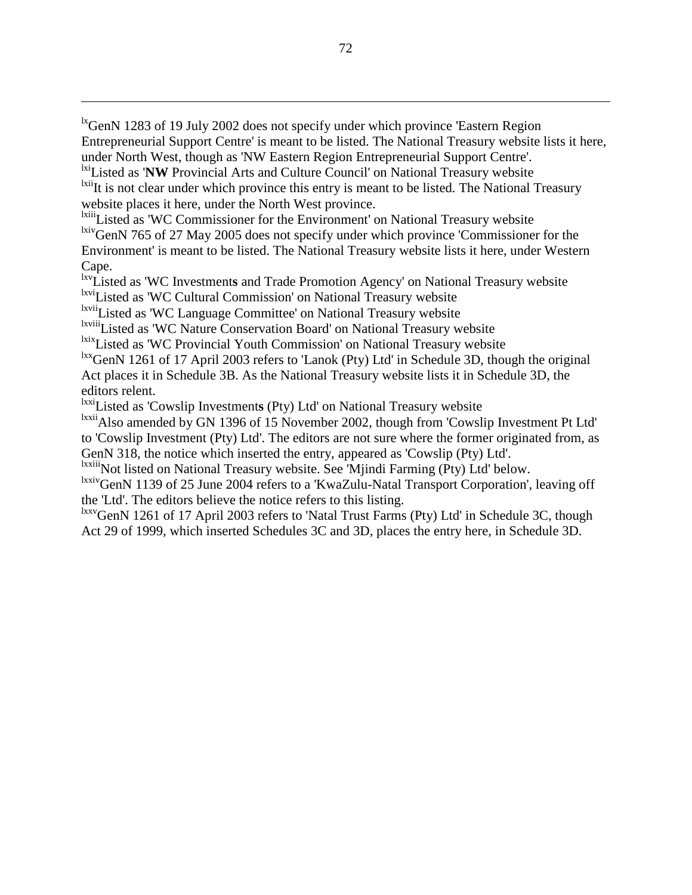[lx]GenN 1283 of 19 July 2002 does not specify under which province 'Eastern Region Entrepreneurial Support Centre' is meant to be listed. The National Treasury website lists it here, under North West, though as 'NW Eastern Region Entrepreneurial Support Centre'.

[lxi]Listed as '**NW** Provincial Arts and Culture Council' on National Treasury website

[lxii]It is not clear under which province this entry is meant to be listed. The National Treasury website places it here, under the North West province.

[lxiii]Listed as 'WC Commissioner for the Environment' on National Treasury website

[lxiv]GenN 765 of 27 May 2005 does not specify under which province 'Commissioner for the Environment' is meant to be listed. The National Treasury website lists it here, under Western Cape.

[lxv]Listed as 'WC Investment**s** and Trade Promotion Agency' on National Treasury website

[lxvi]Listed as 'WC Cultural Commission' on National Treasury website

[lxvii]Listed as 'WC Language Committee' on National Treasury website

[lxviii]Listed as 'WC Nature Conservation Board' on National Treasury website

[lxix]Listed as 'WC Provincial Youth Commission' on National Treasury website

[lxx]GenN 1261 of 17 April 2003 refers to 'Lanok (Pty) Ltd' in Schedule 3D, though the original Act places it in Schedule 3B. As the National Treasury website lists it in Schedule 3D, the editors relent.

[lxxi]Listed as 'Cowslip Investment**s** (Pty) Ltd' on National Treasury website

[lxxii]Also amended by GN 1396 of 15 November 2002, though from 'Cowslip Investment Pt Ltd' to 'Cowslip Investment (Pty) Ltd'. The editors are not sure where the former originated from, as GenN 318, the notice which inserted the entry, appeared as 'Cowslip (Pty) Ltd'.

[lxxiii]Not listed on National Treasury website. See 'Mjindi Farming (Pty) Ltd' below.

[lxxiv]GenN 1139 of 25 June 2004 refers to a 'KwaZulu-Natal Transport Corporation', leaving off the 'Ltd'. The editors believe the notice refers to this listing.

[lxxv]GenN 1261 of 17 April 2003 refers to 'Natal Trust Farms (Pty) Ltd' in Schedule 3C, though Act 29 of 1999, which inserted Schedules 3C and 3D, places the entry here, in Schedule 3D.